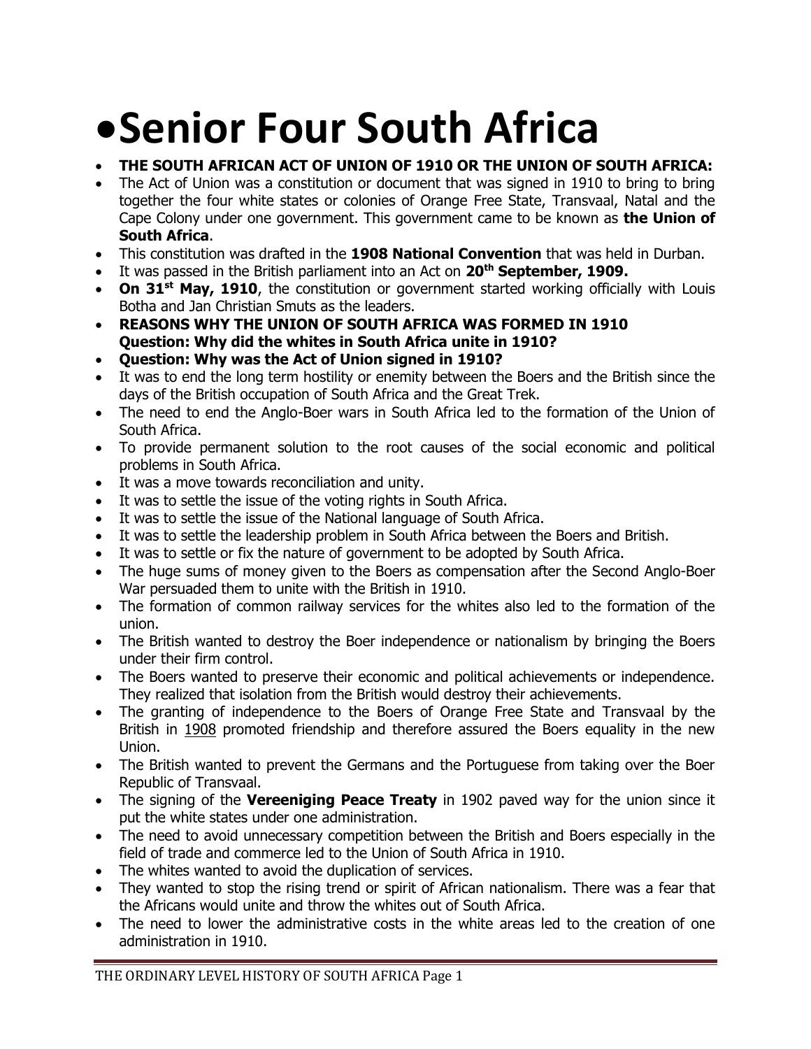# •Senior Four South Africa

- **THE SOUTH AFRICAN ACT OF UNION OF 1910 OR THE UNION OF SOUTH AFRICA:**
- The Act of Union was a constitution or document that was signed in 1910 to bring to bring together the four white states or colonies of Orange Free State, Transvaal, Natal and the Cape Colony under one government. This government came to be known as **the Union of South Africa**.
- This constitution was drafted in the **1908 National Convention** that was held in Durban.
- It was passed in the British parliament into an Act on **20th September, 1909.**
- **On 31st May, 1910**, the constitution or government started working officially with Louis Botha and Jan Christian Smuts as the leaders.
- **REASONS WHY THE UNION OF SOUTH AFRICA WAS FORMED IN 1910**
  **Question: Why did the whites in South Africa unite in 1910?**
- **Question: Why was the Act of Union signed in 1910?**
- It was to end the long term hostility or enemity between the Boers and the British since the days of the British occupation of South Africa and the Great Trek.
- The need to end the Anglo-Boer wars in South Africa led to the formation of the Union of South Africa.
- To provide permanent solution to the root causes of the social economic and political problems in South Africa.
- It was a move towards reconciliation and unity.
- It was to settle the issue of the voting rights in South Africa.
- It was to settle the issue of the National language of South Africa.
- It was to settle the leadership problem in South Africa between the Boers and British.
- It was to settle or fix the nature of government to be adopted by South Africa.
- The huge sums of money given to the Boers as compensation after the Second Anglo-Boer War persuaded them to unite with the British in 1910.
- The formation of common railway services for the whites also led to the formation of the union.
- The British wanted to destroy the Boer independence or nationalism by bringing the Boers under their firm control.
- The Boers wanted to preserve their economic and political achievements or independence. They realized that isolation from the British would destroy their achievements.
- The granting of independence to the Boers of Orange Free State and Transvaal by the British in 1908 promoted friendship and therefore assured the Boers equality in the new Union.
- The British wanted to prevent the Germans and the Portuguese from taking over the Boer Republic of Transvaal.
- The signing of the **Vereeniging Peace Treaty** in 1902 paved way for the union since it put the white states under one administration.
- The need to avoid unnecessary competition between the British and Boers especially in the field of trade and commerce led to the Union of South Africa in 1910.
- The whites wanted to avoid the duplication of services.
- They wanted to stop the rising trend or spirit of African nationalism. There was a fear that the Africans would unite and throw the whites out of South Africa.
- The need to lower the administrative costs in the white areas led to the creation of one administration in 1910.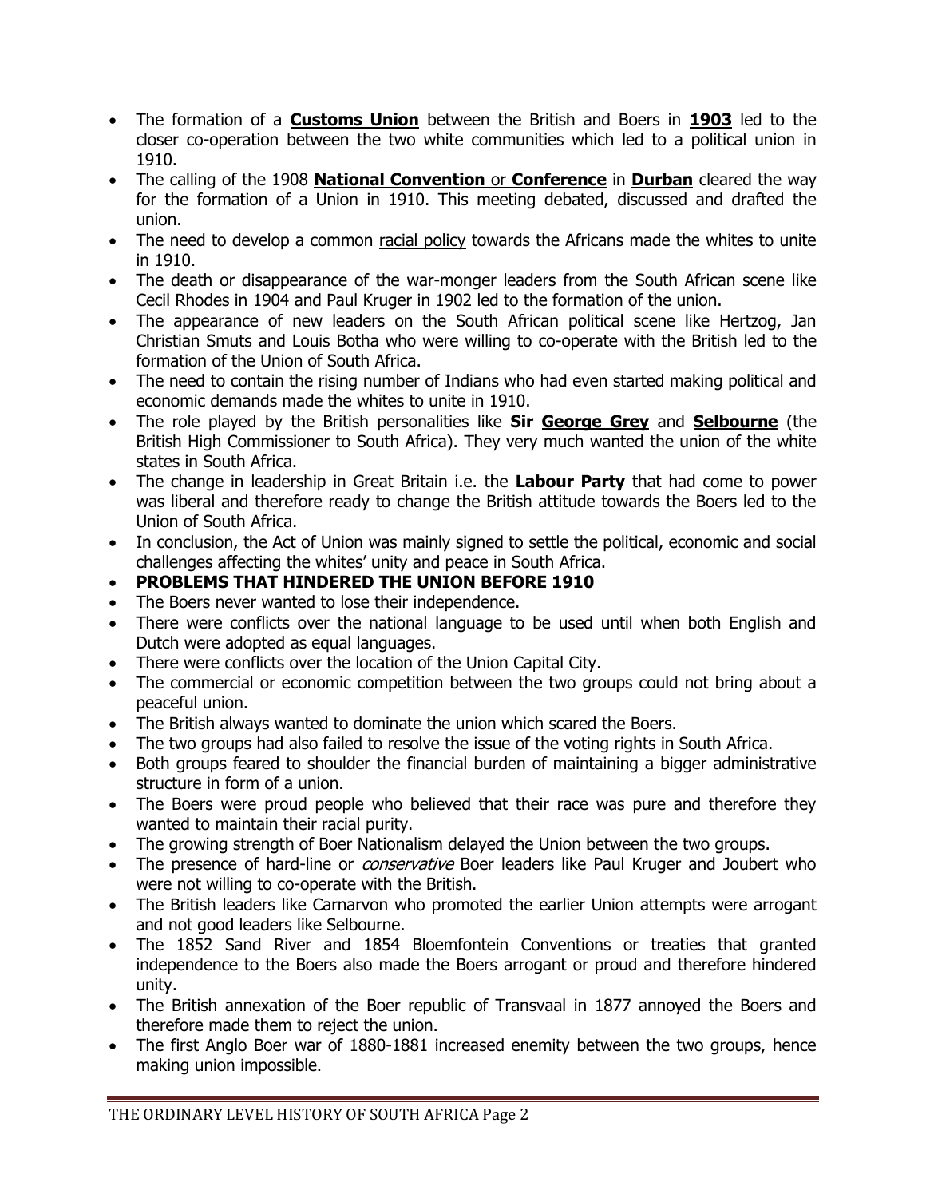- The formation of a **<u>Customs Union</u>** between the British and Boers in **<u>1903</u>** led to the closer co-operation between the two white communities which led to a political union in 1910.
- The calling of the 1908 **<u>National Convention</u>** or **<u>Conference</u>** in **<u>Durban</u>** cleared the way for the formation of a Union in 1910. This meeting debated, discussed and drafted the union.
- The need to develop a common <u>racial policy</u> towards the Africans made the whites to unite in 1910.
- The death or disappearance of the war-monger leaders from the South African scene like Cecil Rhodes in 1904 and Paul Kruger in 1902 led to the formation of the union.
- The appearance of new leaders on the South African political scene like Hertzog, Jan Christian Smuts and Louis Botha who were willing to co-operate with the British led to the formation of the Union of South Africa.
- The need to contain the rising number of Indians who had even started making political and economic demands made the whites to unite in 1910.
- The role played by the British personalities like **Sir <u>George Grey</u>** and **<u>Selbourne</u>** (the British High Commissioner to South Africa). They very much wanted the union of the white states in South Africa.
- The change in leadership in Great Britain i.e. the **Labour Party** that had come to power was liberal and therefore ready to change the British attitude towards the Boers led to the Union of South Africa.
- In conclusion, the Act of Union was mainly signed to settle the political, economic and social challenges affecting the whites' unity and peace in South Africa.
- **PROBLEMS THAT HINDERED THE UNION BEFORE 1910**
- The Boers never wanted to lose their independence.
- There were conflicts over the national language to be used until when both English and Dutch were adopted as equal languages.
- There were conflicts over the location of the Union Capital City.
- The commercial or economic competition between the two groups could not bring about a peaceful union.
- The British always wanted to dominate the union which scared the Boers.
- The two groups had also failed to resolve the issue of the voting rights in South Africa.
- Both groups feared to shoulder the financial burden of maintaining a bigger administrative structure in form of a union.
- The Boers were proud people who believed that their race was pure and therefore they wanted to maintain their racial purity.
- The growing strength of Boer Nationalism delayed the Union between the two groups.
- The presence of hard-line or *conservative* Boer leaders like Paul Kruger and Joubert who were not willing to co-operate with the British.
- The British leaders like Carnarvon who promoted the earlier Union attempts were arrogant and not good leaders like Selbourne.
- The 1852 Sand River and 1854 Bloemfontein Conventions or treaties that granted independence to the Boers also made the Boers arrogant or proud and therefore hindered unity.
- The British annexation of the Boer republic of Transvaal in 1877 annoyed the Boers and therefore made them to reject the union.
- The first Anglo Boer war of 1880-1881 increased enemity between the two groups, hence making union impossible.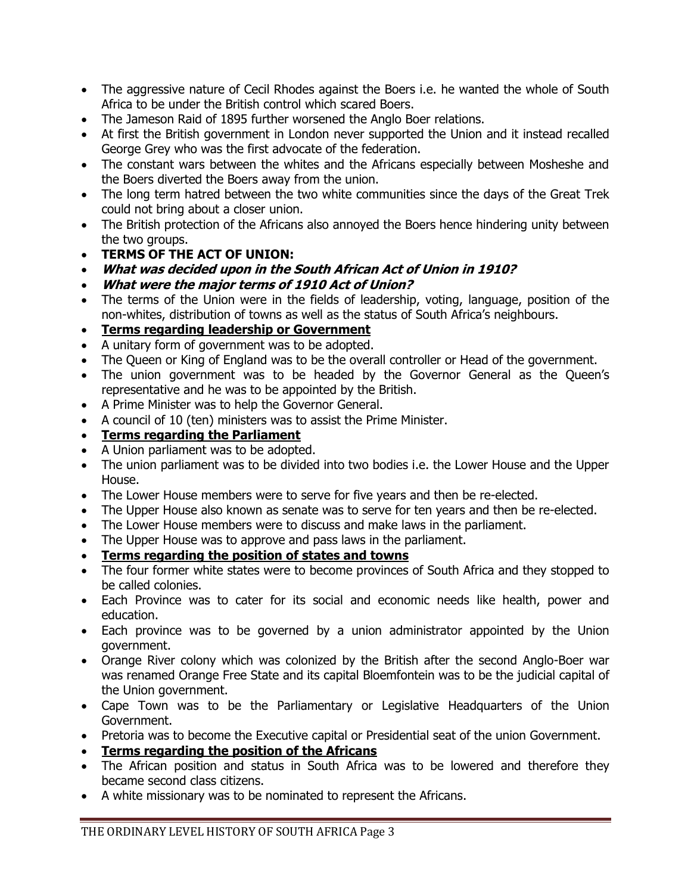- The aggressive nature of Cecil Rhodes against the Boers i.e. he wanted the whole of South Africa to be under the British control which scared Boers.
- The Jameson Raid of 1895 further worsened the Anglo Boer relations.
- At first the British government in London never supported the Union and it instead recalled George Grey who was the first advocate of the federation.
- The constant wars between the whites and the Africans especially between Mosheshe and the Boers diverted the Boers away from the union.
- The long term hatred between the two white communities since the days of the Great Trek could not bring about a closer union.
- The British protection of the Africans also annoyed the Boers hence hindering unity between the two groups.
- **TERMS OF THE ACT OF UNION:**
- ***What was decided upon in the South African Act of Union in 1910?***
- ***What were the major terms of 1910 Act of Union?***
- The terms of the Union were in the fields of leadership, voting, language, position of the non-whites, distribution of towns as well as the status of South Africa's neighbours.
- **Terms regarding leadership or Government**
- A unitary form of government was to be adopted.
- The Queen or King of England was to be the overall controller or Head of the government.
- The union government was to be headed by the Governor General as the Queen's representative and he was to be appointed by the British.
- A Prime Minister was to help the Governor General.
- A council of 10 (ten) ministers was to assist the Prime Minister.
- **Terms regarding the Parliament**
- A Union parliament was to be adopted.
- The union parliament was to be divided into two bodies i.e. the Lower House and the Upper House.
- The Lower House members were to serve for five years and then be re-elected.
- The Upper House also known as senate was to serve for ten years and then be re-elected.
- The Lower House members were to discuss and make laws in the parliament.
- The Upper House was to approve and pass laws in the parliament.
- **Terms regarding the position of states and towns**
- The four former white states were to become provinces of South Africa and they stopped to be called colonies.
- Each Province was to cater for its social and economic needs like health, power and education.
- Each province was to be governed by a union administrator appointed by the Union government.
- Orange River colony which was colonized by the British after the second Anglo-Boer war was renamed Orange Free State and its capital Bloemfontein was to be the judicial capital of the Union government.
- Cape Town was to be the Parliamentary or Legislative Headquarters of the Union Government.
- Pretoria was to become the Executive capital or Presidential seat of the union Government.
- **Terms regarding the position of the Africans**
- The African position and status in South Africa was to be lowered and therefore they became second class citizens.
- A white missionary was to be nominated to represent the Africans.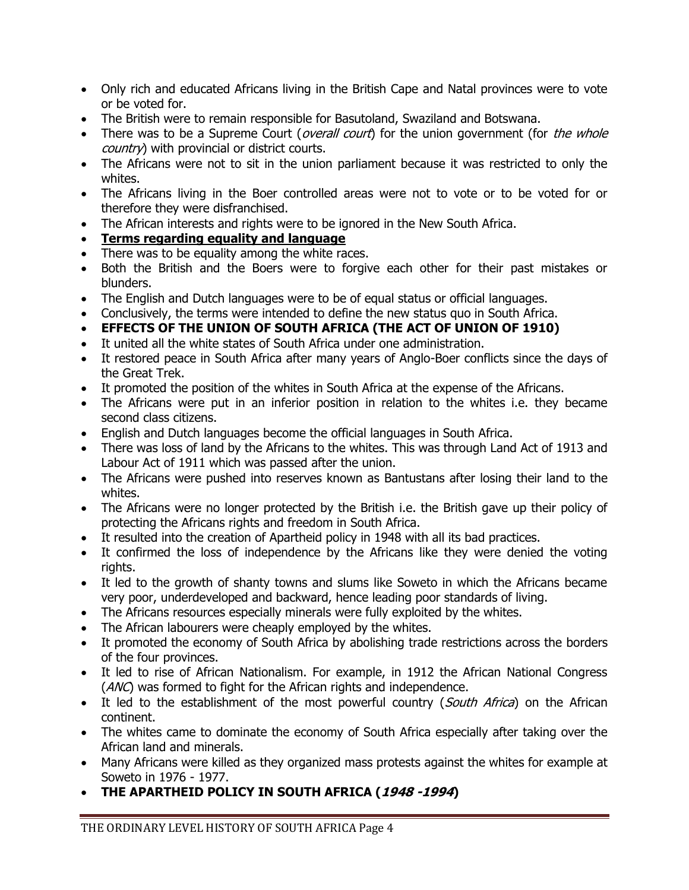- Only rich and educated Africans living in the British Cape and Natal provinces were to vote or be voted for.
- The British were to remain responsible for Basutoland, Swaziland and Botswana.
- There was to be a Supreme Court (*overall court*) for the union government (for *the whole country*) with provincial or district courts.
- The Africans were not to sit in the union parliament because it was restricted to only the whites.
- The Africans living in the Boer controlled areas were not to vote or to be voted for or therefore they were disfranchised.
- The African interests and rights were to be ignored in the New South Africa.
- **<u>Terms regarding equality and language</u>**
- There was to be equality among the white races.
- Both the British and the Boers were to forgive each other for their past mistakes or blunders.
- The English and Dutch languages were to be of equal status or official languages.
- Conclusively, the terms were intended to define the new status quo in South Africa.
- **EFFECTS OF THE UNION OF SOUTH AFRICA (THE ACT OF UNION OF 1910)**
- It united all the white states of South Africa under one administration.
- It restored peace in South Africa after many years of Anglo-Boer conflicts since the days of the Great Trek.
- It promoted the position of the whites in South Africa at the expense of the Africans.
- The Africans were put in an inferior position in relation to the whites i.e. they became second class citizens.
- English and Dutch languages become the official languages in South Africa.
- There was loss of land by the Africans to the whites. This was through Land Act of 1913 and Labour Act of 1911 which was passed after the union.
- The Africans were pushed into reserves known as Bantustans after losing their land to the whites.
- The Africans were no longer protected by the British i.e. the British gave up their policy of protecting the Africans rights and freedom in South Africa.
- It resulted into the creation of Apartheid policy in 1948 with all its bad practices.
- It confirmed the loss of independence by the Africans like they were denied the voting rights.
- It led to the growth of shanty towns and slums like Soweto in which the Africans became very poor, underdeveloped and backward, hence leading poor standards of living.
- The Africans resources especially minerals were fully exploited by the whites.
- The African labourers were cheaply employed by the whites.
- It promoted the economy of South Africa by abolishing trade restrictions across the borders of the four provinces.
- It led to rise of African Nationalism. For example, in 1912 the African National Congress (*ANC*) was formed to fight for the African rights and independence.
- It led to the establishment of the most powerful country (*South Africa*) on the African continent.
- The whites came to dominate the economy of South Africa especially after taking over the African land and minerals.
- Many Africans were killed as they organized mass protests against the whites for example at Soweto in 1976 - 1977.
- **THE APARTHEID POLICY IN SOUTH AFRICA (*1948 -1994*)**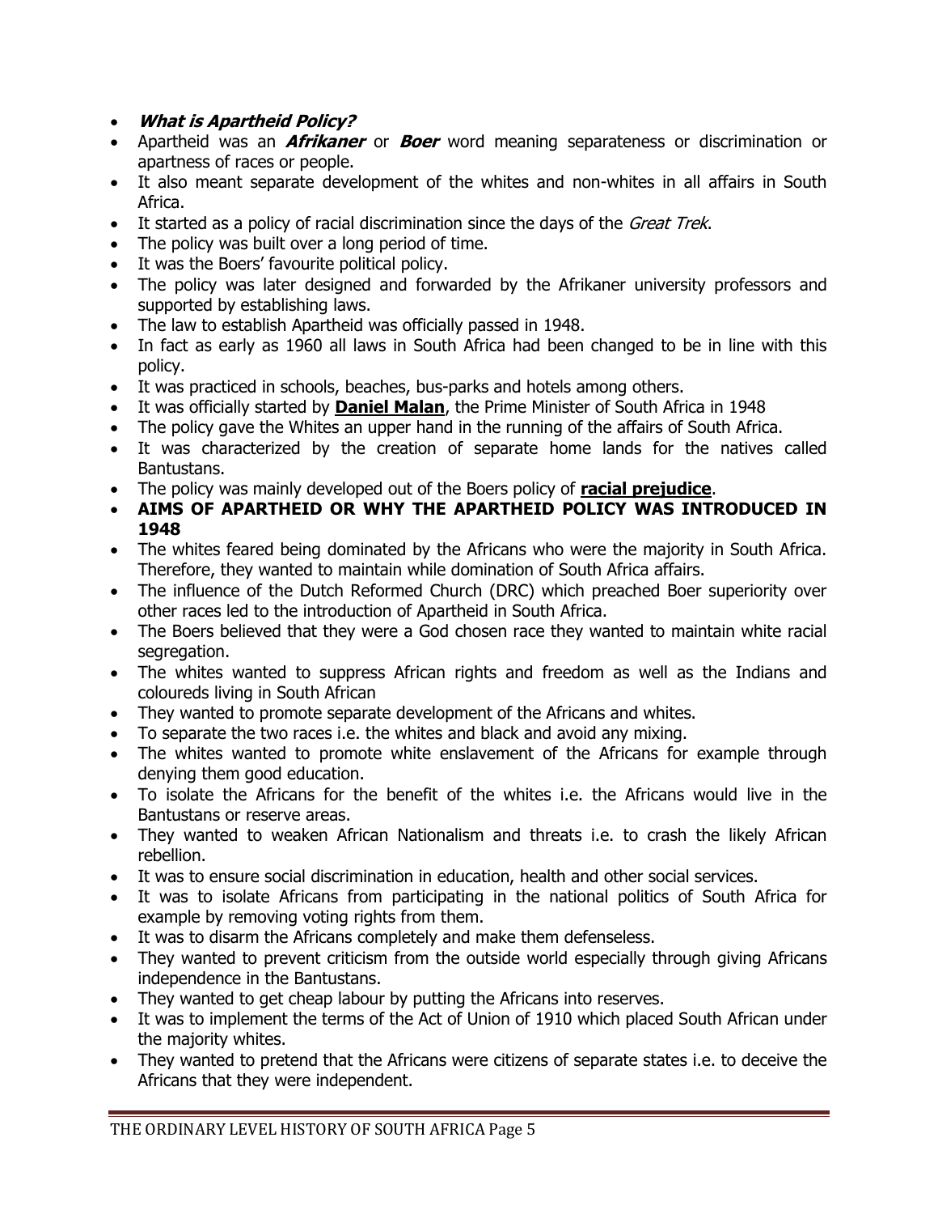- ***What is Apartheid Policy?***
- Apartheid was an ***Afrikaner*** or ***Boer*** word meaning separateness or discrimination or apartness of races or people.
- It also meant separate development of the whites and non-whites in all affairs in South Africa.
- It started as a policy of racial discrimination since the days of the *Great Trek*.
- The policy was built over a long period of time.
- It was the Boers' favourite political policy.
- The policy was later designed and forwarded by the Afrikaner university professors and supported by establishing laws.
- The law to establish Apartheid was officially passed in 1948.
- In fact as early as 1960 all laws in South Africa had been changed to be in line with this policy.
- It was practiced in schools, beaches, bus-parks and hotels among others.
- It was officially started by **Daniel Malan**, the Prime Minister of South Africa in 1948
- The policy gave the Whites an upper hand in the running of the affairs of South Africa.
- It was characterized by the creation of separate home lands for the natives called Bantustans.
- The policy was mainly developed out of the Boers policy of **racial prejudice**.
- **AIMS OF APARTHEID OR WHY THE APARTHEID POLICY WAS INTRODUCED IN 1948**
- The whites feared being dominated by the Africans who were the majority in South Africa. Therefore, they wanted to maintain while domination of South Africa affairs.
- The influence of the Dutch Reformed Church (DRC) which preached Boer superiority over other races led to the introduction of Apartheid in South Africa.
- The Boers believed that they were a God chosen race they wanted to maintain white racial segregation.
- The whites wanted to suppress African rights and freedom as well as the Indians and coloureds living in South African
- They wanted to promote separate development of the Africans and whites.
- To separate the two races i.e. the whites and black and avoid any mixing.
- The whites wanted to promote white enslavement of the Africans for example through denying them good education.
- To isolate the Africans for the benefit of the whites i.e. the Africans would live in the Bantustans or reserve areas.
- They wanted to weaken African Nationalism and threats i.e. to crash the likely African rebellion.
- It was to ensure social discrimination in education, health and other social services.
- It was to isolate Africans from participating in the national politics of South Africa for example by removing voting rights from them.
- It was to disarm the Africans completely and make them defenseless.
- They wanted to prevent criticism from the outside world especially through giving Africans independence in the Bantustans.
- They wanted to get cheap labour by putting the Africans into reserves.
- It was to implement the terms of the Act of Union of 1910 which placed South African under the majority whites.
- They wanted to pretend that the Africans were citizens of separate states i.e. to deceive the Africans that they were independent.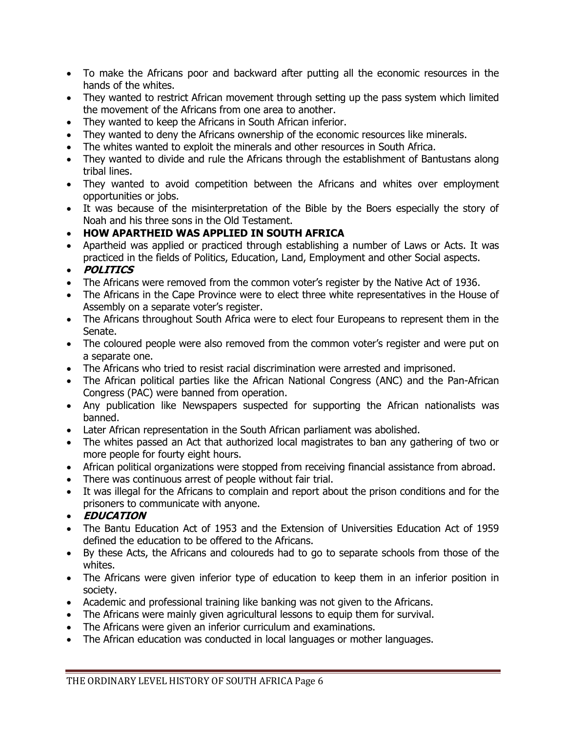- To make the Africans poor and backward after putting all the economic resources in the hands of the whites.
- They wanted to restrict African movement through setting up the pass system which limited the movement of the Africans from one area to another.
- They wanted to keep the Africans in South African inferior.
- They wanted to deny the Africans ownership of the economic resources like minerals.
- The whites wanted to exploit the minerals and other resources in South Africa.
- They wanted to divide and rule the Africans through the establishment of Bantustans along tribal lines.
- They wanted to avoid competition between the Africans and whites over employment opportunities or jobs.
- It was because of the misinterpretation of the Bible by the Boers especially the story of Noah and his three sons in the Old Testament.
- **HOW APARTHEID WAS APPLIED IN SOUTH AFRICA**
- Apartheid was applied or practiced through establishing a number of Laws or Acts. It was practiced in the fields of Politics, Education, Land, Employment and other Social aspects.
- ***POLITICS***
- The Africans were removed from the common voter's register by the Native Act of 1936.
- The Africans in the Cape Province were to elect three white representatives in the House of Assembly on a separate voter's register.
- The Africans throughout South Africa were to elect four Europeans to represent them in the Senate.
- The coloured people were also removed from the common voter's register and were put on a separate one.
- The Africans who tried to resist racial discrimination were arrested and imprisoned.
- The African political parties like the African National Congress (ANC) and the Pan-African Congress (PAC) were banned from operation.
- Any publication like Newspapers suspected for supporting the African nationalists was banned.
- Later African representation in the South African parliament was abolished.
- The whites passed an Act that authorized local magistrates to ban any gathering of two or more people for fourty eight hours.
- African political organizations were stopped from receiving financial assistance from abroad.
- There was continuous arrest of people without fair trial.
- It was illegal for the Africans to complain and report about the prison conditions and for the prisoners to communicate with anyone.
- ***EDUCATION***
- The Bantu Education Act of 1953 and the Extension of Universities Education Act of 1959 defined the education to be offered to the Africans.
- By these Acts, the Africans and coloureds had to go to separate schools from those of the whites.
- The Africans were given inferior type of education to keep them in an inferior position in society.
- Academic and professional training like banking was not given to the Africans.
- The Africans were mainly given agricultural lessons to equip them for survival.
- The Africans were given an inferior curriculum and examinations.
- The African education was conducted in local languages or mother languages.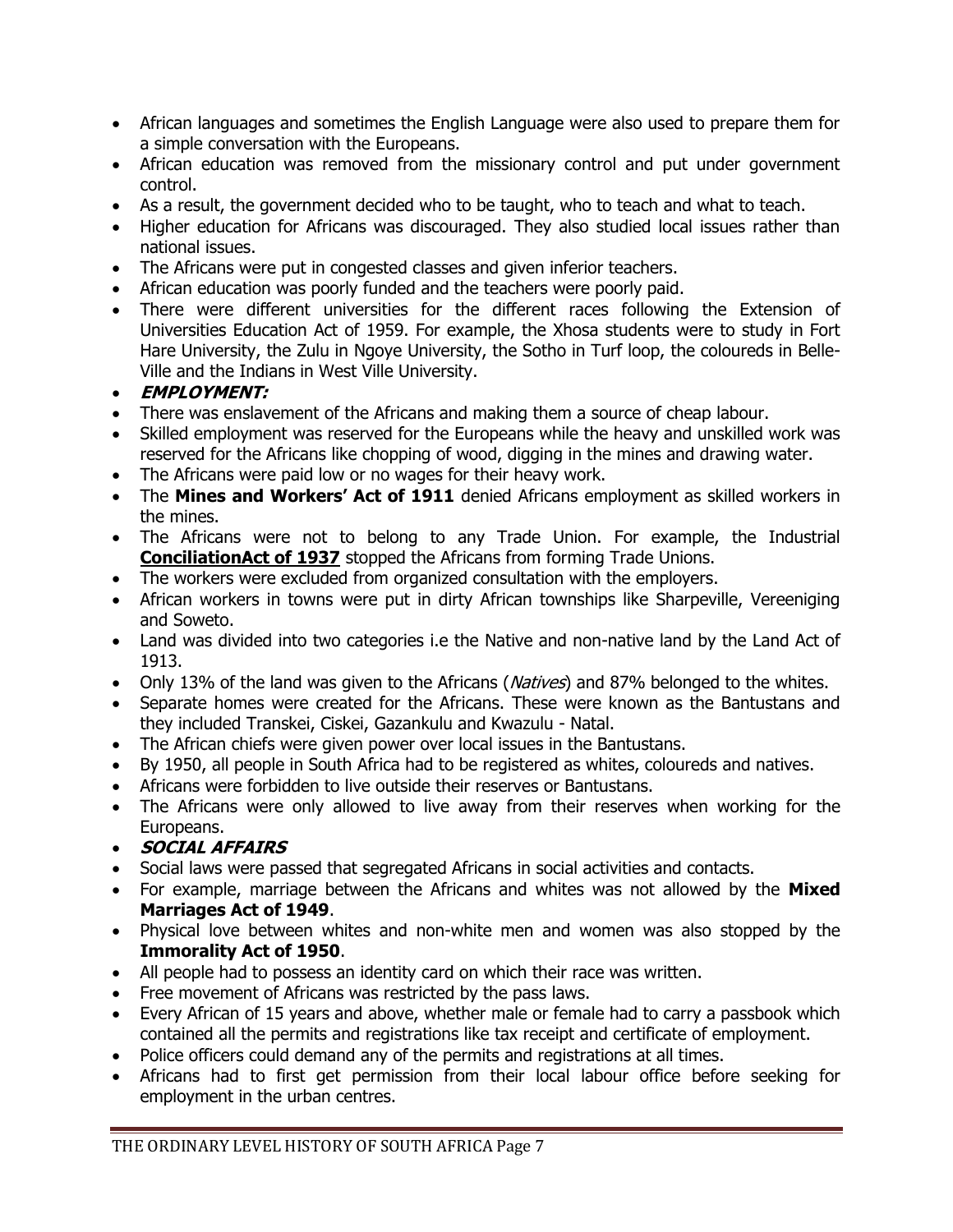- African languages and sometimes the English Language were also used to prepare them for a simple conversation with the Europeans.
- African education was removed from the missionary control and put under government control.
- As a result, the government decided who to be taught, who to teach and what to teach.
- Higher education for Africans was discouraged. They also studied local issues rather than national issues.
- The Africans were put in congested classes and given inferior teachers.
- African education was poorly funded and the teachers were poorly paid.
- There were different universities for the different races following the Extension of Universities Education Act of 1959. For example, the Xhosa students were to study in Fort Hare University, the Zulu in Ngoye University, the Sotho in Turf loop, the coloureds in Belle-Ville and the Indians in West Ville University.
- ***EMPLOYMENT:***
- There was enslavement of the Africans and making them a source of cheap labour.
- Skilled employment was reserved for the Europeans while the heavy and unskilled work was reserved for the Africans like chopping of wood, digging in the mines and drawing water.
- The Africans were paid low or no wages for their heavy work.
- The **Mines and Workers' Act of 1911** denied Africans employment as skilled workers in the mines.
- The Africans were not to belong to any Trade Union. For example, the Industrial **ConciliationAct of 1937** stopped the Africans from forming Trade Unions.
- The workers were excluded from organized consultation with the employers.
- African workers in towns were put in dirty African townships like Sharpeville, Vereeniging and Soweto.
- Land was divided into two categories i.e the Native and non-native land by the Land Act of 1913.
- Only 13% of the land was given to the Africans (*Natives*) and 87% belonged to the whites.
- Separate homes were created for the Africans. These were known as the Bantustans and they included Transkei, Ciskei, Gazankulu and Kwazulu - Natal.
- The African chiefs were given power over local issues in the Bantustans.
- By 1950, all people in South Africa had to be registered as whites, coloureds and natives.
- Africans were forbidden to live outside their reserves or Bantustans.
- The Africans were only allowed to live away from their reserves when working for the Europeans.
- ***SOCIAL AFFAIRS***
- Social laws were passed that segregated Africans in social activities and contacts.
- For example, marriage between the Africans and whites was not allowed by the **Mixed Marriages Act of 1949**.
- Physical love between whites and non-white men and women was also stopped by the **Immorality Act of 1950**.
- All people had to possess an identity card on which their race was written.
- Free movement of Africans was restricted by the pass laws.
- Every African of 15 years and above, whether male or female had to carry a passbook which contained all the permits and registrations like tax receipt and certificate of employment.
- Police officers could demand any of the permits and registrations at all times.
- Africans had to first get permission from their local labour office before seeking for employment in the urban centres.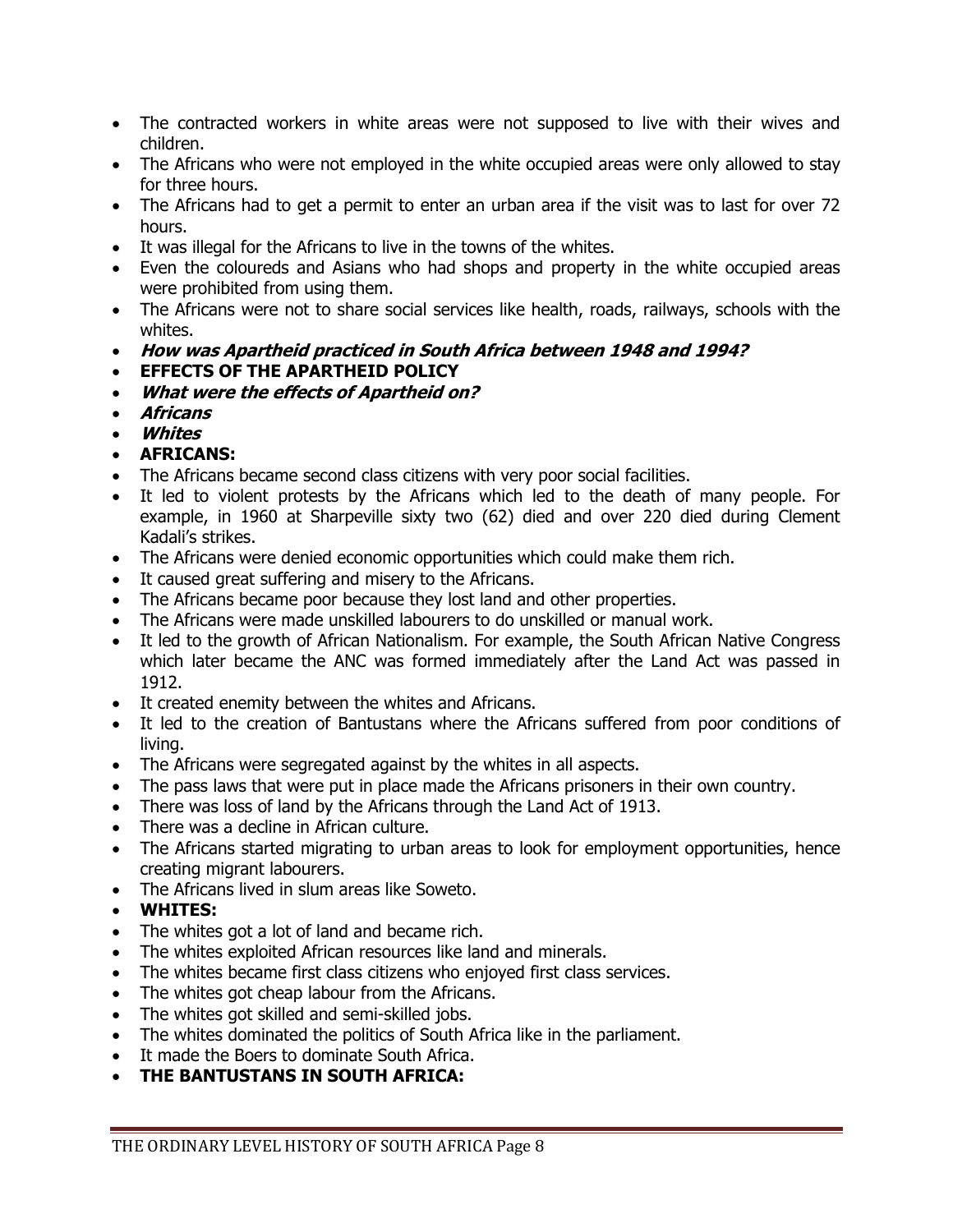- The contracted workers in white areas were not supposed to live with their wives and children.
- The Africans who were not employed in the white occupied areas were only allowed to stay for three hours.
- The Africans had to get a permit to enter an urban area if the visit was to last for over 72 hours.
- It was illegal for the Africans to live in the towns of the whites.
- Even the coloureds and Asians who had shops and property in the white occupied areas were prohibited from using them.
- The Africans were not to share social services like health, roads, railways, schools with the whites.
- ***How was Apartheid practiced in South Africa between 1948 and 1994?***
- **EFFECTS OF THE APARTHEID POLICY**
- ***What were the effects of Apartheid on?***
- ***Africans***
- ***Whites***
- **AFRICANS:**
- The Africans became second class citizens with very poor social facilities.
- It led to violent protests by the Africans which led to the death of many people. For example, in 1960 at Sharpeville sixty two (62) died and over 220 died during Clement Kadali's strikes.
- The Africans were denied economic opportunities which could make them rich.
- It caused great suffering and misery to the Africans.
- The Africans became poor because they lost land and other properties.
- The Africans were made unskilled labourers to do unskilled or manual work.
- It led to the growth of African Nationalism. For example, the South African Native Congress which later became the ANC was formed immediately after the Land Act was passed in 1912.
- It created enemity between the whites and Africans.
- It led to the creation of Bantustans where the Africans suffered from poor conditions of living.
- The Africans were segregated against by the whites in all aspects.
- The pass laws that were put in place made the Africans prisoners in their own country.
- There was loss of land by the Africans through the Land Act of 1913.
- There was a decline in African culture.
- The Africans started migrating to urban areas to look for employment opportunities, hence creating migrant labourers.
- The Africans lived in slum areas like Soweto.
- **WHITES:**
- The whites got a lot of land and became rich.
- The whites exploited African resources like land and minerals.
- The whites became first class citizens who enjoyed first class services.
- The whites got cheap labour from the Africans.
- The whites got skilled and semi-skilled jobs.
- The whites dominated the politics of South Africa like in the parliament.
- It made the Boers to dominate South Africa.
- **THE BANTUSTANS IN SOUTH AFRICA:**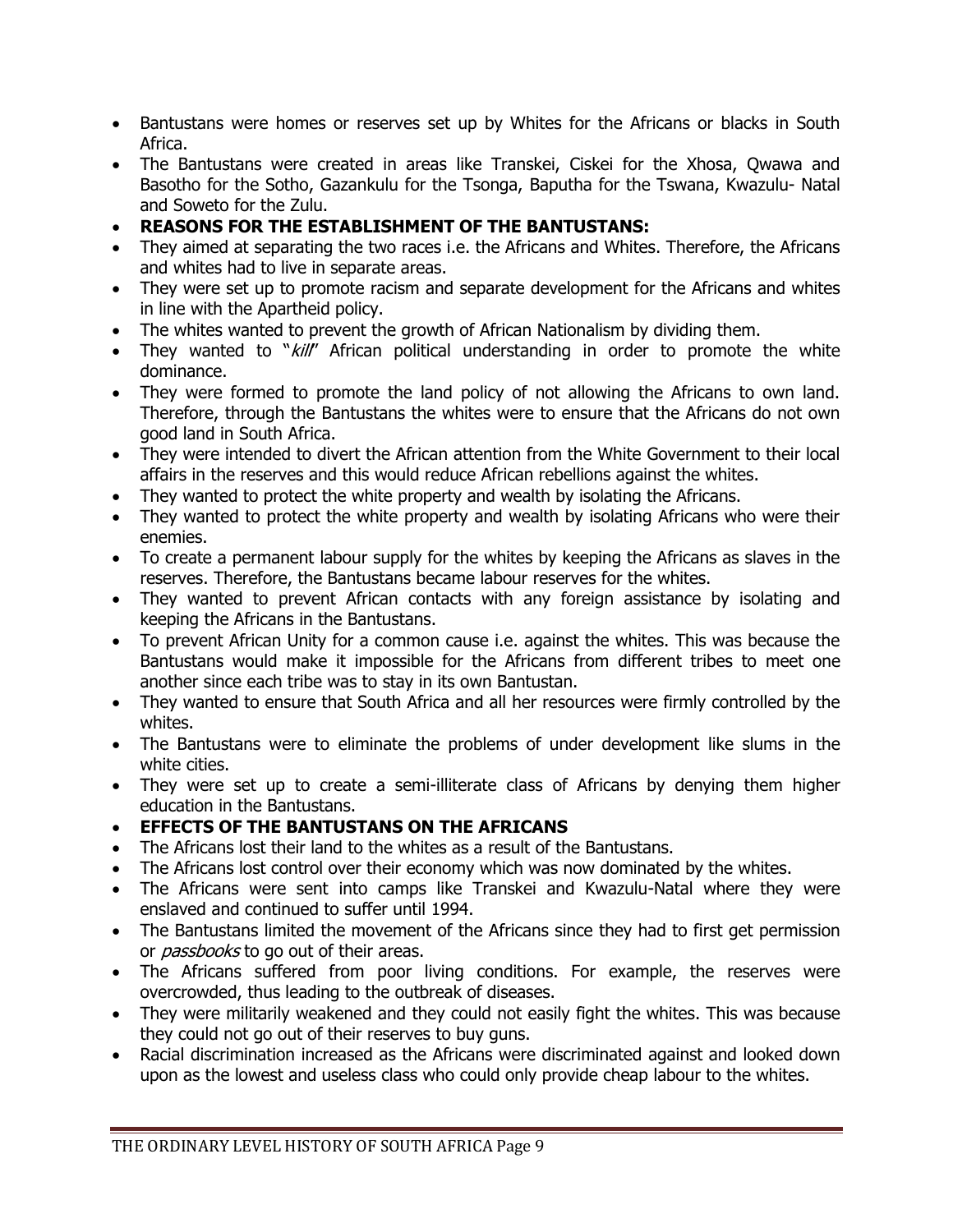- Bantustans were homes or reserves set up by Whites for the Africans or blacks in South Africa.
- The Bantustans were created in areas like Transkei, Ciskei for the Xhosa, Qwawa and Basotho for the Sotho, Gazankulu for the Tsonga, Baputha for the Tswana, Kwazulu- Natal and Soweto for the Zulu.
- **REASONS FOR THE ESTABLISHMENT OF THE BANTUSTANS:**
- They aimed at separating the two races i.e. the Africans and Whites. Therefore, the Africans and whites had to live in separate areas.
- They were set up to promote racism and separate development for the Africans and whites in line with the Apartheid policy.
- The whites wanted to prevent the growth of African Nationalism by dividing them.
- They wanted to "*kill*" African political understanding in order to promote the white dominance.
- They were formed to promote the land policy of not allowing the Africans to own land. Therefore, through the Bantustans the whites were to ensure that the Africans do not own good land in South Africa.
- They were intended to divert the African attention from the White Government to their local affairs in the reserves and this would reduce African rebellions against the whites.
- They wanted to protect the white property and wealth by isolating the Africans.
- They wanted to protect the white property and wealth by isolating Africans who were their enemies.
- To create a permanent labour supply for the whites by keeping the Africans as slaves in the reserves. Therefore, the Bantustans became labour reserves for the whites.
- They wanted to prevent African contacts with any foreign assistance by isolating and keeping the Africans in the Bantustans.
- To prevent African Unity for a common cause i.e. against the whites. This was because the Bantustans would make it impossible for the Africans from different tribes to meet one another since each tribe was to stay in its own Bantustan.
- They wanted to ensure that South Africa and all her resources were firmly controlled by the whites.
- The Bantustans were to eliminate the problems of under development like slums in the white cities.
- They were set up to create a semi-illiterate class of Africans by denying them higher education in the Bantustans.
- **EFFECTS OF THE BANTUSTANS ON THE AFRICANS**
- The Africans lost their land to the whites as a result of the Bantustans.
- The Africans lost control over their economy which was now dominated by the whites.
- The Africans were sent into camps like Transkei and Kwazulu-Natal where they were enslaved and continued to suffer until 1994.
- The Bantustans limited the movement of the Africans since they had to first get permission or *passbooks* to go out of their areas.
- The Africans suffered from poor living conditions. For example, the reserves were overcrowded, thus leading to the outbreak of diseases.
- They were militarily weakened and they could not easily fight the whites. This was because they could not go out of their reserves to buy guns.
- Racial discrimination increased as the Africans were discriminated against and looked down upon as the lowest and useless class who could only provide cheap labour to the whites.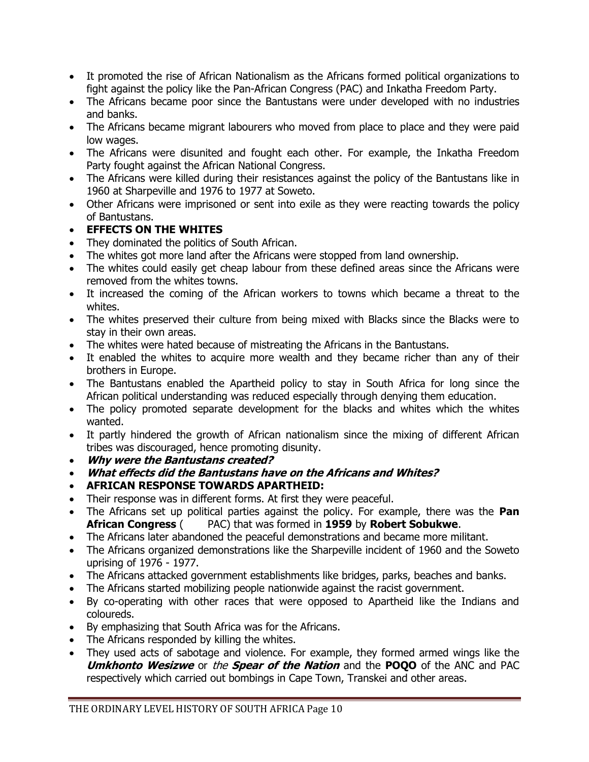- It promoted the rise of African Nationalism as the Africans formed political organizations to fight against the policy like the Pan-African Congress (PAC) and Inkatha Freedom Party.
- The Africans became poor since the Bantustans were under developed with no industries and banks.
- The Africans became migrant labourers who moved from place to place and they were paid low wages.
- The Africans were disunited and fought each other. For example, the Inkatha Freedom Party fought against the African National Congress.
- The Africans were killed during their resistances against the policy of the Bantustans like in 1960 at Sharpeville and 1976 to 1977 at Soweto.
- Other Africans were imprisoned or sent into exile as they were reacting towards the policy of Bantustans.
- **EFFECTS ON THE WHITES**
- They dominated the politics of South African.
- The whites got more land after the Africans were stopped from land ownership.
- The whites could easily get cheap labour from these defined areas since the Africans were removed from the whites towns.
- It increased the coming of the African workers to towns which became a threat to the whites.
- The whites preserved their culture from being mixed with Blacks since the Blacks were to stay in their own areas.
- The whites were hated because of mistreating the Africans in the Bantustans.
- It enabled the whites to acquire more wealth and they became richer than any of their brothers in Europe.
- The Bantustans enabled the Apartheid policy to stay in South Africa for long since the African political understanding was reduced especially through denying them education.
- The policy promoted separate development for the blacks and whites which the whites wanted.
- It partly hindered the growth of African nationalism since the mixing of different African tribes was discouraged, hence promoting disunity.
- ***Why were the Bantustans created?***
- ***What effects did the Bantustans have on the Africans and Whites?***
- **AFRICAN RESPONSE TOWARDS APARTHEID:**
- Their response was in different forms. At first they were peaceful.
- The Africans set up political parties against the policy. For example, there was the **Pan African Congress** ( PAC) that was formed in **1959** by **Robert Sobukwe**.
- The Africans later abandoned the peaceful demonstrations and became more militant.
- The Africans organized demonstrations like the Sharpeville incident of 1960 and the Soweto uprising of 1976 - 1977.
- The Africans attacked government establishments like bridges, parks, beaches and banks.
- The Africans started mobilizing people nationwide against the racist government.
- By co-operating with other races that were opposed to Apartheid like the Indians and coloureds.
- By emphasizing that South Africa was for the Africans.
- The Africans responded by killing the whites.
- They used acts of sabotage and violence. For example, they formed armed wings like the ***Umkhonto Wesizwe*** or *the* ***Spear of the Nation*** and the **POQO** of the ANC and PAC respectively which carried out bombings in Cape Town, Transkei and other areas.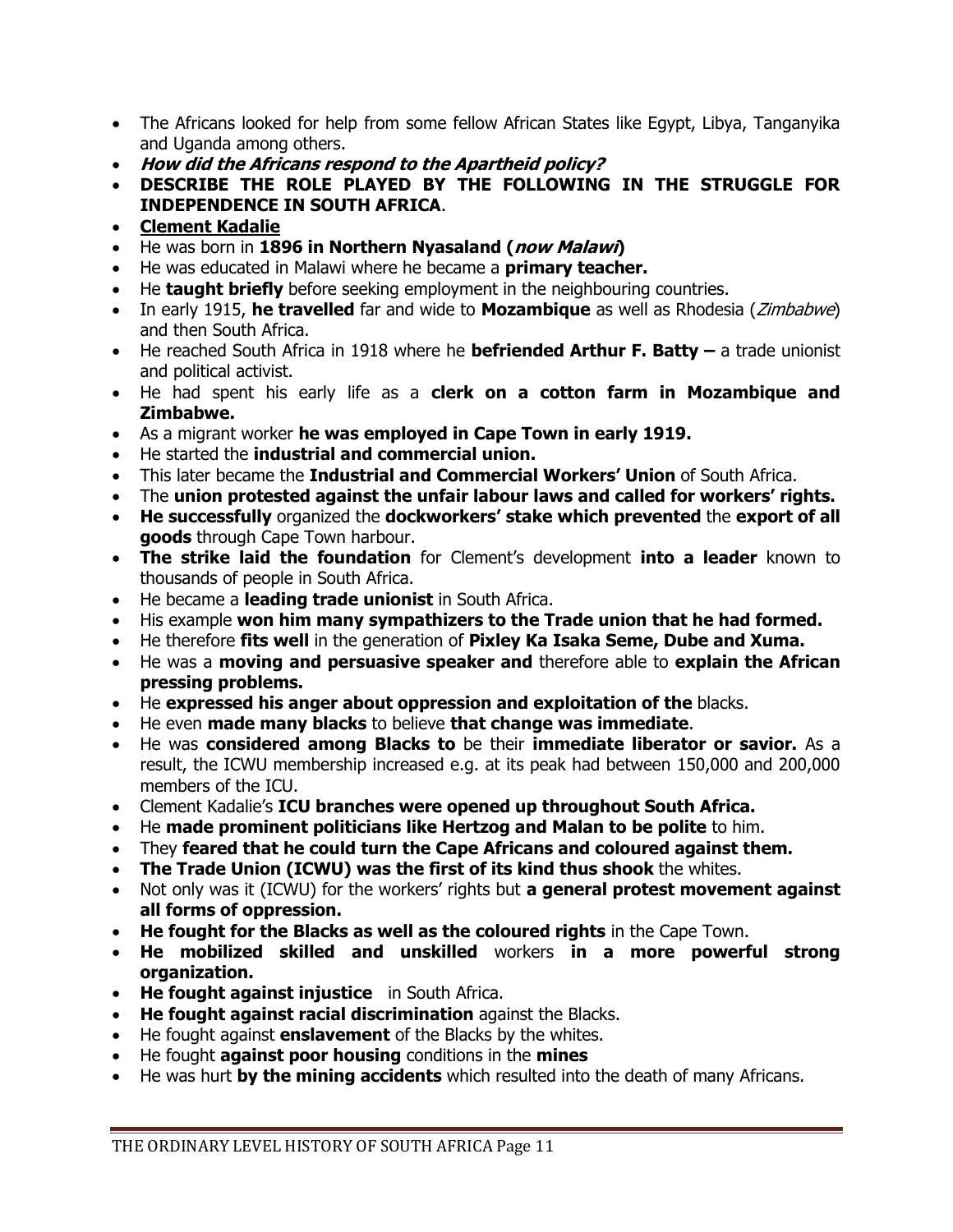- The Africans looked for help from some fellow African States like Egypt, Libya, Tanganyika and Uganda among others.
- ***How did the Africans respond to the Apartheid policy?***
- **DESCRIBE THE ROLE PLAYED BY THE FOLLOWING IN THE STRUGGLE FOR INDEPENDENCE IN SOUTH AFRICA**.
- **Clement Kadalie**
- He was born in **1896 in Northern Nyasaland (*now Malawi*)**
- He was educated in Malawi where he became a **primary teacher.**
- He **taught briefly** before seeking employment in the neighbouring countries.
- In early 1915, **he travelled** far and wide to **Mozambique** as well as Rhodesia (*Zimbabwe*) and then South Africa.
- He reached South Africa in 1918 where he **befriended Arthur F. Batty –** a trade unionist and political activist.
- He had spent his early life as a **clerk on a cotton farm in Mozambique and Zimbabwe.**
- As a migrant worker **he was employed in Cape Town in early 1919.**
- He started the **industrial and commercial union.**
- This later became the **Industrial and Commercial Workers' Union** of South Africa.
- The **union protested against the unfair labour laws and called for workers' rights.**
- **He successfully** organized the **dockworkers' stake which prevented** the **export of all goods** through Cape Town harbour.
- **The strike laid the foundation** for Clement's development **into a leader** known to thousands of people in South Africa.
- He became a **leading trade unionist** in South Africa.
- His example **won him many sympathizers to the Trade union that he had formed.**
- He therefore **fits well** in the generation of **Pixley Ka Isaka Seme, Dube and Xuma.**
- He was a **moving and persuasive speaker and** therefore able to **explain the African pressing problems.**
- He **expressed his anger about oppression and exploitation of the** blacks.
- He even **made many blacks** to believe **that change was immediate**.
- He was **considered among Blacks to** be their **immediate liberator or savior.** As a result, the ICWU membership increased e.g. at its peak had between 150,000 and 200,000 members of the ICU.
- Clement Kadalie's **ICU branches were opened up throughout South Africa.**
- He **made prominent politicians like Hertzog and Malan to be polite** to him.
- They **feared that he could turn the Cape Africans and coloured against them.**
- **The Trade Union (ICWU) was the first of its kind thus shook** the whites.
- Not only was it (ICWU) for the workers' rights but **a general protest movement against all forms of oppression.**
- **He fought for the Blacks as well as the coloured rights** in the Cape Town.
- **He mobilized skilled and unskilled** workers **in a more powerful strong organization.**
- **He fought against injustice** in South Africa.
- **He fought against racial discrimination** against the Blacks.
- He fought against **enslavement** of the Blacks by the whites.
- He fought **against poor housing** conditions in the **mines**
- He was hurt **by the mining accidents** which resulted into the death of many Africans.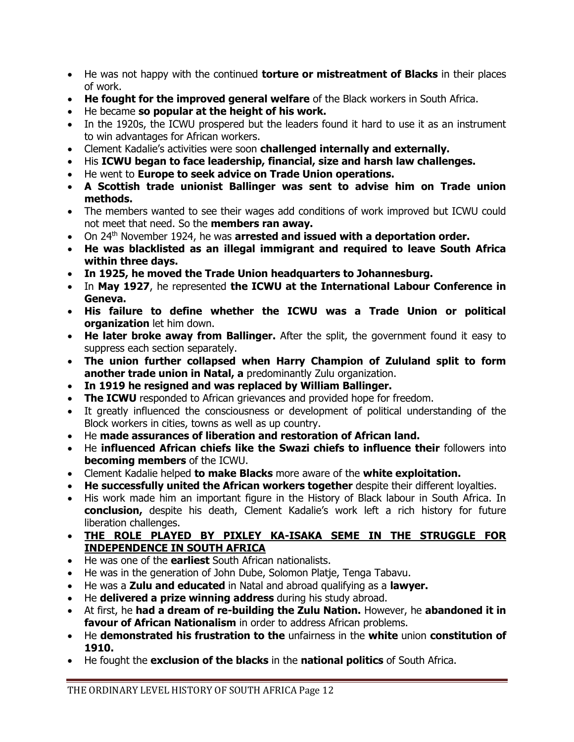- He was not happy with the continued **torture or mistreatment of Blacks** in their places of work.
- **He fought for the improved general welfare** of the Black workers in South Africa.
- He became **so popular at the height of his work.**
- In the 1920s, the ICWU prospered but the leaders found it hard to use it as an instrument to win advantages for African workers.
- Clement Kadalie's activities were soon **challenged internally and externally.**
- His **ICWU began to face leadership, financial, size and harsh law challenges.**
- He went to **Europe to seek advice on Trade Union operations.**
- **A Scottish trade unionist Ballinger was sent to advise him on Trade union methods.**
- The members wanted to see their wages add conditions of work improved but ICWU could not meet that need. So the **members ran away.**
- On 24th November 1924, he was **arrested and issued with a deportation order.**
- **He was blacklisted as an illegal immigrant and required to leave South Africa within three days.**
- **In 1925, he moved the Trade Union headquarters to Johannesburg.**
- In **May 1927**, he represented **the ICWU at the International Labour Conference in Geneva.**
- **His failure to define whether the ICWU was a Trade Union or political organization** let him down.
- **He later broke away from Ballinger.** After the split, the government found it easy to suppress each section separately.
- **The union further collapsed when Harry Champion of Zululand split to form another trade union in Natal, a** predominantly Zulu organization.
- **In 1919 he resigned and was replaced by William Ballinger.**
- **The ICWU** responded to African grievances and provided hope for freedom.
- It greatly influenced the consciousness or development of political understanding of the Block workers in cities, towns as well as up country.
- He **made assurances of liberation and restoration of African land.**
- He **influenced African chiefs like the Swazi chiefs to influence their** followers into **becoming members** of the ICWU.
- Clement Kadalie helped **to make Blacks** more aware of the **white exploitation.**
- **He successfully united the African workers together** despite their different loyalties.
- His work made him an important figure in the History of Black labour in South Africa. In **conclusion,** despite his death, Clement Kadalie's work left a rich history for future liberation challenges.
- **<u>THE ROLE PLAYED BY PIXLEY KA-ISAKA SEME IN THE STRUGGLE FOR INDEPENDENCE IN SOUTH AFRICA</u>**
- He was one of the **earliest** South African nationalists.
- He was in the generation of John Dube, Solomon Platje, Tenga Tabavu.
- He was a **Zulu and educated** in Natal and abroad qualifying as a **lawyer.**
- He **delivered a prize winning address** during his study abroad.
- At first, he **had a dream of re-building the Zulu Nation.** However, he **abandoned it in favour of African Nationalism** in order to address African problems.
- He **demonstrated his frustration to the** unfairness in the **white** union **constitution of 1910.**
- He fought the **exclusion of the blacks** in the **national politics** of South Africa.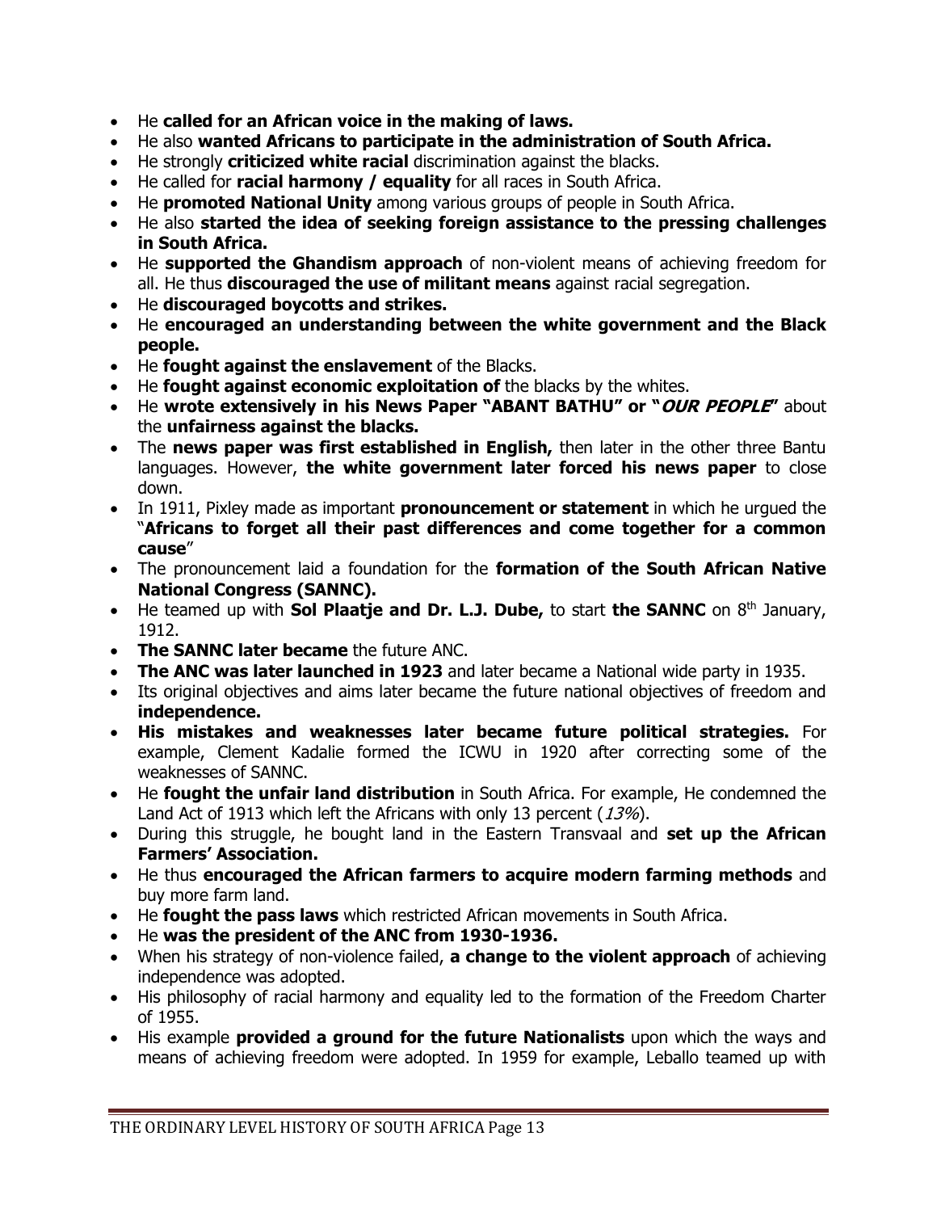- He **called for an African voice in the making of laws.**
- He also **wanted Africans to participate in the administration of South Africa.**
- He strongly **criticized white racial** discrimination against the blacks.
- He called for **racial harmony / equality** for all races in South Africa.
- He **promoted National Unity** among various groups of people in South Africa.
- He also **started the idea of seeking foreign assistance to the pressing challenges in South Africa.**
- He **supported the Ghandism approach** of non-violent means of achieving freedom for all. He thus **discouraged the use of militant means** against racial segregation.
- He **discouraged boycotts and strikes.**
- He **encouraged an understanding between the white government and the Black people.**
- He **fought against the enslavement** of the Blacks.
- He **fought against economic exploitation of** the blacks by the whites.
- He **wrote extensively in his News Paper "ABANT BATHU" or "*OUR PEOPLE*"** about the **unfairness against the blacks.**
- The **news paper was first established in English,** then later in the other three Bantu languages. However, **the white government later forced his news paper** to close down.
- In 1911, Pixley made as important **pronouncement or statement** in which he urgued the "**Africans to forget all their past differences and come together for a common cause**"
- The pronouncement laid a foundation for the **formation of the South African Native National Congress (SANNC).**
- He teamed up with **Sol Plaatje and Dr. L.J. Dube,** to start **the SANNC** on 8th January, 1912.
- **The SANNC later became** the future ANC.
- **The ANC was later launched in 1923** and later became a National wide party in 1935.
- Its original objectives and aims later became the future national objectives of freedom and **independence.**
- **His mistakes and weaknesses later became future political strategies.** For example, Clement Kadalie formed the ICWU in 1920 after correcting some of the weaknesses of SANNC.
- He **fought the unfair land distribution** in South Africa. For example, He condemned the Land Act of 1913 which left the Africans with only 13 percent (*13%*).
- During this struggle, he bought land in the Eastern Transvaal and **set up the African Farmers' Association.**
- He thus **encouraged the African farmers to acquire modern farming methods** and buy more farm land.
- He **fought the pass laws** which restricted African movements in South Africa.
- He **was the president of the ANC from 1930-1936.**
- When his strategy of non-violence failed, **a change to the violent approach** of achieving independence was adopted.
- His philosophy of racial harmony and equality led to the formation of the Freedom Charter of 1955.
- His example **provided a ground for the future Nationalists** upon which the ways and means of achieving freedom were adopted. In 1959 for example, Leballo teamed up with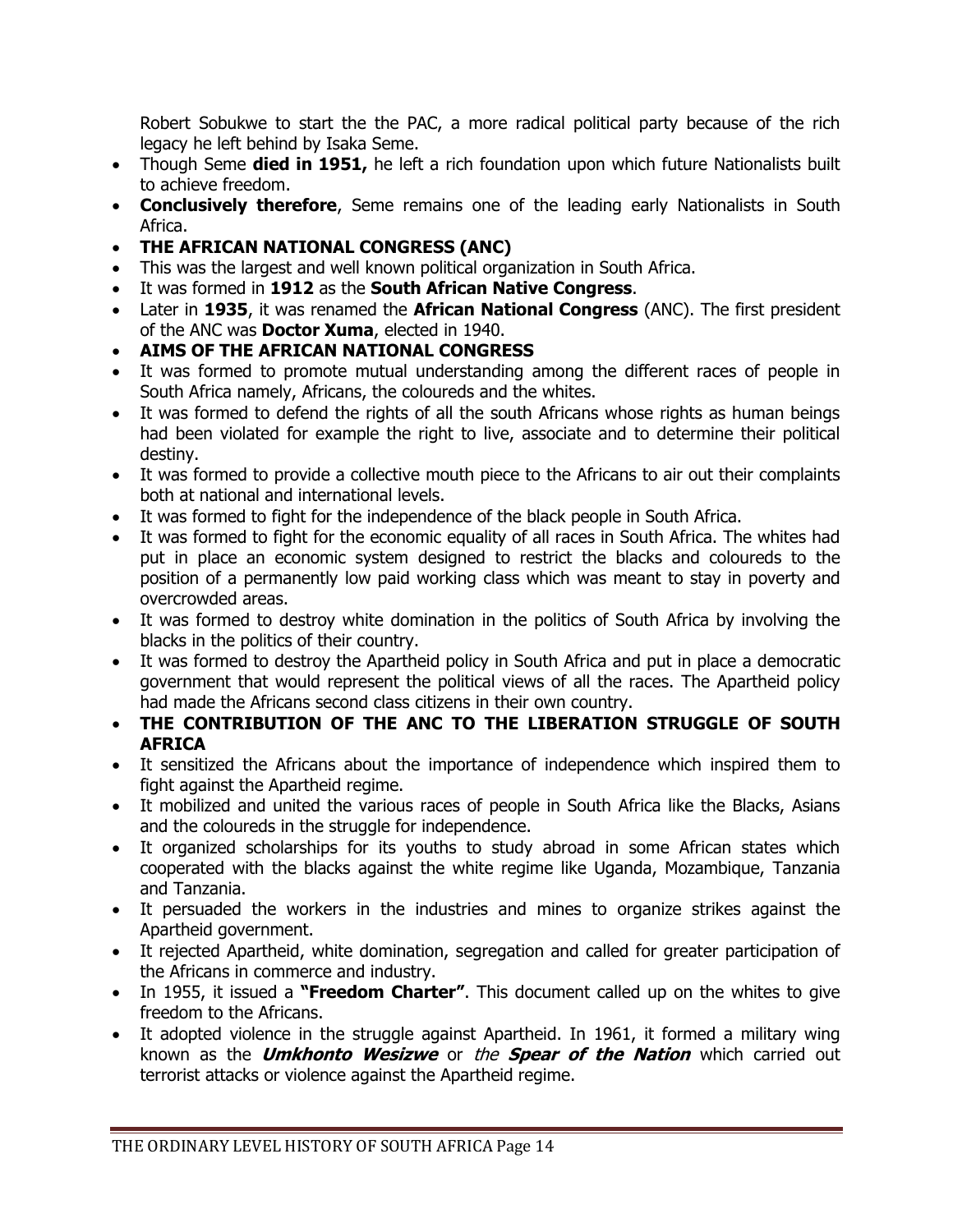Robert Sobukwe to start the the PAC, a more radical political party because of the rich legacy he left behind by Isaka Seme.

- Though Seme **died in 1951,** he left a rich foundation upon which future Nationalists built to achieve freedom.
- **Conclusively therefore**, Seme remains one of the leading early Nationalists in South Africa.
- **THE AFRICAN NATIONAL CONGRESS (ANC)**
- This was the largest and well known political organization in South Africa.
- It was formed in **1912** as the **South African Native Congress**.
- Later in **1935**, it was renamed the **African National Congress** (ANC). The first president of the ANC was **Doctor Xuma**, elected in 1940.
- **AIMS OF THE AFRICAN NATIONAL CONGRESS**
- It was formed to promote mutual understanding among the different races of people in South Africa namely, Africans, the coloureds and the whites.
- It was formed to defend the rights of all the south Africans whose rights as human beings had been violated for example the right to live, associate and to determine their political destiny.
- It was formed to provide a collective mouth piece to the Africans to air out their complaints both at national and international levels.
- It was formed to fight for the independence of the black people in South Africa.
- It was formed to fight for the economic equality of all races in South Africa. The whites had put in place an economic system designed to restrict the blacks and coloureds to the position of a permanently low paid working class which was meant to stay in poverty and overcrowded areas.
- It was formed to destroy white domination in the politics of South Africa by involving the blacks in the politics of their country.
- It was formed to destroy the Apartheid policy in South Africa and put in place a democratic government that would represent the political views of all the races. The Apartheid policy had made the Africans second class citizens in their own country.
- **THE CONTRIBUTION OF THE ANC TO THE LIBERATION STRUGGLE OF SOUTH AFRICA**
- It sensitized the Africans about the importance of independence which inspired them to fight against the Apartheid regime.
- It mobilized and united the various races of people in South Africa like the Blacks, Asians and the coloureds in the struggle for independence.
- It organized scholarships for its youths to study abroad in some African states which cooperated with the blacks against the white regime like Uganda, Mozambique, Tanzania and Tanzania.
- It persuaded the workers in the industries and mines to organize strikes against the Apartheid government.
- It rejected Apartheid, white domination, segregation and called for greater participation of the Africans in commerce and industry.
- In 1955, it issued a **"Freedom Charter"**. This document called up on the whites to give freedom to the Africans.
- It adopted violence in the struggle against Apartheid. In 1961, it formed a military wing known as the ***Umkhonto Wesizwe*** or *the* ***Spear of the Nation*** which carried out terrorist attacks or violence against the Apartheid regime.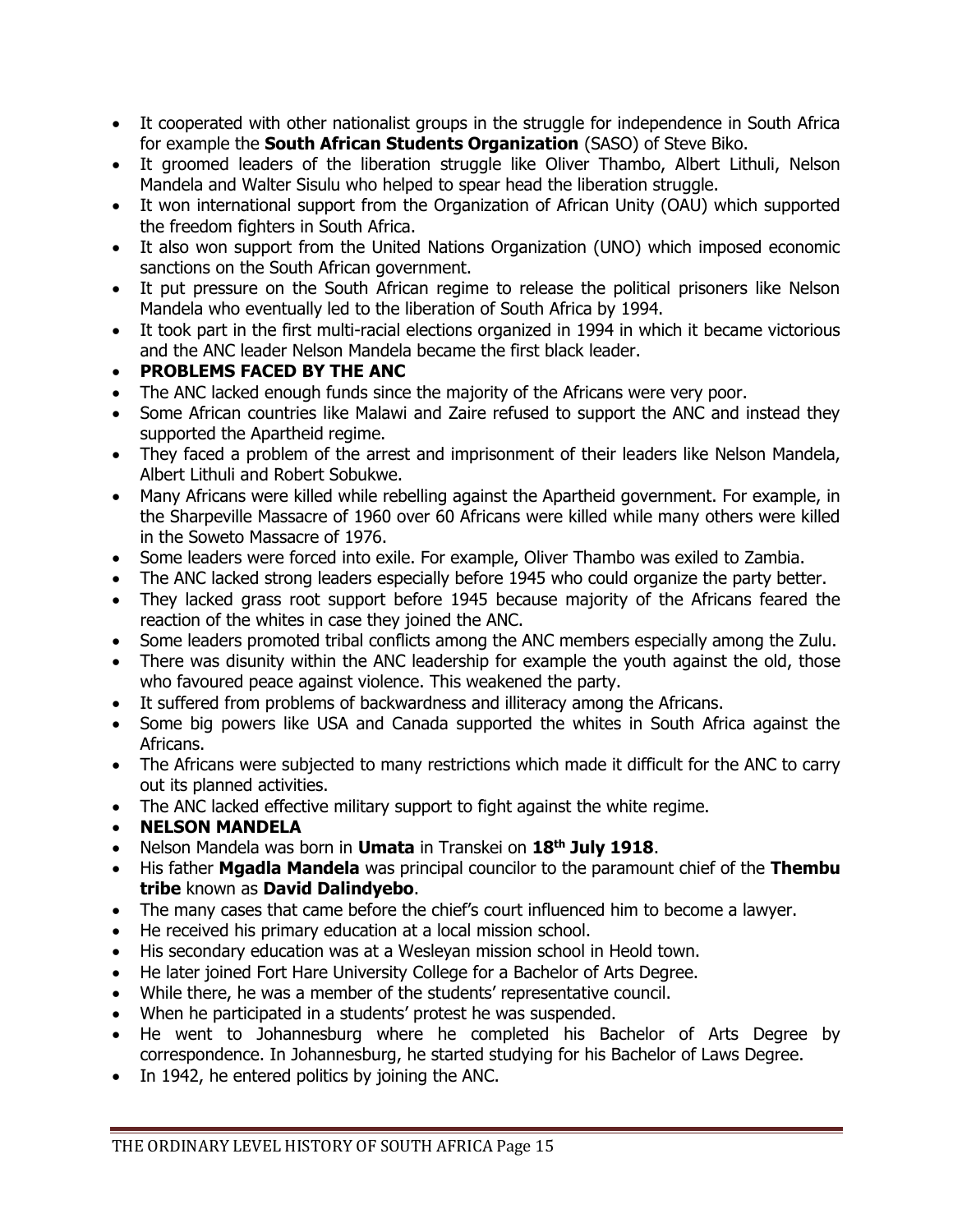- It cooperated with other nationalist groups in the struggle for independence in South Africa for example the **South African Students Organization** (SASO) of Steve Biko.
- It groomed leaders of the liberation struggle like Oliver Thambo, Albert Lithuli, Nelson Mandela and Walter Sisulu who helped to spear head the liberation struggle.
- It won international support from the Organization of African Unity (OAU) which supported the freedom fighters in South Africa.
- It also won support from the United Nations Organization (UNO) which imposed economic sanctions on the South African government.
- It put pressure on the South African regime to release the political prisoners like Nelson Mandela who eventually led to the liberation of South Africa by 1994.
- It took part in the first multi-racial elections organized in 1994 in which it became victorious and the ANC leader Nelson Mandela became the first black leader.
- **PROBLEMS FACED BY THE ANC**
- The ANC lacked enough funds since the majority of the Africans were very poor.
- Some African countries like Malawi and Zaire refused to support the ANC and instead they supported the Apartheid regime.
- They faced a problem of the arrest and imprisonment of their leaders like Nelson Mandela, Albert Lithuli and Robert Sobukwe.
- Many Africans were killed while rebelling against the Apartheid government. For example, in the Sharpeville Massacre of 1960 over 60 Africans were killed while many others were killed in the Soweto Massacre of 1976.
- Some leaders were forced into exile. For example, Oliver Thambo was exiled to Zambia.
- The ANC lacked strong leaders especially before 1945 who could organize the party better.
- They lacked grass root support before 1945 because majority of the Africans feared the reaction of the whites in case they joined the ANC.
- Some leaders promoted tribal conflicts among the ANC members especially among the Zulu.
- There was disunity within the ANC leadership for example the youth against the old, those who favoured peace against violence. This weakened the party.
- It suffered from problems of backwardness and illiteracy among the Africans.
- Some big powers like USA and Canada supported the whites in South Africa against the Africans.
- The Africans were subjected to many restrictions which made it difficult for the ANC to carry out its planned activities.
- The ANC lacked effective military support to fight against the white regime.
- **NELSON MANDELA**
- Nelson Mandela was born in **Umata** in Transkei on **18th July 1918**.
- His father **Mgadla Mandela** was principal councilor to the paramount chief of the **Thembu tribe** known as **David Dalindyebo**.
- The many cases that came before the chief's court influenced him to become a lawyer.
- He received his primary education at a local mission school.
- His secondary education was at a Wesleyan mission school in Heold town.
- He later joined Fort Hare University College for a Bachelor of Arts Degree.
- While there, he was a member of the students' representative council.
- When he participated in a students' protest he was suspended.
- He went to Johannesburg where he completed his Bachelor of Arts Degree by correspondence. In Johannesburg, he started studying for his Bachelor of Laws Degree.
- In 1942, he entered politics by joining the ANC.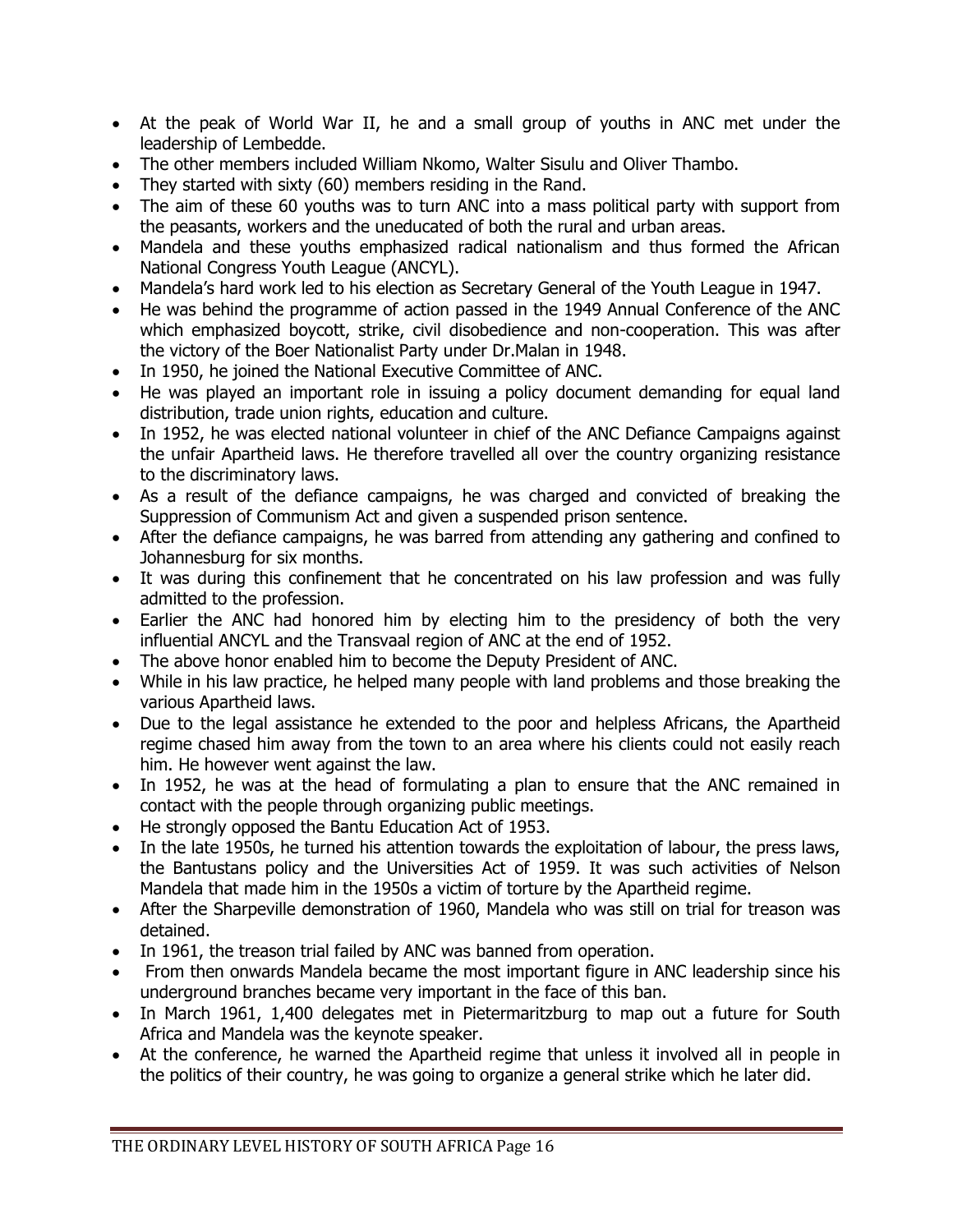- At the peak of World War II, he and a small group of youths in ANC met under the leadership of Lembedde.
- The other members included William Nkomo, Walter Sisulu and Oliver Thambo.
- They started with sixty (60) members residing in the Rand.
- The aim of these 60 youths was to turn ANC into a mass political party with support from the peasants, workers and the uneducated of both the rural and urban areas.
- Mandela and these youths emphasized radical nationalism and thus formed the African National Congress Youth League (ANCYL).
- Mandela's hard work led to his election as Secretary General of the Youth League in 1947.
- He was behind the programme of action passed in the 1949 Annual Conference of the ANC which emphasized boycott, strike, civil disobedience and non-cooperation. This was after the victory of the Boer Nationalist Party under Dr.Malan in 1948.
- In 1950, he joined the National Executive Committee of ANC.
- He was played an important role in issuing a policy document demanding for equal land distribution, trade union rights, education and culture.
- In 1952, he was elected national volunteer in chief of the ANC Defiance Campaigns against the unfair Apartheid laws. He therefore travelled all over the country organizing resistance to the discriminatory laws.
- As a result of the defiance campaigns, he was charged and convicted of breaking the Suppression of Communism Act and given a suspended prison sentence.
- After the defiance campaigns, he was barred from attending any gathering and confined to Johannesburg for six months.
- It was during this confinement that he concentrated on his law profession and was fully admitted to the profession.
- Earlier the ANC had honored him by electing him to the presidency of both the very influential ANCYL and the Transvaal region of ANC at the end of 1952.
- The above honor enabled him to become the Deputy President of ANC.
- While in his law practice, he helped many people with land problems and those breaking the various Apartheid laws.
- Due to the legal assistance he extended to the poor and helpless Africans, the Apartheid regime chased him away from the town to an area where his clients could not easily reach him. He however went against the law.
- In 1952, he was at the head of formulating a plan to ensure that the ANC remained in contact with the people through organizing public meetings.
- He strongly opposed the Bantu Education Act of 1953.
- In the late 1950s, he turned his attention towards the exploitation of labour, the press laws, the Bantustans policy and the Universities Act of 1959. It was such activities of Nelson Mandela that made him in the 1950s a victim of torture by the Apartheid regime.
- After the Sharpeville demonstration of 1960, Mandela who was still on trial for treason was detained.
- In 1961, the treason trial failed by ANC was banned from operation.
- From then onwards Mandela became the most important figure in ANC leadership since his underground branches became very important in the face of this ban.
- In March 1961, 1,400 delegates met in Pietermaritzburg to map out a future for South Africa and Mandela was the keynote speaker.
- At the conference, he warned the Apartheid regime that unless it involved all in people in the politics of their country, he was going to organize a general strike which he later did.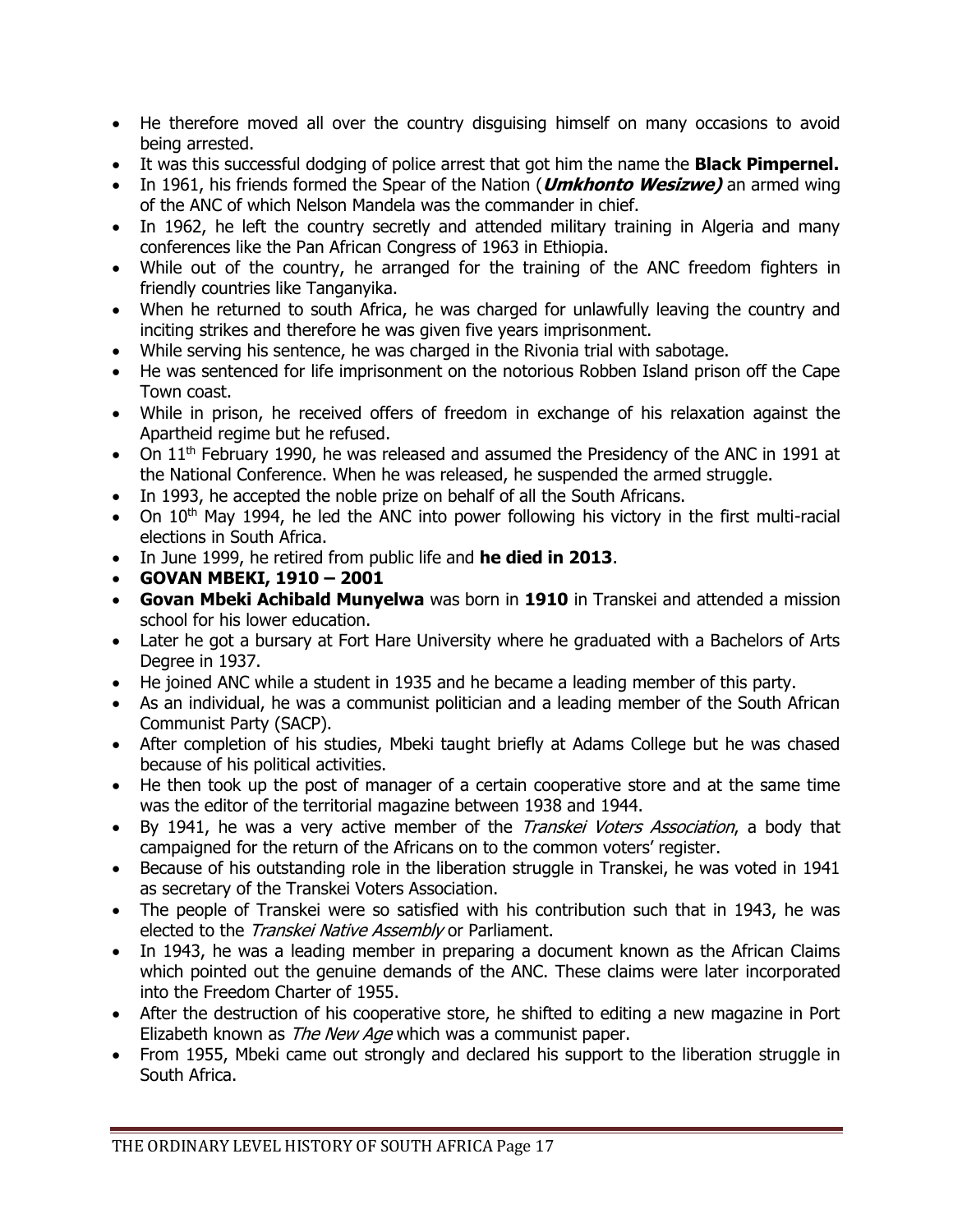- He therefore moved all over the country disguising himself on many occasions to avoid being arrested.
- It was this successful dodging of police arrest that got him the name the **Black Pimpernel.**
- In 1961, his friends formed the Spear of the Nation (***Umkhonto Wesizwe)*** an armed wing of the ANC of which Nelson Mandela was the commander in chief.
- In 1962, he left the country secretly and attended military training in Algeria and many conferences like the Pan African Congress of 1963 in Ethiopia.
- While out of the country, he arranged for the training of the ANC freedom fighters in friendly countries like Tanganyika.
- When he returned to south Africa, he was charged for unlawfully leaving the country and inciting strikes and therefore he was given five years imprisonment.
- While serving his sentence, he was charged in the Rivonia trial with sabotage.
- He was sentenced for life imprisonment on the notorious Robben Island prison off the Cape Town coast.
- While in prison, he received offers of freedom in exchange of his relaxation against the Apartheid regime but he refused.
- On 11th February 1990, he was released and assumed the Presidency of the ANC in 1991 at the National Conference. When he was released, he suspended the armed struggle.
- In 1993, he accepted the noble prize on behalf of all the South Africans.
- On 10th May 1994, he led the ANC into power following his victory in the first multi-racial elections in South Africa.
- In June 1999, he retired from public life and **he died in 2013**.
- **GOVAN MBEKI, 1910 – 2001**
- **Govan Mbeki Achibald Munyelwa** was born in **1910** in Transkei and attended a mission school for his lower education.
- Later he got a bursary at Fort Hare University where he graduated with a Bachelors of Arts Degree in 1937.
- He joined ANC while a student in 1935 and he became a leading member of this party.
- As an individual, he was a communist politician and a leading member of the South African Communist Party (SACP).
- After completion of his studies, Mbeki taught briefly at Adams College but he was chased because of his political activities.
- He then took up the post of manager of a certain cooperative store and at the same time was the editor of the territorial magazine between 1938 and 1944.
- By 1941, he was a very active member of the *Transkei Voters Association*, a body that campaigned for the return of the Africans on to the common voters' register.
- Because of his outstanding role in the liberation struggle in Transkei, he was voted in 1941 as secretary of the Transkei Voters Association.
- The people of Transkei were so satisfied with his contribution such that in 1943, he was elected to the *Transkei Native Assembly* or Parliament.
- In 1943, he was a leading member in preparing a document known as the African Claims which pointed out the genuine demands of the ANC. These claims were later incorporated into the Freedom Charter of 1955.
- After the destruction of his cooperative store, he shifted to editing a new magazine in Port Elizabeth known as *The New Age* which was a communist paper.
- From 1955, Mbeki came out strongly and declared his support to the liberation struggle in South Africa.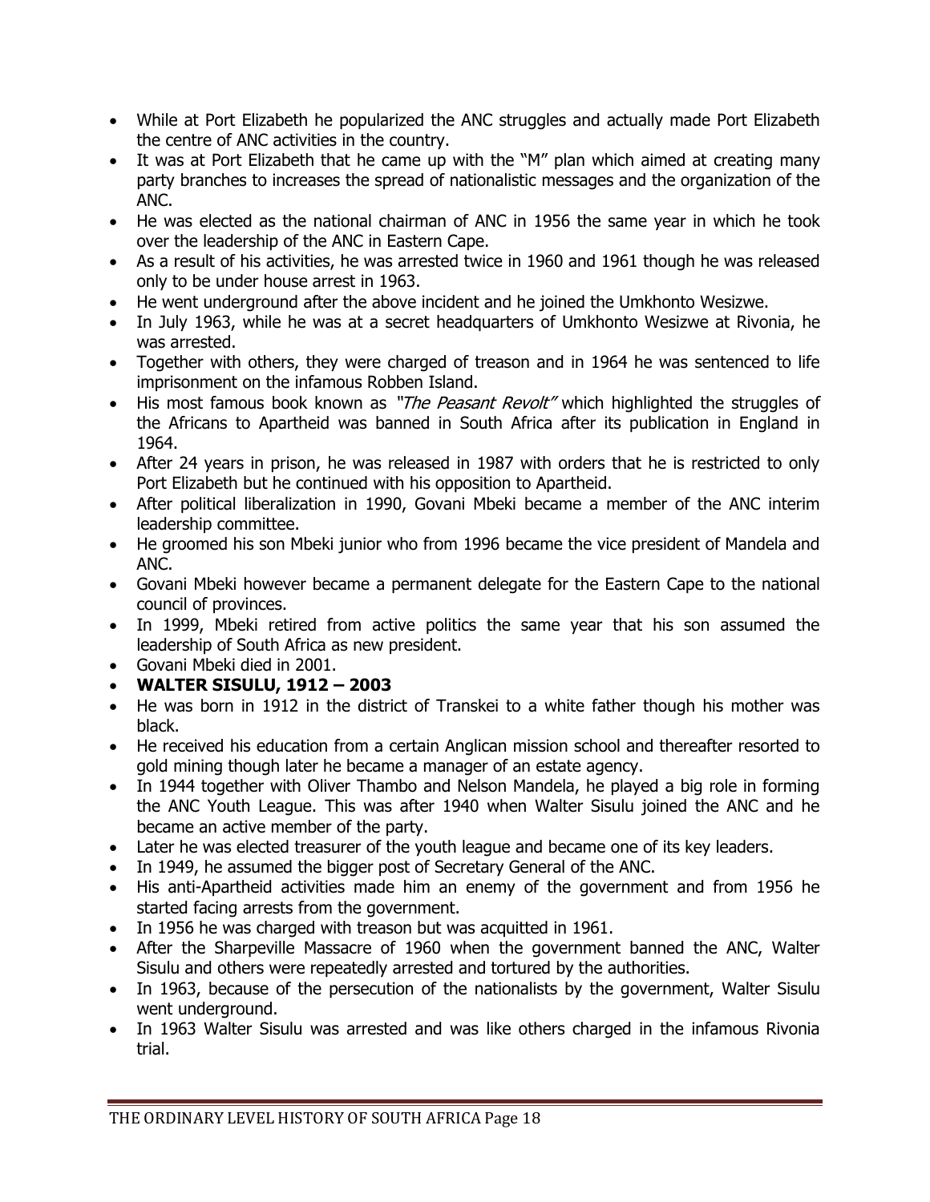- While at Port Elizabeth he popularized the ANC struggles and actually made Port Elizabeth the centre of ANC activities in the country.
- It was at Port Elizabeth that he came up with the "M" plan which aimed at creating many party branches to increases the spread of nationalistic messages and the organization of the ANC.
- He was elected as the national chairman of ANC in 1956 the same year in which he took over the leadership of the ANC in Eastern Cape.
- As a result of his activities, he was arrested twice in 1960 and 1961 though he was released only to be under house arrest in 1963.
- He went underground after the above incident and he joined the Umkhonto Wesizwe.
- In July 1963, while he was at a secret headquarters of Umkhonto Wesizwe at Rivonia, he was arrested.
- Together with others, they were charged of treason and in 1964 he was sentenced to life imprisonment on the infamous Robben Island.
- His most famous book known as *"The Peasant Revolt"* which highlighted the struggles of the Africans to Apartheid was banned in South Africa after its publication in England in 1964.
- After 24 years in prison, he was released in 1987 with orders that he is restricted to only Port Elizabeth but he continued with his opposition to Apartheid.
- After political liberalization in 1990, Govani Mbeki became a member of the ANC interim leadership committee.
- He groomed his son Mbeki junior who from 1996 became the vice president of Mandela and ANC.
- Govani Mbeki however became a permanent delegate for the Eastern Cape to the national council of provinces.
- In 1999, Mbeki retired from active politics the same year that his son assumed the leadership of South Africa as new president.
- Govani Mbeki died in 2001.
- **WALTER SISULU, 1912 – 2003**
- He was born in 1912 in the district of Transkei to a white father though his mother was black.
- He received his education from a certain Anglican mission school and thereafter resorted to gold mining though later he became a manager of an estate agency.
- In 1944 together with Oliver Thambo and Nelson Mandela, he played a big role in forming the ANC Youth League. This was after 1940 when Walter Sisulu joined the ANC and he became an active member of the party.
- Later he was elected treasurer of the youth league and became one of its key leaders.
- In 1949, he assumed the bigger post of Secretary General of the ANC.
- His anti-Apartheid activities made him an enemy of the government and from 1956 he started facing arrests from the government.
- In 1956 he was charged with treason but was acquitted in 1961.
- After the Sharpeville Massacre of 1960 when the government banned the ANC, Walter Sisulu and others were repeatedly arrested and tortured by the authorities.
- In 1963, because of the persecution of the nationalists by the government, Walter Sisulu went underground.
- In 1963 Walter Sisulu was arrested and was like others charged in the infamous Rivonia trial.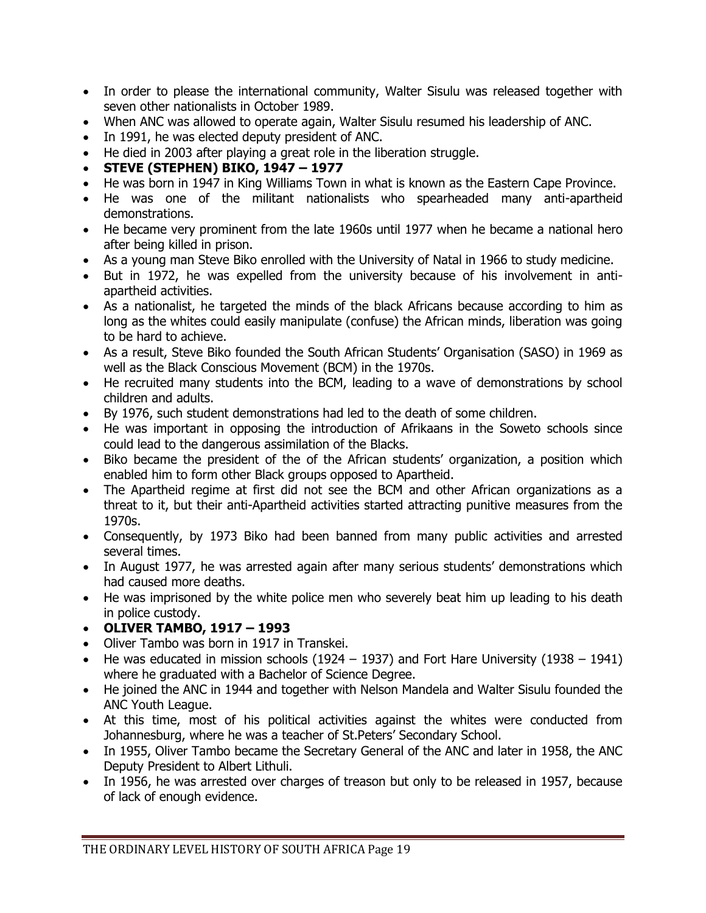- In order to please the international community, Walter Sisulu was released together with seven other nationalists in October 1989.
- When ANC was allowed to operate again, Walter Sisulu resumed his leadership of ANC.
- In 1991, he was elected deputy president of ANC.
- He died in 2003 after playing a great role in the liberation struggle.
- **STEVE (STEPHEN) BIKO, 1947 – 1977**
- He was born in 1947 in King Williams Town in what is known as the Eastern Cape Province.
- He was one of the militant nationalists who spearheaded many anti-apartheid demonstrations.
- He became very prominent from the late 1960s until 1977 when he became a national hero after being killed in prison.
- As a young man Steve Biko enrolled with the University of Natal in 1966 to study medicine.
- But in 1972, he was expelled from the university because of his involvement in anti-apartheid activities.
- As a nationalist, he targeted the minds of the black Africans because according to him as long as the whites could easily manipulate (confuse) the African minds, liberation was going to be hard to achieve.
- As a result, Steve Biko founded the South African Students' Organisation (SASO) in 1969 as well as the Black Conscious Movement (BCM) in the 1970s.
- He recruited many students into the BCM, leading to a wave of demonstrations by school children and adults.
- By 1976, such student demonstrations had led to the death of some children.
- He was important in opposing the introduction of Afrikaans in the Soweto schools since could lead to the dangerous assimilation of the Blacks.
- Biko became the president of the of the African students' organization, a position which enabled him to form other Black groups opposed to Apartheid.
- The Apartheid regime at first did not see the BCM and other African organizations as a threat to it, but their anti-Apartheid activities started attracting punitive measures from the 1970s.
- Consequently, by 1973 Biko had been banned from many public activities and arrested several times.
- In August 1977, he was arrested again after many serious students' demonstrations which had caused more deaths.
- He was imprisoned by the white police men who severely beat him up leading to his death in police custody.
- **OLIVER TAMBO, 1917 – 1993**
- Oliver Tambo was born in 1917 in Transkei.
- He was educated in mission schools (1924 – 1937) and Fort Hare University (1938 – 1941) where he graduated with a Bachelor of Science Degree.
- He joined the ANC in 1944 and together with Nelson Mandela and Walter Sisulu founded the ANC Youth League.
- At this time, most of his political activities against the whites were conducted from Johannesburg, where he was a teacher of St.Peters' Secondary School.
- In 1955, Oliver Tambo became the Secretary General of the ANC and later in 1958, the ANC Deputy President to Albert Lithuli.
- In 1956, he was arrested over charges of treason but only to be released in 1957, because of lack of enough evidence.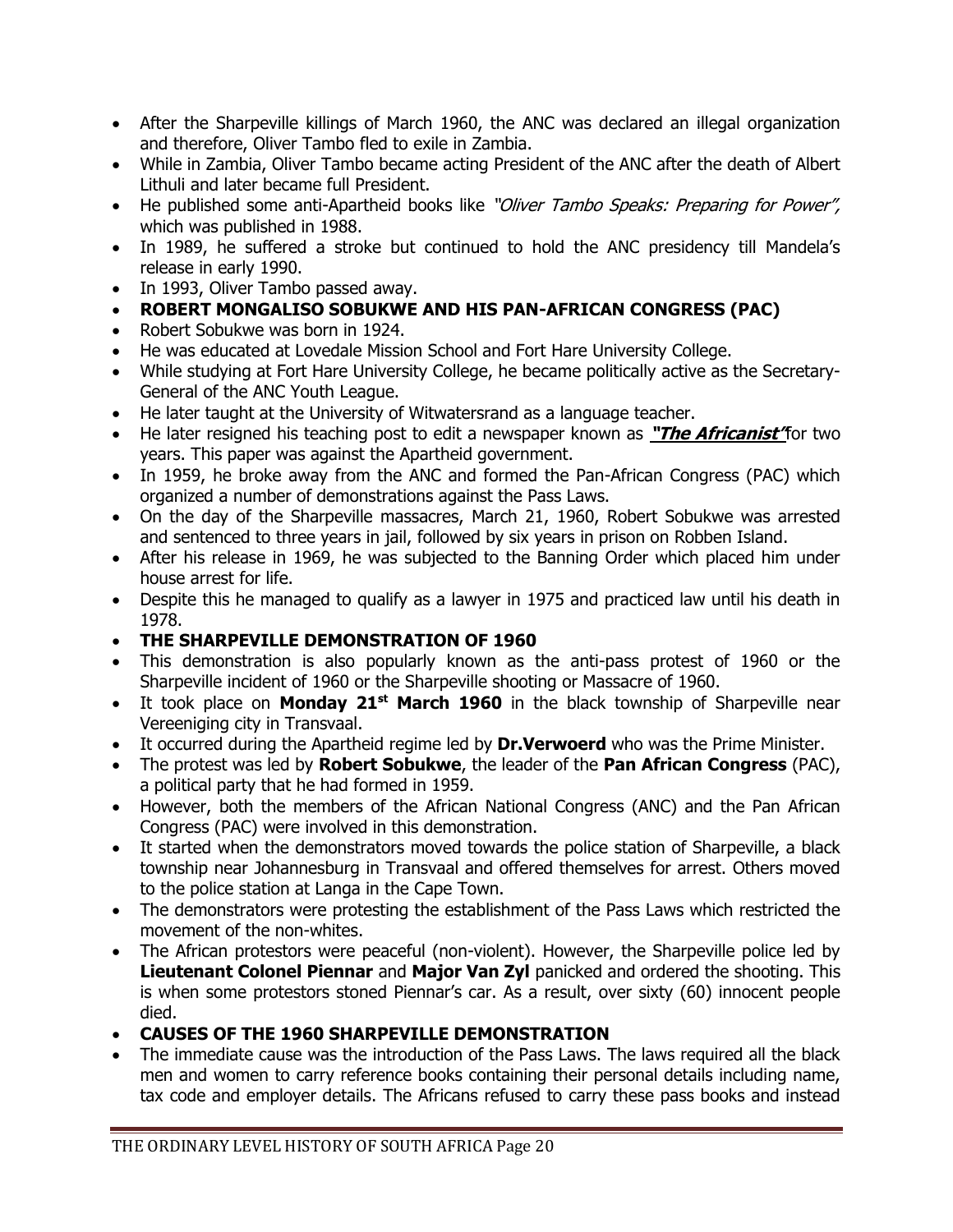- After the Sharpeville killings of March 1960, the ANC was declared an illegal organization and therefore, Oliver Tambo fled to exile in Zambia.
- While in Zambia, Oliver Tambo became acting President of the ANC after the death of Albert Lithuli and later became full President.
- He published some anti-Apartheid books like *"Oliver Tambo Speaks: Preparing for Power"*, which was published in 1988.
- In 1989, he suffered a stroke but continued to hold the ANC presidency till Mandela's release in early 1990.
- In 1993, Oliver Tambo passed away.
- **ROBERT MONGALISO SOBUKWE AND HIS PAN-AFRICAN CONGRESS (PAC)**
- Robert Sobukwe was born in 1924.
- He was educated at Lovedale Mission School and Fort Hare University College.
- While studying at Fort Hare University College, he became politically active as the Secretary-General of the ANC Youth League.
- He later taught at the University of Witwatersrand as a language teacher.
- He later resigned his teaching post to edit a newspaper known as ***"The Africanist"*** for two years. This paper was against the Apartheid government.
- In 1959, he broke away from the ANC and formed the Pan-African Congress (PAC) which organized a number of demonstrations against the Pass Laws.
- On the day of the Sharpeville massacres, March 21, 1960, Robert Sobukwe was arrested and sentenced to three years in jail, followed by six years in prison on Robben Island.
- After his release in 1969, he was subjected to the Banning Order which placed him under house arrest for life.
- Despite this he managed to qualify as a lawyer in 1975 and practiced law until his death in 1978.
- **THE SHARPEVILLE DEMONSTRATION OF 1960**
- This demonstration is also popularly known as the anti-pass protest of 1960 or the Sharpeville incident of 1960 or the Sharpeville shooting or Massacre of 1960.
- It took place on **Monday 21st March 1960** in the black township of Sharpeville near Vereeniging city in Transvaal.
- It occurred during the Apartheid regime led by **Dr.Verwoerd** who was the Prime Minister.
- The protest was led by **Robert Sobukwe**, the leader of the **Pan African Congress** (PAC), a political party that he had formed in 1959.
- However, both the members of the African National Congress (ANC) and the Pan African Congress (PAC) were involved in this demonstration.
- It started when the demonstrators moved towards the police station of Sharpeville, a black township near Johannesburg in Transvaal and offered themselves for arrest. Others moved to the police station at Langa in the Cape Town.
- The demonstrators were protesting the establishment of the Pass Laws which restricted the movement of the non-whites.
- The African protestors were peaceful (non-violent). However, the Sharpeville police led by **Lieutenant Colonel Piennar** and **Major Van Zyl** panicked and ordered the shooting. This is when some protestors stoned Piennar's car. As a result, over sixty (60) innocent people died.
- **CAUSES OF THE 1960 SHARPEVILLE DEMONSTRATION**
- The immediate cause was the introduction of the Pass Laws. The laws required all the black men and women to carry reference books containing their personal details including name, tax code and employer details. The Africans refused to carry these pass books and instead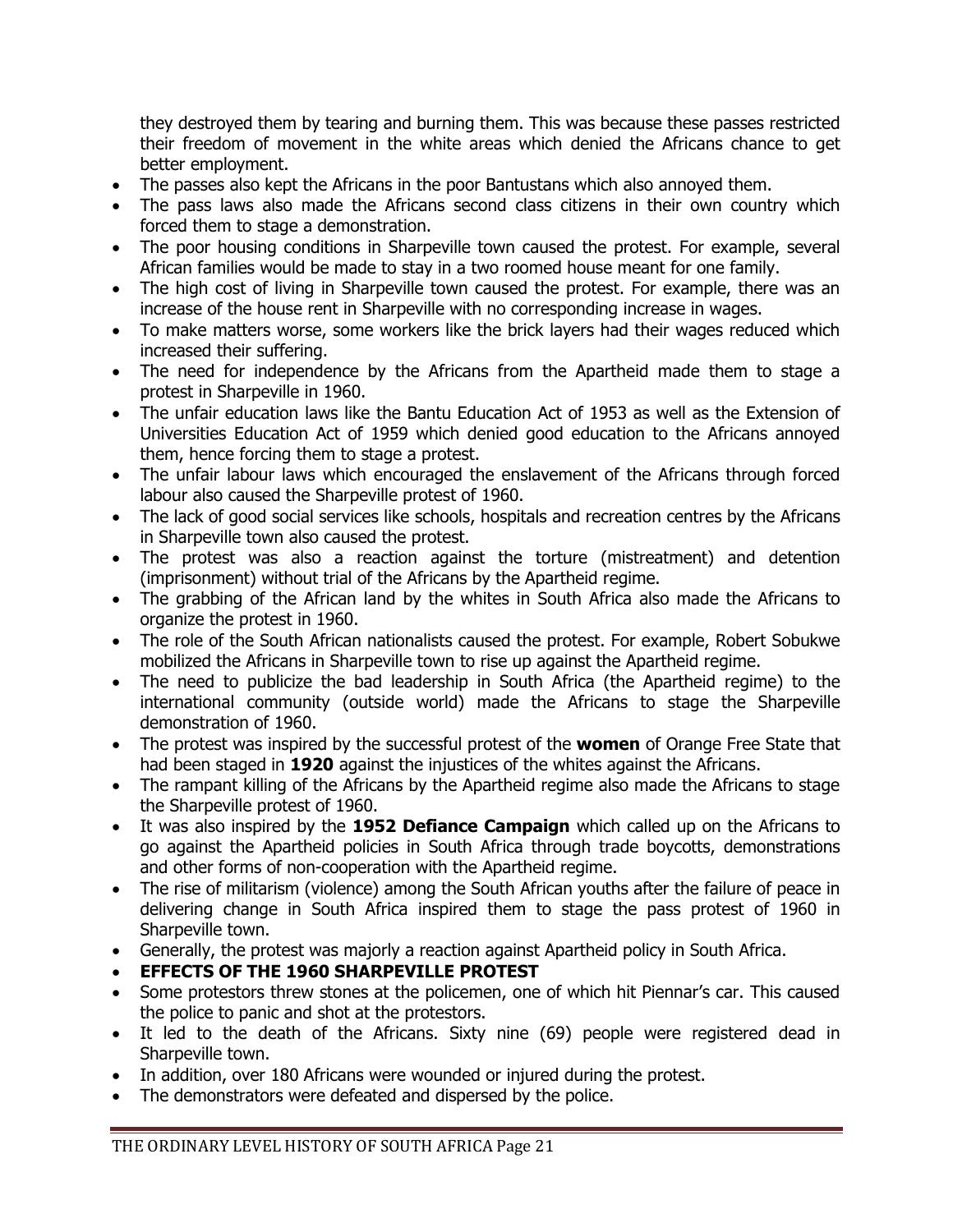they destroyed them by tearing and burning them. This was because these passes restricted their freedom of movement in the white areas which denied the Africans chance to get better employment.

- The passes also kept the Africans in the poor Bantustans which also annoyed them.
- The pass laws also made the Africans second class citizens in their own country which forced them to stage a demonstration.
- The poor housing conditions in Sharpeville town caused the protest. For example, several African families would be made to stay in a two roomed house meant for one family.
- The high cost of living in Sharpeville town caused the protest. For example, there was an increase of the house rent in Sharpeville with no corresponding increase in wages.
- To make matters worse, some workers like the brick layers had their wages reduced which increased their suffering.
- The need for independence by the Africans from the Apartheid made them to stage a protest in Sharpeville in 1960.
- The unfair education laws like the Bantu Education Act of 1953 as well as the Extension of Universities Education Act of 1959 which denied good education to the Africans annoyed them, hence forcing them to stage a protest.
- The unfair labour laws which encouraged the enslavement of the Africans through forced labour also caused the Sharpeville protest of 1960.
- The lack of good social services like schools, hospitals and recreation centres by the Africans in Sharpeville town also caused the protest.
- The protest was also a reaction against the torture (mistreatment) and detention (imprisonment) without trial of the Africans by the Apartheid regime.
- The grabbing of the African land by the whites in South Africa also made the Africans to organize the protest in 1960.
- The role of the South African nationalists caused the protest. For example, Robert Sobukwe mobilized the Africans in Sharpeville town to rise up against the Apartheid regime.
- The need to publicize the bad leadership in South Africa (the Apartheid regime) to the international community (outside world) made the Africans to stage the Sharpeville demonstration of 1960.
- The protest was inspired by the successful protest of the **women** of Orange Free State that had been staged in **1920** against the injustices of the whites against the Africans.
- The rampant killing of the Africans by the Apartheid regime also made the Africans to stage the Sharpeville protest of 1960.
- It was also inspired by the **1952 Defiance Campaign** which called up on the Africans to go against the Apartheid policies in South Africa through trade boycotts, demonstrations and other forms of non-cooperation with the Apartheid regime.
- The rise of militarism (violence) among the South African youths after the failure of peace in delivering change in South Africa inspired them to stage the pass protest of 1960 in Sharpeville town.
- Generally, the protest was majorly a reaction against Apartheid policy in South Africa.
- **EFFECTS OF THE 1960 SHARPEVILLE PROTEST**
- Some protestors threw stones at the policemen, one of which hit Piennar's car. This caused the police to panic and shot at the protestors.
- It led to the death of the Africans. Sixty nine (69) people were registered dead in Sharpeville town.
- In addition, over 180 Africans were wounded or injured during the protest.
- The demonstrators were defeated and dispersed by the police.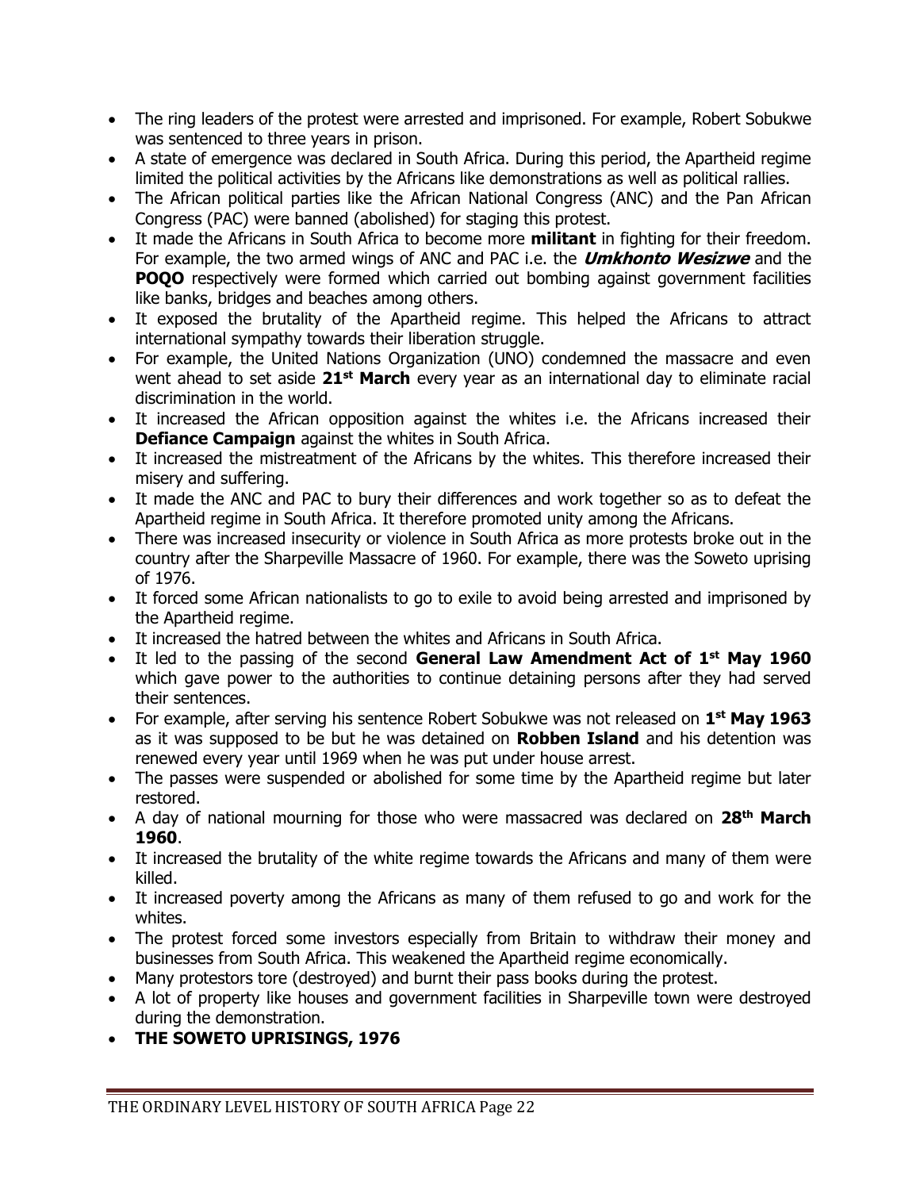- The ring leaders of the protest were arrested and imprisoned. For example, Robert Sobukwe was sentenced to three years in prison.
- A state of emergence was declared in South Africa. During this period, the Apartheid regime limited the political activities by the Africans like demonstrations as well as political rallies.
- The African political parties like the African National Congress (ANC) and the Pan African Congress (PAC) were banned (abolished) for staging this protest.
- It made the Africans in South Africa to become more **militant** in fighting for their freedom. For example, the two armed wings of ANC and PAC i.e. the ***Umkhonto Wesizwe*** and the **POQO** respectively were formed which carried out bombing against government facilities like banks, bridges and beaches among others.
- It exposed the brutality of the Apartheid regime. This helped the Africans to attract international sympathy towards their liberation struggle.
- For example, the United Nations Organization (UNO) condemned the massacre and even went ahead to set aside **21st March** every year as an international day to eliminate racial discrimination in the world.
- It increased the African opposition against the whites i.e. the Africans increased their **Defiance Campaign** against the whites in South Africa.
- It increased the mistreatment of the Africans by the whites. This therefore increased their misery and suffering.
- It made the ANC and PAC to bury their differences and work together so as to defeat the Apartheid regime in South Africa. It therefore promoted unity among the Africans.
- There was increased insecurity or violence in South Africa as more protests broke out in the country after the Sharpeville Massacre of 1960. For example, there was the Soweto uprising of 1976.
- It forced some African nationalists to go to exile to avoid being arrested and imprisoned by the Apartheid regime.
- It increased the hatred between the whites and Africans in South Africa.
- It led to the passing of the second **General Law Amendment Act of 1st May 1960** which gave power to the authorities to continue detaining persons after they had served their sentences.
- For example, after serving his sentence Robert Sobukwe was not released on **1st May 1963** as it was supposed to be but he was detained on **Robben Island** and his detention was renewed every year until 1969 when he was put under house arrest.
- The passes were suspended or abolished for some time by the Apartheid regime but later restored.
- A day of national mourning for those who were massacred was declared on **28th March 1960**.
- It increased the brutality of the white regime towards the Africans and many of them were killed.
- It increased poverty among the Africans as many of them refused to go and work for the whites.
- The protest forced some investors especially from Britain to withdraw their money and businesses from South Africa. This weakened the Apartheid regime economically.
- Many protestors tore (destroyed) and burnt their pass books during the protest.
- A lot of property like houses and government facilities in Sharpeville town were destroyed during the demonstration.
- **THE SOWETO UPRISINGS, 1976**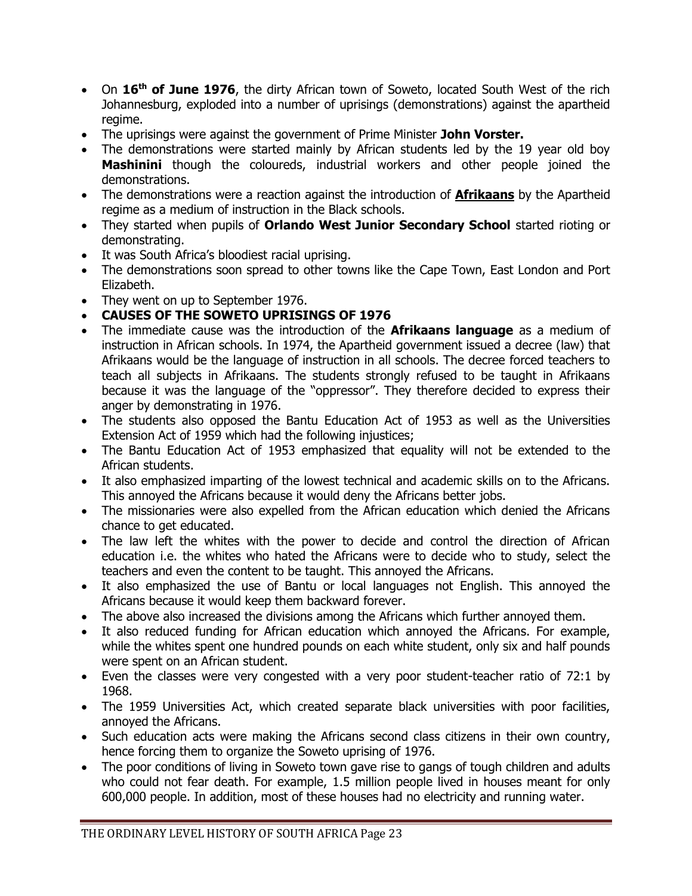- On **16th of June 1976**, the dirty African town of Soweto, located South West of the rich Johannesburg, exploded into a number of uprisings (demonstrations) against the apartheid regime.
- The uprisings were against the government of Prime Minister **John Vorster.**
- The demonstrations were started mainly by African students led by the 19 year old boy **Mashinini** though the coloureds, industrial workers and other people joined the demonstrations.
- The demonstrations were a reaction against the introduction of **Afrikaans** by the Apartheid regime as a medium of instruction in the Black schools.
- They started when pupils of **Orlando West Junior Secondary School** started rioting or demonstrating.
- It was South Africa's bloodiest racial uprising.
- The demonstrations soon spread to other towns like the Cape Town, East London and Port Elizabeth.
- They went on up to September 1976.
- **CAUSES OF THE SOWETO UPRISINGS OF 1976**
- The immediate cause was the introduction of the **Afrikaans language** as a medium of instruction in African schools. In 1974, the Apartheid government issued a decree (law) that Afrikaans would be the language of instruction in all schools. The decree forced teachers to teach all subjects in Afrikaans. The students strongly refused to be taught in Afrikaans because it was the language of the "oppressor". They therefore decided to express their anger by demonstrating in 1976.
- The students also opposed the Bantu Education Act of 1953 as well as the Universities Extension Act of 1959 which had the following injustices;
- The Bantu Education Act of 1953 emphasized that equality will not be extended to the African students.
- It also emphasized imparting of the lowest technical and academic skills on to the Africans. This annoyed the Africans because it would deny the Africans better jobs.
- The missionaries were also expelled from the African education which denied the Africans chance to get educated.
- The law left the whites with the power to decide and control the direction of African education i.e. the whites who hated the Africans were to decide who to study, select the teachers and even the content to be taught. This annoyed the Africans.
- It also emphasized the use of Bantu or local languages not English. This annoyed the Africans because it would keep them backward forever.
- The above also increased the divisions among the Africans which further annoyed them.
- It also reduced funding for African education which annoyed the Africans. For example, while the whites spent one hundred pounds on each white student, only six and half pounds were spent on an African student.
- Even the classes were very congested with a very poor student-teacher ratio of 72:1 by 1968.
- The 1959 Universities Act, which created separate black universities with poor facilities, annoyed the Africans.
- Such education acts were making the Africans second class citizens in their own country, hence forcing them to organize the Soweto uprising of 1976.
- The poor conditions of living in Soweto town gave rise to gangs of tough children and adults who could not fear death. For example, 1.5 million people lived in houses meant for only 600,000 people. In addition, most of these houses had no electricity and running water.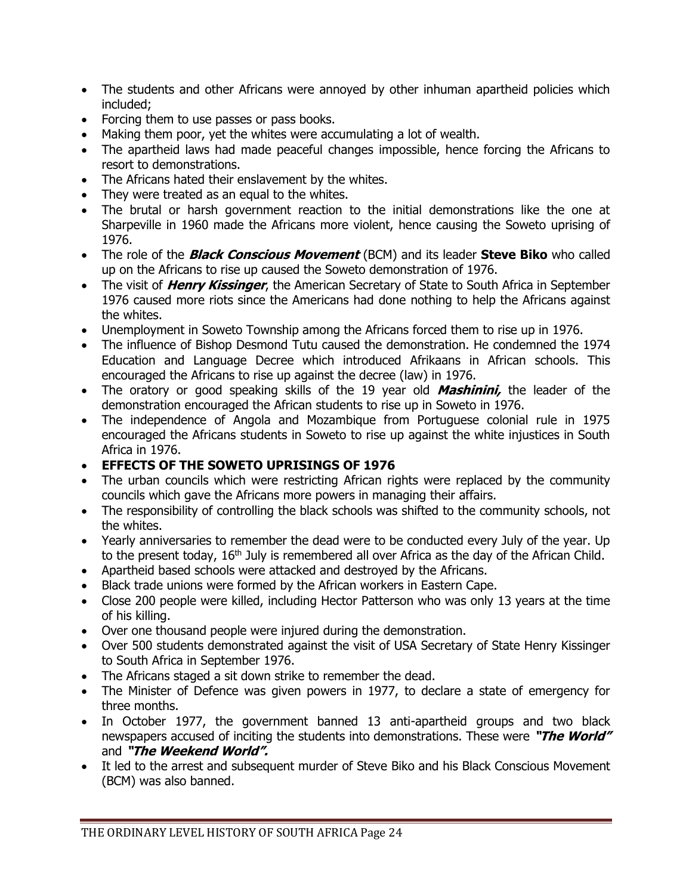- The students and other Africans were annoyed by other inhuman apartheid policies which included;
- Forcing them to use passes or pass books.
- Making them poor, yet the whites were accumulating a lot of wealth.
- The apartheid laws had made peaceful changes impossible, hence forcing the Africans to resort to demonstrations.
- The Africans hated their enslavement by the whites.
- They were treated as an equal to the whites.
- The brutal or harsh government reaction to the initial demonstrations like the one at Sharpeville in 1960 made the Africans more violent, hence causing the Soweto uprising of 1976.
- The role of the ***Black Conscious Movement*** (BCM) and its leader **Steve Biko** who called up on the Africans to rise up caused the Soweto demonstration of 1976.
- The visit of ***Henry Kissinger***, the American Secretary of State to South Africa in September 1976 caused more riots since the Americans had done nothing to help the Africans against the whites.
- Unemployment in Soweto Township among the Africans forced them to rise up in 1976.
- The influence of Bishop Desmond Tutu caused the demonstration. He condemned the 1974 Education and Language Decree which introduced Afrikaans in African schools. This encouraged the Africans to rise up against the decree (law) in 1976.
- The oratory or good speaking skills of the 19 year old ***Mashinini,*** the leader of the demonstration encouraged the African students to rise up in Soweto in 1976.
- The independence of Angola and Mozambique from Portuguese colonial rule in 1975 encouraged the Africans students in Soweto to rise up against the white injustices in South Africa in 1976.
- **EFFECTS OF THE SOWETO UPRISINGS OF 1976**
- The urban councils which were restricting African rights were replaced by the community councils which gave the Africans more powers in managing their affairs.
- The responsibility of controlling the black schools was shifted to the community schools, not the whites.
- Yearly anniversaries to remember the dead were to be conducted every July of the year. Up to the present today, 16th July is remembered all over Africa as the day of the African Child.
- Apartheid based schools were attacked and destroyed by the Africans.
- Black trade unions were formed by the African workers in Eastern Cape.
- Close 200 people were killed, including Hector Patterson who was only 13 years at the time of his killing.
- Over one thousand people were injured during the demonstration.
- Over 500 students demonstrated against the visit of USA Secretary of State Henry Kissinger to South Africa in September 1976.
- The Africans staged a sit down strike to remember the dead.
- The Minister of Defence was given powers in 1977, to declare a state of emergency for three months.
- In October 1977, the government banned 13 anti-apartheid groups and two black newspapers accused of inciting the students into demonstrations. These were ***"The World"*** and ***"The Weekend World".***
- It led to the arrest and subsequent murder of Steve Biko and his Black Conscious Movement (BCM) was also banned.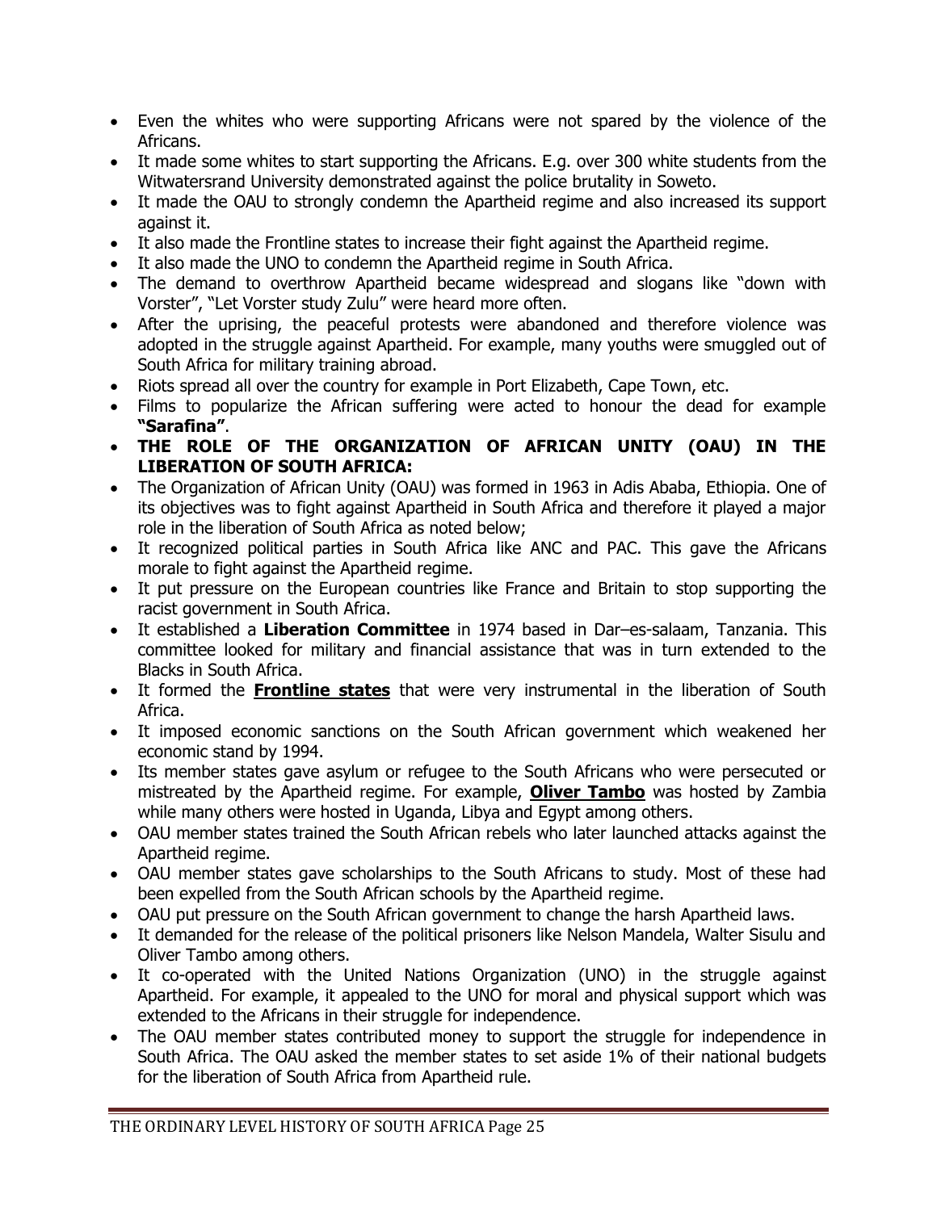- Even the whites who were supporting Africans were not spared by the violence of the Africans.
- It made some whites to start supporting the Africans. E.g. over 300 white students from the Witwatersrand University demonstrated against the police brutality in Soweto.
- It made the OAU to strongly condemn the Apartheid regime and also increased its support against it.
- It also made the Frontline states to increase their fight against the Apartheid regime.
- It also made the UNO to condemn the Apartheid regime in South Africa.
- The demand to overthrow Apartheid became widespread and slogans like "down with Vorster", "Let Vorster study Zulu" were heard more often.
- After the uprising, the peaceful protests were abandoned and therefore violence was adopted in the struggle against Apartheid. For example, many youths were smuggled out of South Africa for military training abroad.
- Riots spread all over the country for example in Port Elizabeth, Cape Town, etc.
- Films to popularize the African suffering were acted to honour the dead for example **"Sarafina"**.
- **THE ROLE OF THE ORGANIZATION OF AFRICAN UNITY (OAU) IN THE LIBERATION OF SOUTH AFRICA:**
- The Organization of African Unity (OAU) was formed in 1963 in Adis Ababa, Ethiopia. One of its objectives was to fight against Apartheid in South Africa and therefore it played a major role in the liberation of South Africa as noted below;
- It recognized political parties in South Africa like ANC and PAC. This gave the Africans morale to fight against the Apartheid regime.
- It put pressure on the European countries like France and Britain to stop supporting the racist government in South Africa.
- It established a **Liberation Committee** in 1974 based in Dar–es-salaam, Tanzania. This committee looked for military and financial assistance that was in turn extended to the Blacks in South Africa.
- It formed the **Frontline states** that were very instrumental in the liberation of South Africa.
- It imposed economic sanctions on the South African government which weakened her economic stand by 1994.
- Its member states gave asylum or refugee to the South Africans who were persecuted or mistreated by the Apartheid regime. For example, **Oliver Tambo** was hosted by Zambia while many others were hosted in Uganda, Libya and Egypt among others.
- OAU member states trained the South African rebels who later launched attacks against the Apartheid regime.
- OAU member states gave scholarships to the South Africans to study. Most of these had been expelled from the South African schools by the Apartheid regime.
- OAU put pressure on the South African government to change the harsh Apartheid laws.
- It demanded for the release of the political prisoners like Nelson Mandela, Walter Sisulu and Oliver Tambo among others.
- It co-operated with the United Nations Organization (UNO) in the struggle against Apartheid. For example, it appealed to the UNO for moral and physical support which was extended to the Africans in their struggle for independence.
- The OAU member states contributed money to support the struggle for independence in South Africa. The OAU asked the member states to set aside 1% of their national budgets for the liberation of South Africa from Apartheid rule.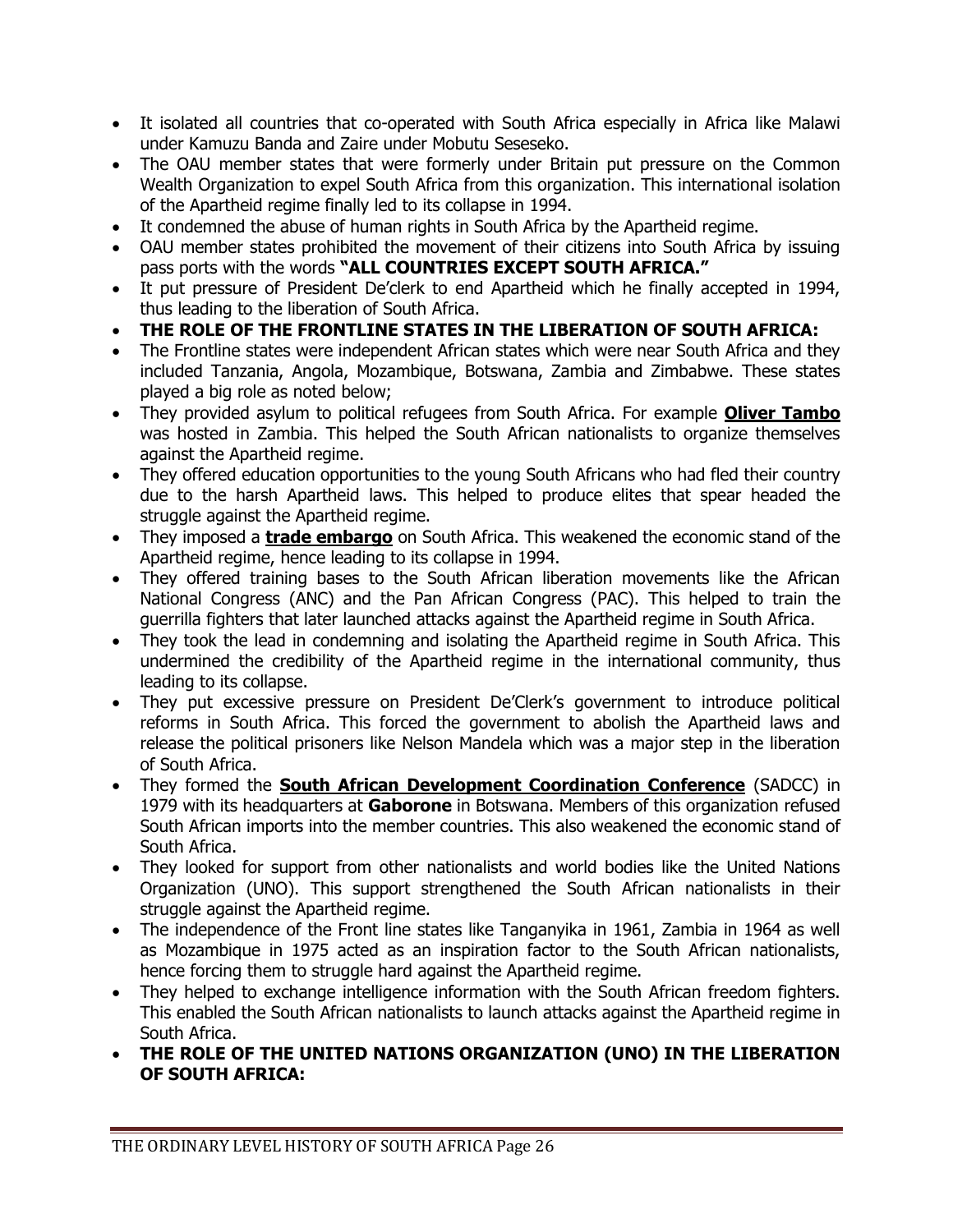- It isolated all countries that co-operated with South Africa especially in Africa like Malawi under Kamuzu Banda and Zaire under Mobutu Seseseko.
- The OAU member states that were formerly under Britain put pressure on the Common Wealth Organization to expel South Africa from this organization. This international isolation of the Apartheid regime finally led to its collapse in 1994.
- It condemned the abuse of human rights in South Africa by the Apartheid regime.
- OAU member states prohibited the movement of their citizens into South Africa by issuing pass ports with the words **"ALL COUNTRIES EXCEPT SOUTH AFRICA."**
- It put pressure of President De'clerk to end Apartheid which he finally accepted in 1994, thus leading to the liberation of South Africa.
- **THE ROLE OF THE FRONTLINE STATES IN THE LIBERATION OF SOUTH AFRICA:**
- The Frontline states were independent African states which were near South Africa and they included Tanzania, Angola, Mozambique, Botswana, Zambia and Zimbabwe. These states played a big role as noted below;
- They provided asylum to political refugees from South Africa. For example **Oliver Tambo** was hosted in Zambia. This helped the South African nationalists to organize themselves against the Apartheid regime.
- They offered education opportunities to the young South Africans who had fled their country due to the harsh Apartheid laws. This helped to produce elites that spear headed the struggle against the Apartheid regime.
- They imposed a **trade embargo** on South Africa. This weakened the economic stand of the Apartheid regime, hence leading to its collapse in 1994.
- They offered training bases to the South African liberation movements like the African National Congress (ANC) and the Pan African Congress (PAC). This helped to train the guerrilla fighters that later launched attacks against the Apartheid regime in South Africa.
- They took the lead in condemning and isolating the Apartheid regime in South Africa. This undermined the credibility of the Apartheid regime in the international community, thus leading to its collapse.
- They put excessive pressure on President De'Clerk's government to introduce political reforms in South Africa. This forced the government to abolish the Apartheid laws and release the political prisoners like Nelson Mandela which was a major step in the liberation of South Africa.
- They formed the **South African Development Coordination Conference** (SADCC) in 1979 with its headquarters at **Gaborone** in Botswana. Members of this organization refused South African imports into the member countries. This also weakened the economic stand of South Africa.
- They looked for support from other nationalists and world bodies like the United Nations Organization (UNO). This support strengthened the South African nationalists in their struggle against the Apartheid regime.
- The independence of the Front line states like Tanganyika in 1961, Zambia in 1964 as well as Mozambique in 1975 acted as an inspiration factor to the South African nationalists, hence forcing them to struggle hard against the Apartheid regime.
- They helped to exchange intelligence information with the South African freedom fighters. This enabled the South African nationalists to launch attacks against the Apartheid regime in South Africa.
- **THE ROLE OF THE UNITED NATIONS ORGANIZATION (UNO) IN THE LIBERATION OF SOUTH AFRICA:**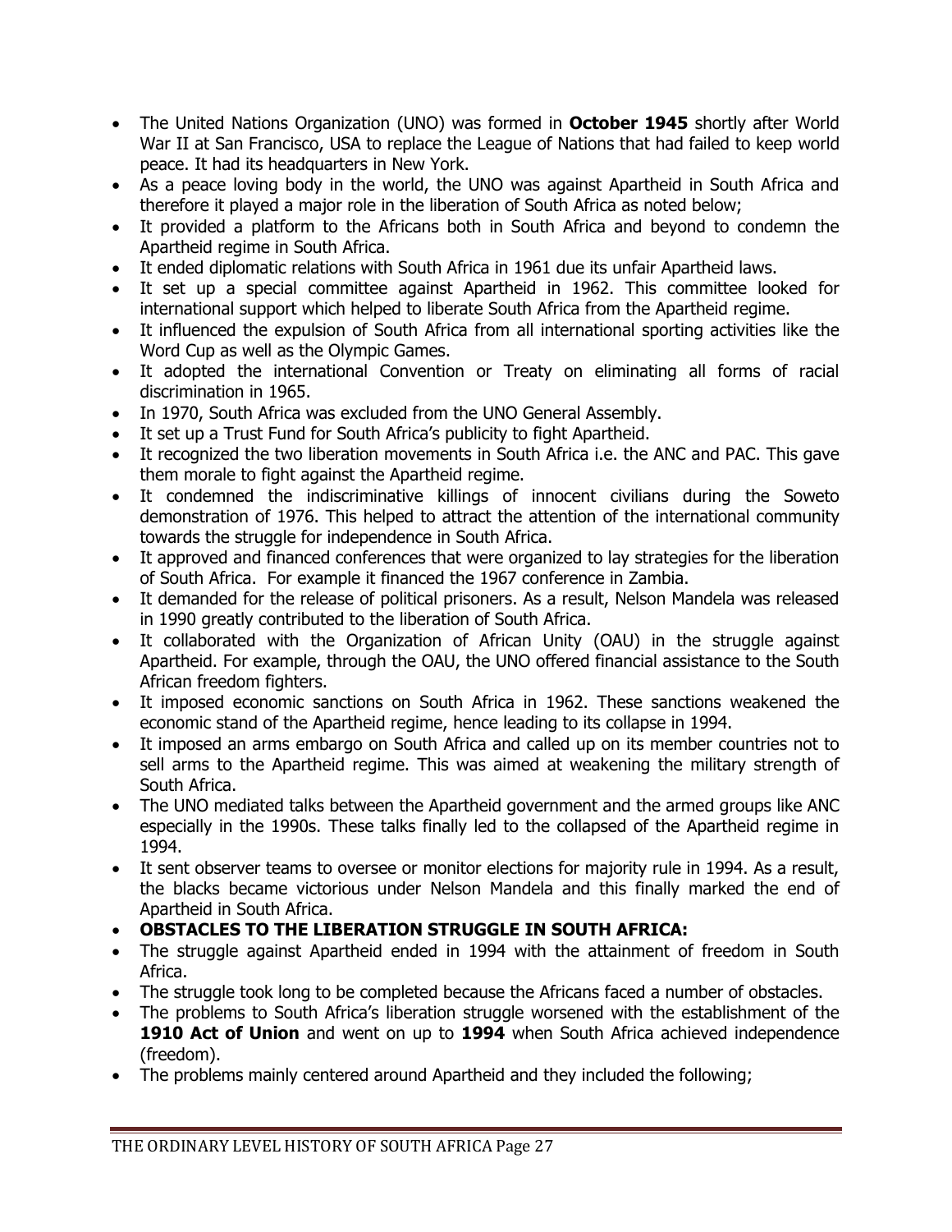- The United Nations Organization (UNO) was formed in **October 1945** shortly after World War II at San Francisco, USA to replace the League of Nations that had failed to keep world peace. It had its headquarters in New York.
- As a peace loving body in the world, the UNO was against Apartheid in South Africa and therefore it played a major role in the liberation of South Africa as noted below;
- It provided a platform to the Africans both in South Africa and beyond to condemn the Apartheid regime in South Africa.
- It ended diplomatic relations with South Africa in 1961 due its unfair Apartheid laws.
- It set up a special committee against Apartheid in 1962. This committee looked for international support which helped to liberate South Africa from the Apartheid regime.
- It influenced the expulsion of South Africa from all international sporting activities like the Word Cup as well as the Olympic Games.
- It adopted the international Convention or Treaty on eliminating all forms of racial discrimination in 1965.
- In 1970, South Africa was excluded from the UNO General Assembly.
- It set up a Trust Fund for South Africa's publicity to fight Apartheid.
- It recognized the two liberation movements in South Africa i.e. the ANC and PAC. This gave them morale to fight against the Apartheid regime.
- It condemned the indiscriminative killings of innocent civilians during the Soweto demonstration of 1976. This helped to attract the attention of the international community towards the struggle for independence in South Africa.
- It approved and financed conferences that were organized to lay strategies for the liberation of South Africa. For example it financed the 1967 conference in Zambia.
- It demanded for the release of political prisoners. As a result, Nelson Mandela was released in 1990 greatly contributed to the liberation of South Africa.
- It collaborated with the Organization of African Unity (OAU) in the struggle against Apartheid. For example, through the OAU, the UNO offered financial assistance to the South African freedom fighters.
- It imposed economic sanctions on South Africa in 1962. These sanctions weakened the economic stand of the Apartheid regime, hence leading to its collapse in 1994.
- It imposed an arms embargo on South Africa and called up on its member countries not to sell arms to the Apartheid regime. This was aimed at weakening the military strength of South Africa.
- The UNO mediated talks between the Apartheid government and the armed groups like ANC especially in the 1990s. These talks finally led to the collapsed of the Apartheid regime in 1994.
- It sent observer teams to oversee or monitor elections for majority rule in 1994. As a result, the blacks became victorious under Nelson Mandela and this finally marked the end of Apartheid in South Africa.
- **OBSTACLES TO THE LIBERATION STRUGGLE IN SOUTH AFRICA:**
- The struggle against Apartheid ended in 1994 with the attainment of freedom in South Africa.
- The struggle took long to be completed because the Africans faced a number of obstacles.
- The problems to South Africa's liberation struggle worsened with the establishment of the **1910 Act of Union** and went on up to **1994** when South Africa achieved independence (freedom).
- The problems mainly centered around Apartheid and they included the following;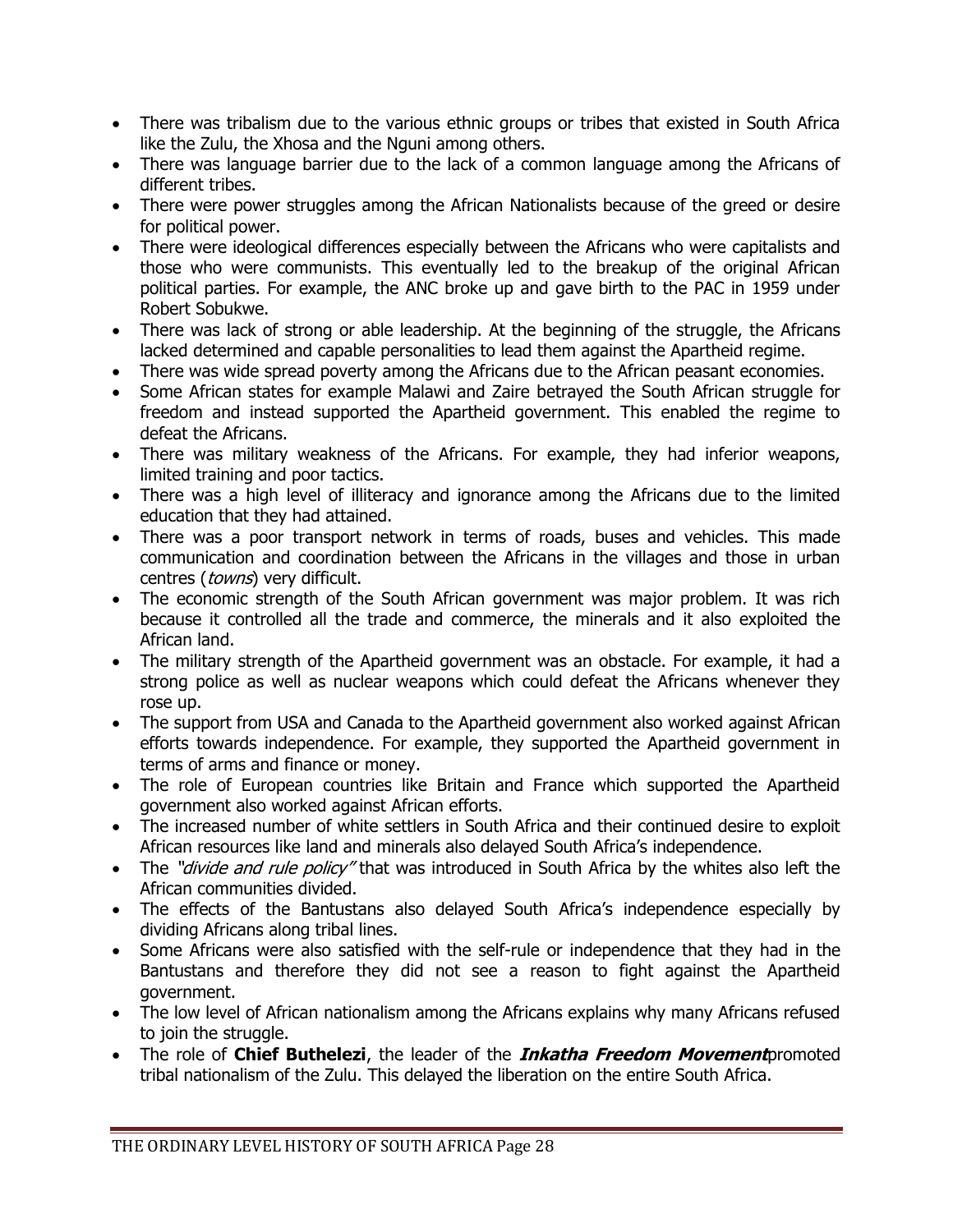- There was tribalism due to the various ethnic groups or tribes that existed in South Africa like the Zulu, the Xhosa and the Nguni among others.
- There was language barrier due to the lack of a common language among the Africans of different tribes.
- There were power struggles among the African Nationalists because of the greed or desire for political power.
- There were ideological differences especially between the Africans who were capitalists and those who were communists. This eventually led to the breakup of the original African political parties. For example, the ANC broke up and gave birth to the PAC in 1959 under Robert Sobukwe.
- There was lack of strong or able leadership. At the beginning of the struggle, the Africans lacked determined and capable personalities to lead them against the Apartheid regime.
- There was wide spread poverty among the Africans due to the African peasant economies.
- Some African states for example Malawi and Zaire betrayed the South African struggle for freedom and instead supported the Apartheid government. This enabled the regime to defeat the Africans.
- There was military weakness of the Africans. For example, they had inferior weapons, limited training and poor tactics.
- There was a high level of illiteracy and ignorance among the Africans due to the limited education that they had attained.
- There was a poor transport network in terms of roads, buses and vehicles. This made communication and coordination between the Africans in the villages and those in urban centres (*towns*) very difficult.
- The economic strength of the South African government was major problem. It was rich because it controlled all the trade and commerce, the minerals and it also exploited the African land.
- The military strength of the Apartheid government was an obstacle. For example, it had a strong police as well as nuclear weapons which could defeat the Africans whenever they rose up.
- The support from USA and Canada to the Apartheid government also worked against African efforts towards independence. For example, they supported the Apartheid government in terms of arms and finance or money.
- The role of European countries like Britain and France which supported the Apartheid government also worked against African efforts.
- The increased number of white settlers in South Africa and their continued desire to exploit African resources like land and minerals also delayed South Africa's independence.
- The *"divide and rule policy"* that was introduced in South Africa by the whites also left the African communities divided.
- The effects of the Bantustans also delayed South Africa's independence especially by dividing Africans along tribal lines.
- Some Africans were also satisfied with the self-rule or independence that they had in the Bantustans and therefore they did not see a reason to fight against the Apartheid government.
- The low level of African nationalism among the Africans explains why many Africans refused to join the struggle.
- The role of **Chief Buthelezi**, the leader of the ***Inkatha Freedom Movement*** promoted tribal nationalism of the Zulu. This delayed the liberation on the entire South Africa.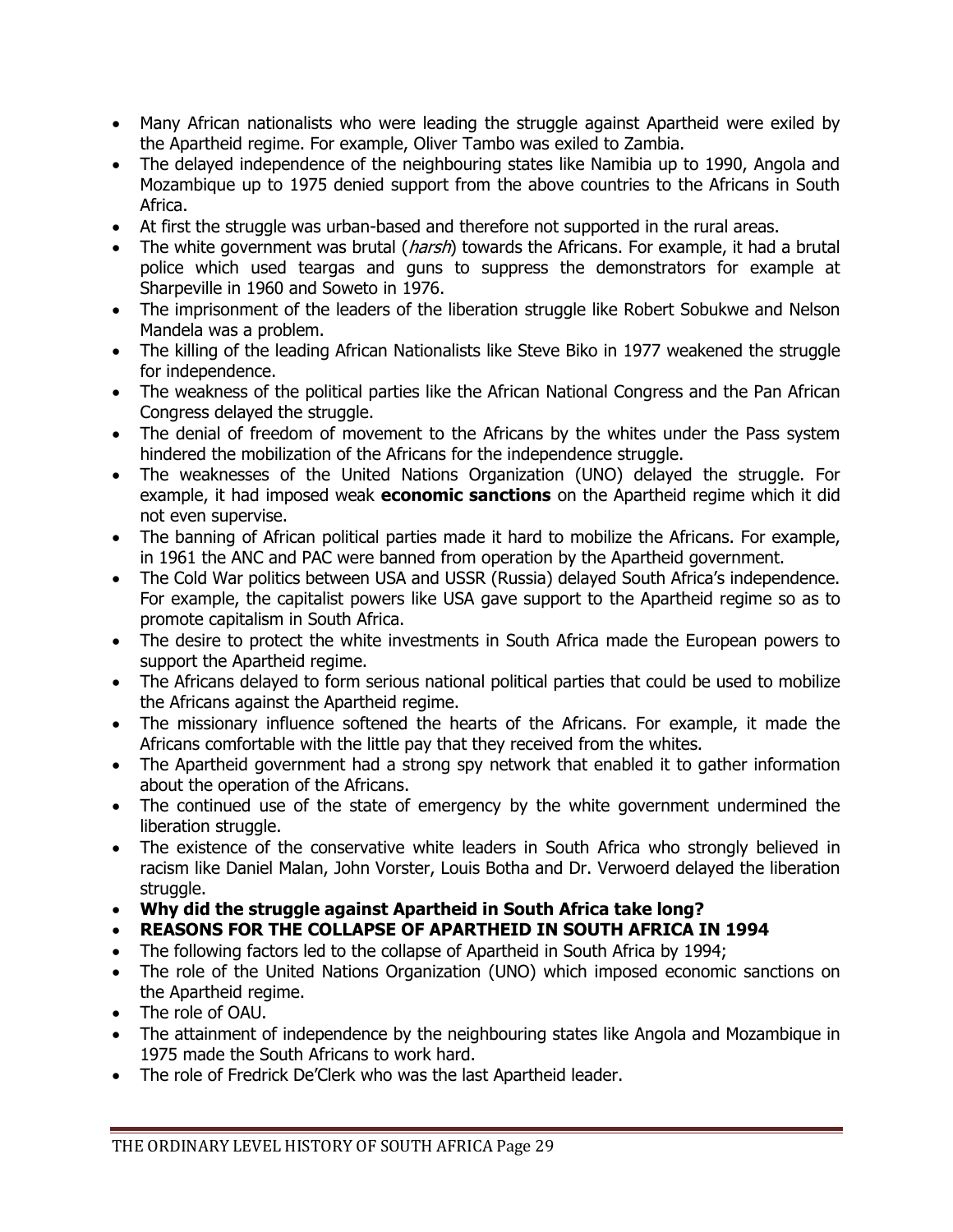- Many African nationalists who were leading the struggle against Apartheid were exiled by the Apartheid regime. For example, Oliver Tambo was exiled to Zambia.
- The delayed independence of the neighbouring states like Namibia up to 1990, Angola and Mozambique up to 1975 denied support from the above countries to the Africans in South Africa.
- At first the struggle was urban-based and therefore not supported in the rural areas.
- The white government was brutal (*harsh*) towards the Africans. For example, it had a brutal police which used teargas and guns to suppress the demonstrators for example at Sharpeville in 1960 and Soweto in 1976.
- The imprisonment of the leaders of the liberation struggle like Robert Sobukwe and Nelson Mandela was a problem.
- The killing of the leading African Nationalists like Steve Biko in 1977 weakened the struggle for independence.
- The weakness of the political parties like the African National Congress and the Pan African Congress delayed the struggle.
- The denial of freedom of movement to the Africans by the whites under the Pass system hindered the mobilization of the Africans for the independence struggle.
- The weaknesses of the United Nations Organization (UNO) delayed the struggle. For example, it had imposed weak **economic sanctions** on the Apartheid regime which it did not even supervise.
- The banning of African political parties made it hard to mobilize the Africans. For example, in 1961 the ANC and PAC were banned from operation by the Apartheid government.
- The Cold War politics between USA and USSR (Russia) delayed South Africa's independence. For example, the capitalist powers like USA gave support to the Apartheid regime so as to promote capitalism in South Africa.
- The desire to protect the white investments in South Africa made the European powers to support the Apartheid regime.
- The Africans delayed to form serious national political parties that could be used to mobilize the Africans against the Apartheid regime.
- The missionary influence softened the hearts of the Africans. For example, it made the Africans comfortable with the little pay that they received from the whites.
- The Apartheid government had a strong spy network that enabled it to gather information about the operation of the Africans.
- The continued use of the state of emergency by the white government undermined the liberation struggle.
- The existence of the conservative white leaders in South Africa who strongly believed in racism like Daniel Malan, John Vorster, Louis Botha and Dr. Verwoerd delayed the liberation struggle.
- **Why did the struggle against Apartheid in South Africa take long?**
- **REASONS FOR THE COLLAPSE OF APARTHEID IN SOUTH AFRICA IN 1994**
- The following factors led to the collapse of Apartheid in South Africa by 1994;
- The role of the United Nations Organization (UNO) which imposed economic sanctions on the Apartheid regime.
- The role of OAU.
- The attainment of independence by the neighbouring states like Angola and Mozambique in 1975 made the South Africans to work hard.
- The role of Fredrick De'Clerk who was the last Apartheid leader.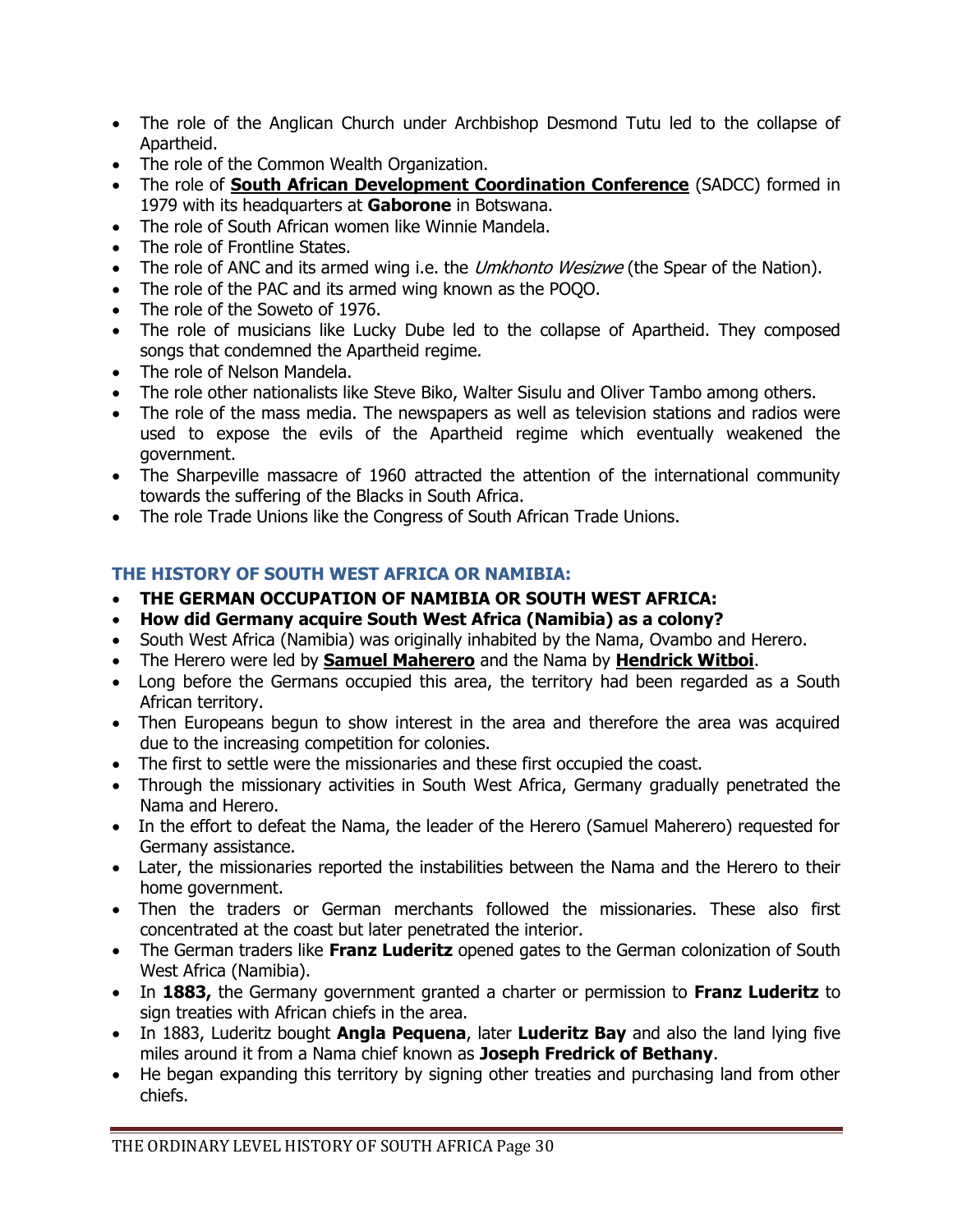- The role of the Anglican Church under Archbishop Desmond Tutu led to the collapse of Apartheid.
- The role of the Common Wealth Organization.
- The role of **South African Development Coordination Conference** (SADCC) formed in 1979 with its headquarters at **Gaborone** in Botswana.
- The role of South African women like Winnie Mandela.
- The role of Frontline States.
- The role of ANC and its armed wing i.e. the *Umkhonto Wesizwe* (the Spear of the Nation).
- The role of the PAC and its armed wing known as the POQO.
- The role of the Soweto of 1976.
- The role of musicians like Lucky Dube led to the collapse of Apartheid. They composed songs that condemned the Apartheid regime.
- The role of Nelson Mandela.
- The role other nationalists like Steve Biko, Walter Sisulu and Oliver Tambo among others.
- The role of the mass media. The newspapers as well as television stations and radios were used to expose the evils of the Apartheid regime which eventually weakened the government.
- The Sharpeville massacre of 1960 attracted the attention of the international community towards the suffering of the Blacks in South Africa.
- The role Trade Unions like the Congress of South African Trade Unions.

## THE HISTORY OF SOUTH WEST AFRICA OR NAMIBIA:

- **THE GERMAN OCCUPATION OF NAMIBIA OR SOUTH WEST AFRICA:**
- **How did Germany acquire South West Africa (Namibia) as a colony?**
- South West Africa (Namibia) was originally inhabited by the Nama, Ovambo and Herero.
- The Herero were led by **Samuel Maherero** and the Nama by **Hendrick Witboi**.
- Long before the Germans occupied this area, the territory had been regarded as a South African territory.
- Then Europeans begun to show interest in the area and therefore the area was acquired due to the increasing competition for colonies.
- The first to settle were the missionaries and these first occupied the coast.
- Through the missionary activities in South West Africa, Germany gradually penetrated the Nama and Herero.
- In the effort to defeat the Nama, the leader of the Herero (Samuel Maherero) requested for Germany assistance.
- Later, the missionaries reported the instabilities between the Nama and the Herero to their home government.
- Then the traders or German merchants followed the missionaries. These also first concentrated at the coast but later penetrated the interior.
- The German traders like **Franz Luderitz** opened gates to the German colonization of South West Africa (Namibia).
- In **1883,** the Germany government granted a charter or permission to **Franz Luderitz** to sign treaties with African chiefs in the area.
- In 1883, Luderitz bought **Angla Pequena**, later **Luderitz Bay** and also the land lying five miles around it from a Nama chief known as **Joseph Fredrick of Bethany**.
- He began expanding this territory by signing other treaties and purchasing land from other chiefs.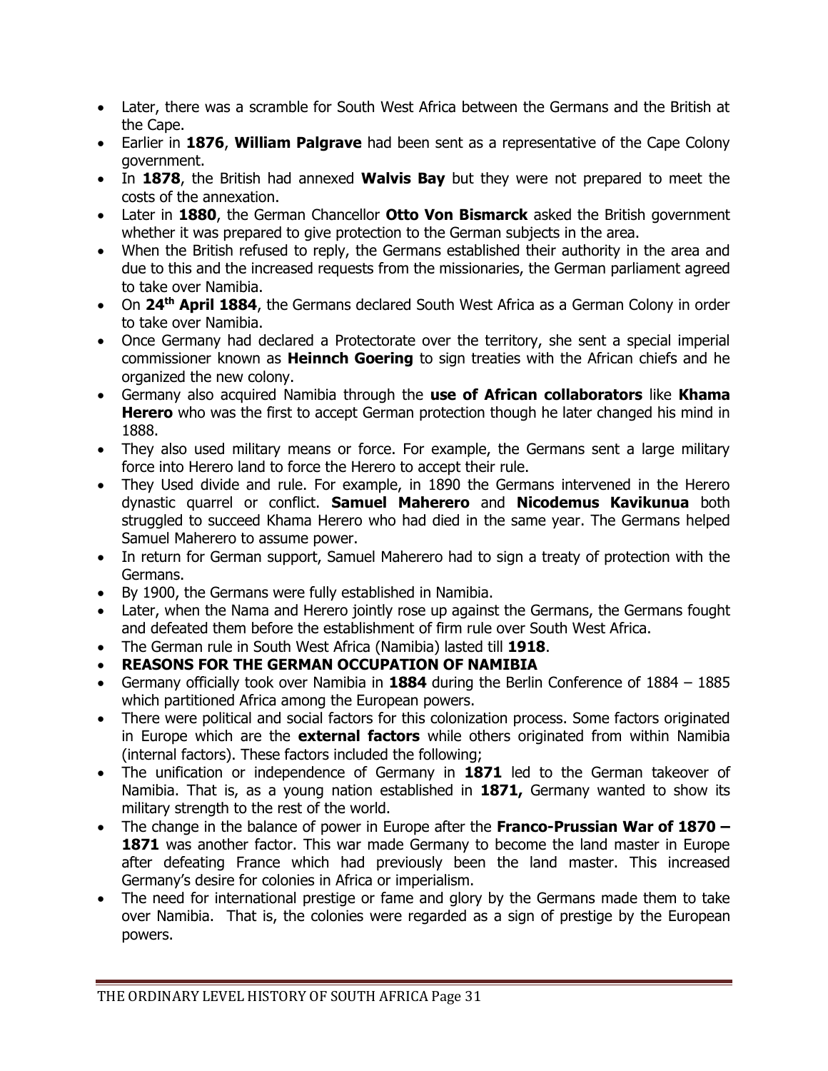- Later, there was a scramble for South West Africa between the Germans and the British at the Cape.
- Earlier in **1876**, **William Palgrave** had been sent as a representative of the Cape Colony government.
- In **1878**, the British had annexed **Walvis Bay** but they were not prepared to meet the costs of the annexation.
- Later in **1880**, the German Chancellor **Otto Von Bismarck** asked the British government whether it was prepared to give protection to the German subjects in the area.
- When the British refused to reply, the Germans established their authority in the area and due to this and the increased requests from the missionaries, the German parliament agreed to take over Namibia.
- On **24th April 1884**, the Germans declared South West Africa as a German Colony in order to take over Namibia.
- Once Germany had declared a Protectorate over the territory, she sent a special imperial commissioner known as **Heinnch Goering** to sign treaties with the African chiefs and he organized the new colony.
- Germany also acquired Namibia through the **use of African collaborators** like **Khama Herero** who was the first to accept German protection though he later changed his mind in 1888.
- They also used military means or force. For example, the Germans sent a large military force into Herero land to force the Herero to accept their rule.
- They Used divide and rule. For example, in 1890 the Germans intervened in the Herero dynastic quarrel or conflict. **Samuel Maherero** and **Nicodemus Kavikunua** both struggled to succeed Khama Herero who had died in the same year. The Germans helped Samuel Maherero to assume power.
- In return for German support, Samuel Maherero had to sign a treaty of protection with the Germans.
- By 1900, the Germans were fully established in Namibia.
- Later, when the Nama and Herero jointly rose up against the Germans, the Germans fought and defeated them before the establishment of firm rule over South West Africa.
- The German rule in South West Africa (Namibia) lasted till **1918**.
- **REASONS FOR THE GERMAN OCCUPATION OF NAMIBIA**
- Germany officially took over Namibia in **1884** during the Berlin Conference of 1884 – 1885 which partitioned Africa among the European powers.
- There were political and social factors for this colonization process. Some factors originated in Europe which are the **external factors** while others originated from within Namibia (internal factors). These factors included the following;
- The unification or independence of Germany in **1871** led to the German takeover of Namibia. That is, as a young nation established in **1871,** Germany wanted to show its military strength to the rest of the world.
- The change in the balance of power in Europe after the **Franco-Prussian War of 1870 – 1871** was another factor. This war made Germany to become the land master in Europe after defeating France which had previously been the land master. This increased Germany's desire for colonies in Africa or imperialism.
- The need for international prestige or fame and glory by the Germans made them to take over Namibia. That is, the colonies were regarded as a sign of prestige by the European powers.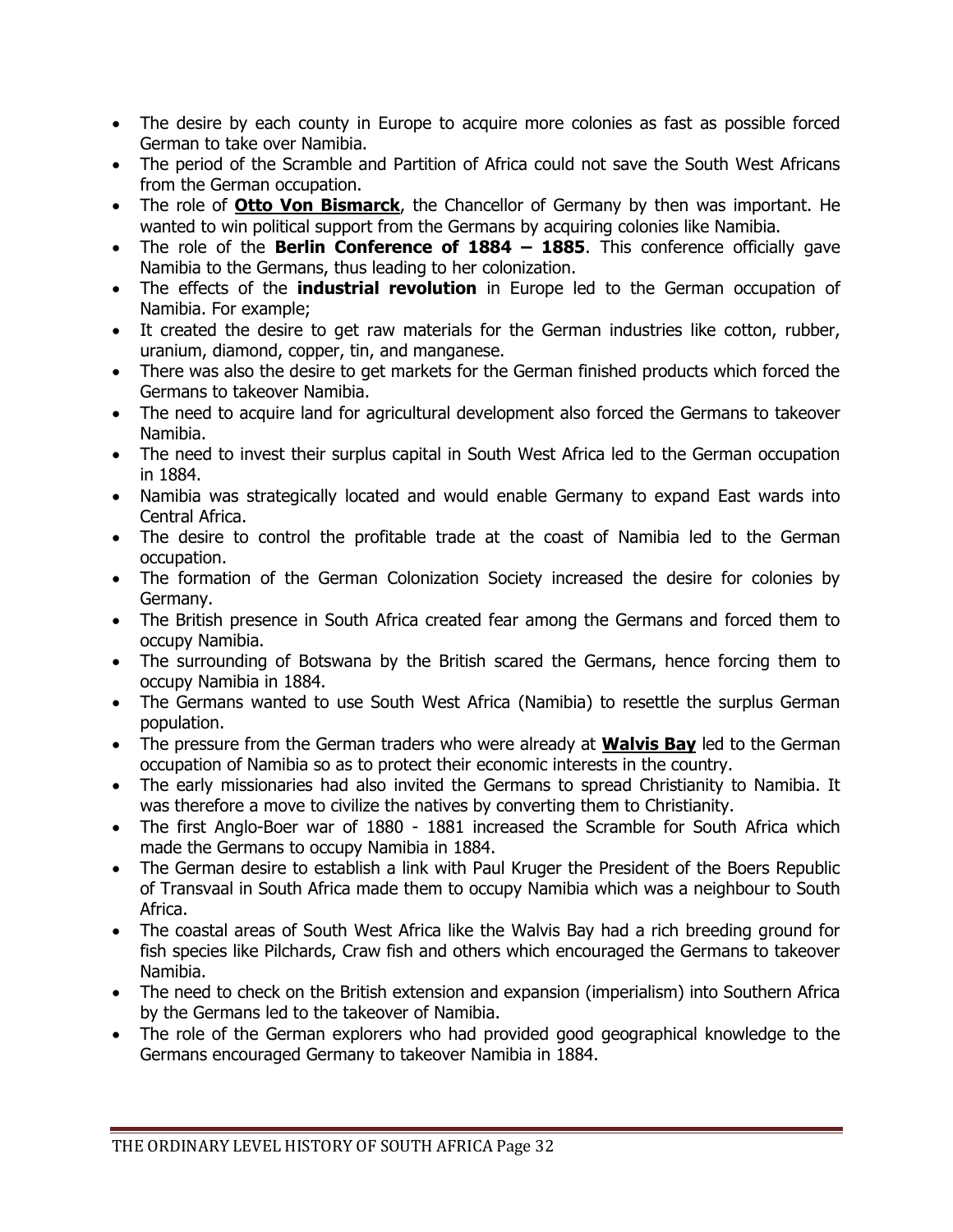- The desire by each county in Europe to acquire more colonies as fast as possible forced German to take over Namibia.
- The period of the Scramble and Partition of Africa could not save the South West Africans from the German occupation.
- The role of **Otto Von Bismarck**, the Chancellor of Germany by then was important. He wanted to win political support from the Germans by acquiring colonies like Namibia.
- The role of the **Berlin Conference of 1884 – 1885**. This conference officially gave Namibia to the Germans, thus leading to her colonization.
- The effects of the **industrial revolution** in Europe led to the German occupation of Namibia. For example;
- It created the desire to get raw materials for the German industries like cotton, rubber, uranium, diamond, copper, tin, and manganese.
- There was also the desire to get markets for the German finished products which forced the Germans to takeover Namibia.
- The need to acquire land for agricultural development also forced the Germans to takeover Namibia.
- The need to invest their surplus capital in South West Africa led to the German occupation in 1884.
- Namibia was strategically located and would enable Germany to expand East wards into Central Africa.
- The desire to control the profitable trade at the coast of Namibia led to the German occupation.
- The formation of the German Colonization Society increased the desire for colonies by Germany.
- The British presence in South Africa created fear among the Germans and forced them to occupy Namibia.
- The surrounding of Botswana by the British scared the Germans, hence forcing them to occupy Namibia in 1884.
- The Germans wanted to use South West Africa (Namibia) to resettle the surplus German population.
- The pressure from the German traders who were already at **Walvis Bay** led to the German occupation of Namibia so as to protect their economic interests in the country.
- The early missionaries had also invited the Germans to spread Christianity to Namibia. It was therefore a move to civilize the natives by converting them to Christianity.
- The first Anglo-Boer war of 1880 - 1881 increased the Scramble for South Africa which made the Germans to occupy Namibia in 1884.
- The German desire to establish a link with Paul Kruger the President of the Boers Republic of Transvaal in South Africa made them to occupy Namibia which was a neighbour to South Africa.
- The coastal areas of South West Africa like the Walvis Bay had a rich breeding ground for fish species like Pilchards, Craw fish and others which encouraged the Germans to takeover Namibia.
- The need to check on the British extension and expansion (imperialism) into Southern Africa by the Germans led to the takeover of Namibia.
- The role of the German explorers who had provided good geographical knowledge to the Germans encouraged Germany to takeover Namibia in 1884.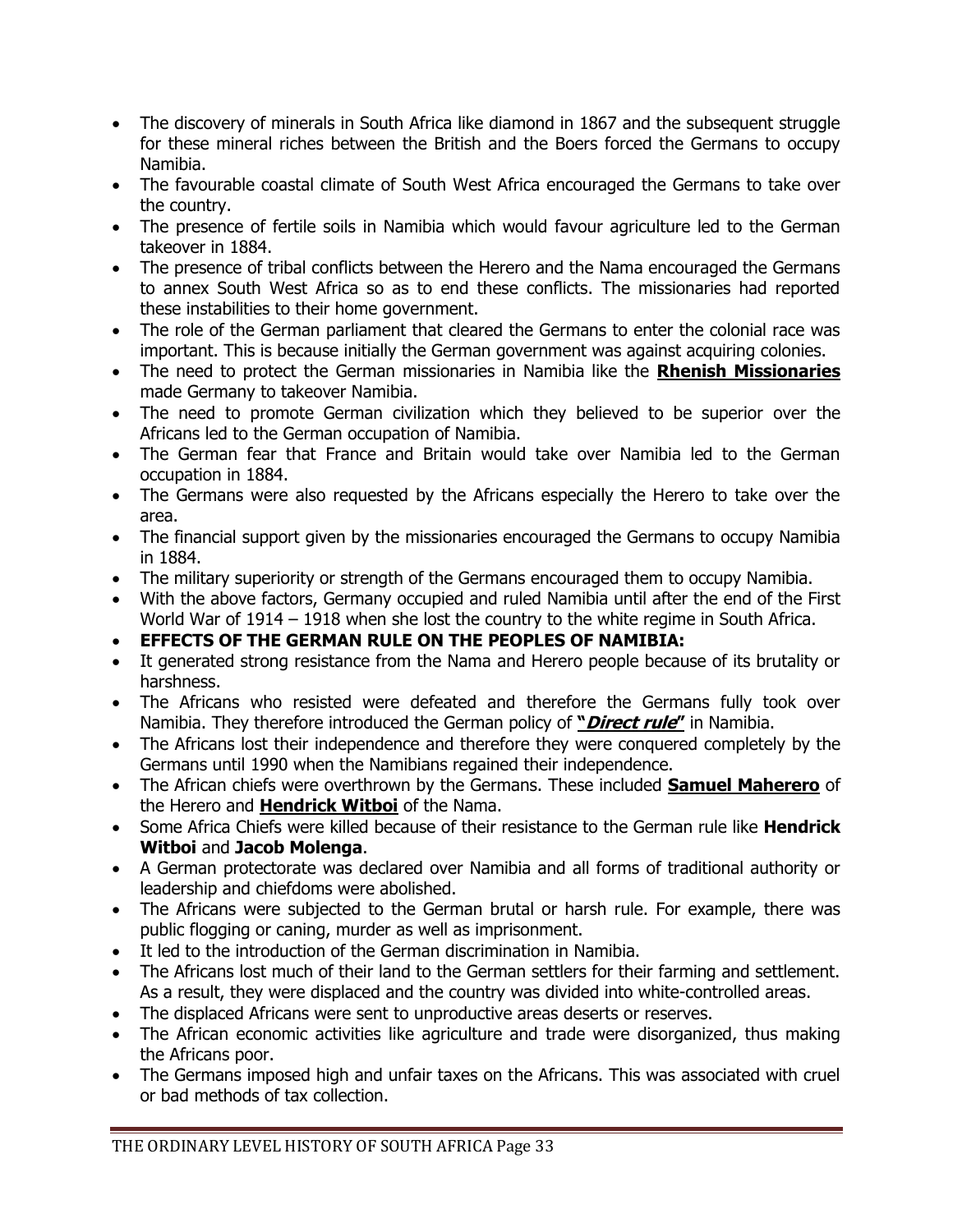- The discovery of minerals in South Africa like diamond in 1867 and the subsequent struggle for these mineral riches between the British and the Boers forced the Germans to occupy Namibia.
- The favourable coastal climate of South West Africa encouraged the Germans to take over the country.
- The presence of fertile soils in Namibia which would favour agriculture led to the German takeover in 1884.
- The presence of tribal conflicts between the Herero and the Nama encouraged the Germans to annex South West Africa so as to end these conflicts. The missionaries had reported these instabilities to their home government.
- The role of the German parliament that cleared the Germans to enter the colonial race was important. This is because initially the German government was against acquiring colonies.
- The need to protect the German missionaries in Namibia like the **Rhenish Missionaries** made Germany to takeover Namibia.
- The need to promote German civilization which they believed to be superior over the Africans led to the German occupation of Namibia.
- The German fear that France and Britain would take over Namibia led to the German occupation in 1884.
- The Germans were also requested by the Africans especially the Herero to take over the area.
- The financial support given by the missionaries encouraged the Germans to occupy Namibia in 1884.
- The military superiority or strength of the Germans encouraged them to occupy Namibia.
- With the above factors, Germany occupied and ruled Namibia until after the end of the First World War of 1914 – 1918 when she lost the country to the white regime in South Africa.
- **EFFECTS OF THE GERMAN RULE ON THE PEOPLES OF NAMIBIA:**
- It generated strong resistance from the Nama and Herero people because of its brutality or harshness.
- The Africans who resisted were defeated and therefore the Germans fully took over Namibia. They therefore introduced the German policy of **"*Direct rule*"** in Namibia.
- The Africans lost their independence and therefore they were conquered completely by the Germans until 1990 when the Namibians regained their independence.
- The African chiefs were overthrown by the Germans. These included **Samuel Maherero** of the Herero and **Hendrick Witboi** of the Nama.
- Some Africa Chiefs were killed because of their resistance to the German rule like **Hendrick Witboi** and **Jacob Molenga**.
- A German protectorate was declared over Namibia and all forms of traditional authority or leadership and chiefdoms were abolished.
- The Africans were subjected to the German brutal or harsh rule. For example, there was public flogging or caning, murder as well as imprisonment.
- It led to the introduction of the German discrimination in Namibia.
- The Africans lost much of their land to the German settlers for their farming and settlement. As a result, they were displaced and the country was divided into white-controlled areas.
- The displaced Africans were sent to unproductive areas deserts or reserves.
- The African economic activities like agriculture and trade were disorganized, thus making the Africans poor.
- The Germans imposed high and unfair taxes on the Africans. This was associated with cruel or bad methods of tax collection.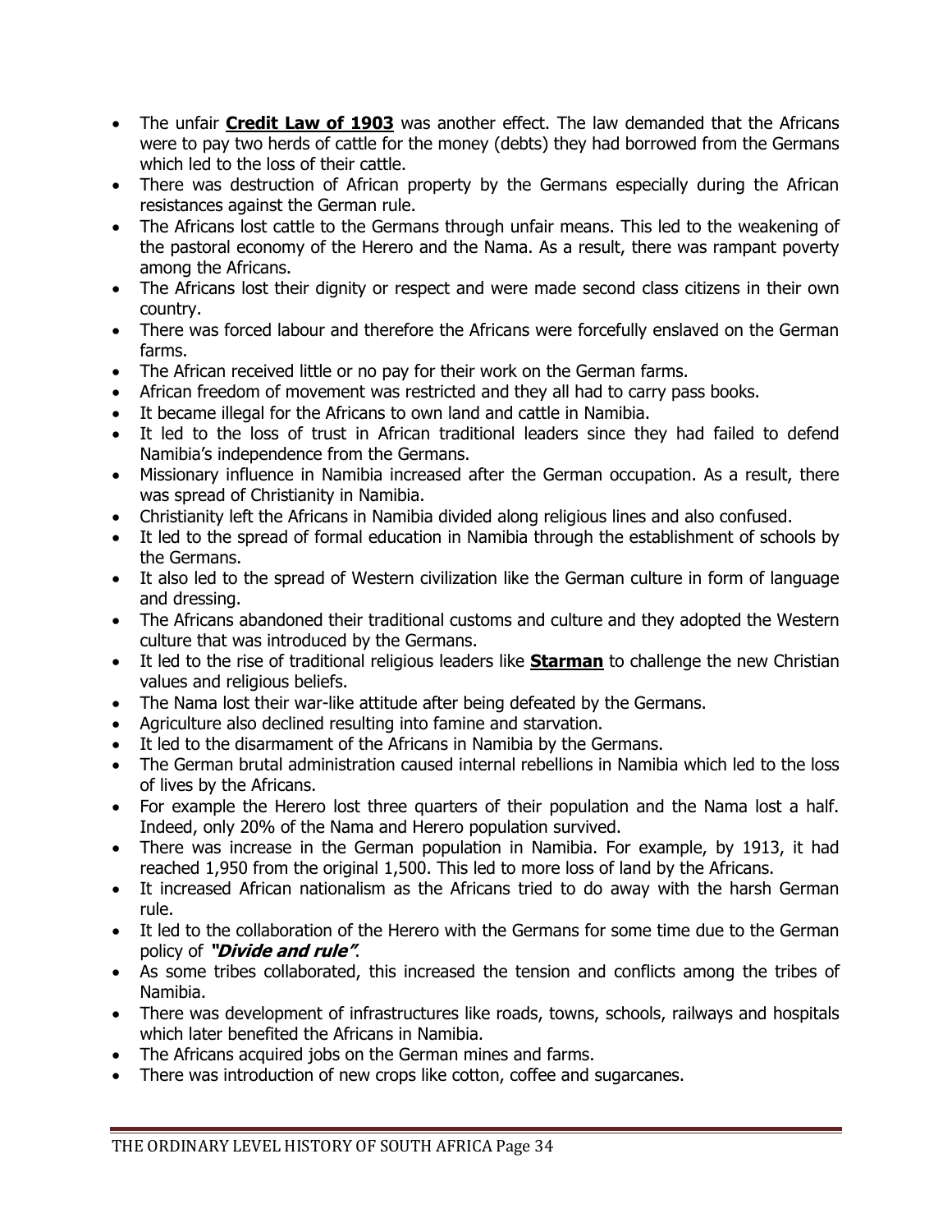- The unfair **Credit Law of 1903** was another effect. The law demanded that the Africans were to pay two herds of cattle for the money (debts) they had borrowed from the Germans which led to the loss of their cattle.
- There was destruction of African property by the Germans especially during the African resistances against the German rule.
- The Africans lost cattle to the Germans through unfair means. This led to the weakening of the pastoral economy of the Herero and the Nama. As a result, there was rampant poverty among the Africans.
- The Africans lost their dignity or respect and were made second class citizens in their own country.
- There was forced labour and therefore the Africans were forcefully enslaved on the German farms.
- The African received little or no pay for their work on the German farms.
- African freedom of movement was restricted and they all had to carry pass books.
- It became illegal for the Africans to own land and cattle in Namibia.
- It led to the loss of trust in African traditional leaders since they had failed to defend Namibia's independence from the Germans.
- Missionary influence in Namibia increased after the German occupation. As a result, there was spread of Christianity in Namibia.
- Christianity left the Africans in Namibia divided along religious lines and also confused.
- It led to the spread of formal education in Namibia through the establishment of schools by the Germans.
- It also led to the spread of Western civilization like the German culture in form of language and dressing.
- The Africans abandoned their traditional customs and culture and they adopted the Western culture that was introduced by the Germans.
- It led to the rise of traditional religious leaders like **Starman** to challenge the new Christian values and religious beliefs.
- The Nama lost their war-like attitude after being defeated by the Germans.
- Agriculture also declined resulting into famine and starvation.
- It led to the disarmament of the Africans in Namibia by the Germans.
- The German brutal administration caused internal rebellions in Namibia which led to the loss of lives by the Africans.
- For example the Herero lost three quarters of their population and the Nama lost a half. Indeed, only 20% of the Nama and Herero population survived.
- There was increase in the German population in Namibia. For example, by 1913, it had reached 1,950 from the original 1,500. This led to more loss of land by the Africans.
- It increased African nationalism as the Africans tried to do away with the harsh German rule.
- It led to the collaboration of the Herero with the Germans for some time due to the German policy of ***"Divide and rule"***.
- As some tribes collaborated, this increased the tension and conflicts among the tribes of Namibia.
- There was development of infrastructures like roads, towns, schools, railways and hospitals which later benefited the Africans in Namibia.
- The Africans acquired jobs on the German mines and farms.
- There was introduction of new crops like cotton, coffee and sugarcanes.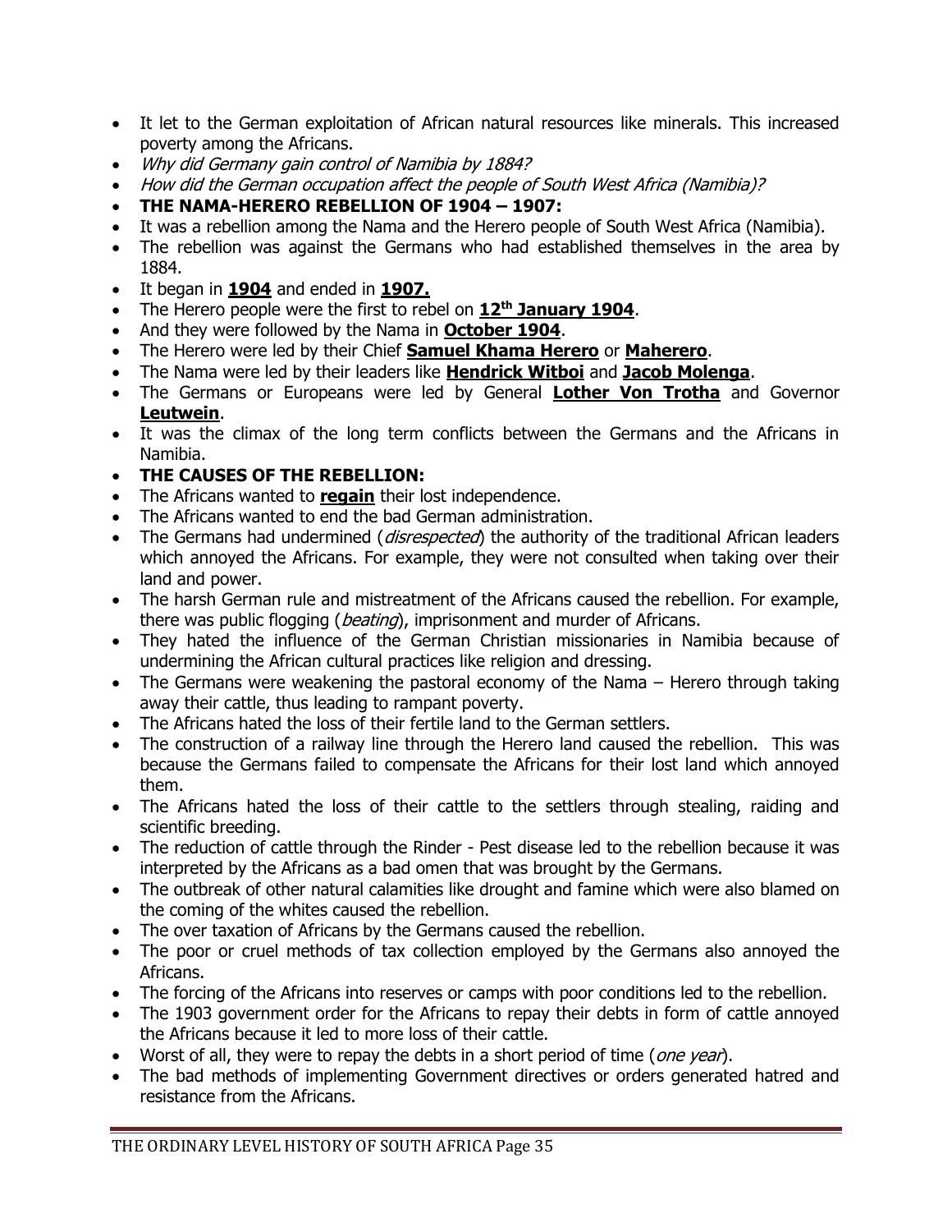- It let to the German exploitation of African natural resources like minerals. This increased poverty among the Africans.
- *Why did Germany gain control of Namibia by 1884?*
- *How did the German occupation affect the people of South West Africa (Namibia)?*
- **THE NAMA-HERERO REBELLION OF 1904 – 1907:**
- It was a rebellion among the Nama and the Herero people of South West Africa (Namibia).
- The rebellion was against the Germans who had established themselves in the area by 1884.
- It began in <u>**1904**</u> and ended in <u>**1907.**</u>
- The Herero people were the first to rebel on <u>**12th January 1904**</u>.
- And they were followed by the Nama in <u>**October 1904**</u>.
- The Herero were led by their Chief <u>**Samuel Khama Herero**</u> or <u>**Maherero**</u>.
- The Nama were led by their leaders like <u>**Hendrick Witboi**</u> and <u>**Jacob Molenga**</u>.
- The Germans or Europeans were led by General <u>**Lother Von Trotha**</u> and Governor <u>**Leutwein**</u>.
- It was the climax of the long term conflicts between the Germans and the Africans in Namibia.
- **THE CAUSES OF THE REBELLION:**
- The Africans wanted to <u>**regain**</u> their lost independence.
- The Africans wanted to end the bad German administration.
- The Germans had undermined (*disrespected*) the authority of the traditional African leaders which annoyed the Africans. For example, they were not consulted when taking over their land and power.
- The harsh German rule and mistreatment of the Africans caused the rebellion. For example, there was public flogging (*beating*), imprisonment and murder of Africans.
- They hated the influence of the German Christian missionaries in Namibia because of undermining the African cultural practices like religion and dressing.
- The Germans were weakening the pastoral economy of the Nama – Herero through taking away their cattle, thus leading to rampant poverty.
- The Africans hated the loss of their fertile land to the German settlers.
- The construction of a railway line through the Herero land caused the rebellion. This was because the Germans failed to compensate the Africans for their lost land which annoyed them.
- The Africans hated the loss of their cattle to the settlers through stealing, raiding and scientific breeding.
- The reduction of cattle through the Rinder - Pest disease led to the rebellion because it was interpreted by the Africans as a bad omen that was brought by the Germans.
- The outbreak of other natural calamities like drought and famine which were also blamed on the coming of the whites caused the rebellion.
- The over taxation of Africans by the Germans caused the rebellion.
- The poor or cruel methods of tax collection employed by the Germans also annoyed the Africans.
- The forcing of the Africans into reserves or camps with poor conditions led to the rebellion.
- The 1903 government order for the Africans to repay their debts in form of cattle annoyed the Africans because it led to more loss of their cattle.
- Worst of all, they were to repay the debts in a short period of time (*one year*).
- The bad methods of implementing Government directives or orders generated hatred and resistance from the Africans.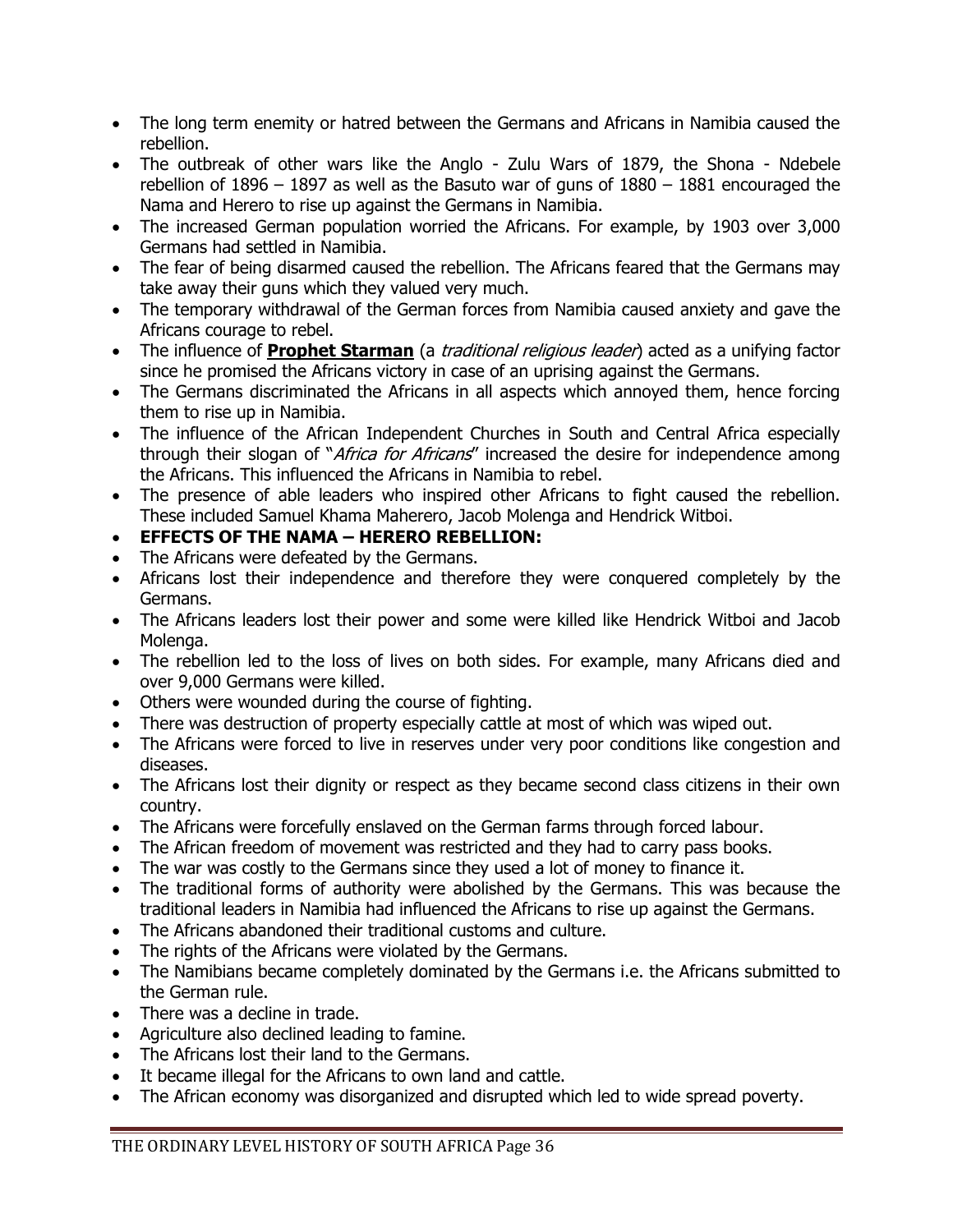- The long term enemity or hatred between the Germans and Africans in Namibia caused the rebellion.
- The outbreak of other wars like the Anglo - Zulu Wars of 1879, the Shona - Ndebele rebellion of 1896 – 1897 as well as the Basuto war of guns of 1880 – 1881 encouraged the Nama and Herero to rise up against the Germans in Namibia.
- The increased German population worried the Africans. For example, by 1903 over 3,000 Germans had settled in Namibia.
- The fear of being disarmed caused the rebellion. The Africans feared that the Germans may take away their guns which they valued very much.
- The temporary withdrawal of the German forces from Namibia caused anxiety and gave the Africans courage to rebel.
- The influence of **Prophet Starman** (a *traditional religious leader*) acted as a unifying factor since he promised the Africans victory in case of an uprising against the Germans.
- The Germans discriminated the Africans in all aspects which annoyed them, hence forcing them to rise up in Namibia.
- The influence of the African Independent Churches in South and Central Africa especially through their slogan of "*Africa for Africans*" increased the desire for independence among the Africans. This influenced the Africans in Namibia to rebel.
- The presence of able leaders who inspired other Africans to fight caused the rebellion. These included Samuel Khama Maherero, Jacob Molenga and Hendrick Witboi.
- **EFFECTS OF THE NAMA – HERERO REBELLION:**
- The Africans were defeated by the Germans.
- Africans lost their independence and therefore they were conquered completely by the Germans.
- The Africans leaders lost their power and some were killed like Hendrick Witboi and Jacob Molenga.
- The rebellion led to the loss of lives on both sides. For example, many Africans died and over 9,000 Germans were killed.
- Others were wounded during the course of fighting.
- There was destruction of property especially cattle at most of which was wiped out.
- The Africans were forced to live in reserves under very poor conditions like congestion and diseases.
- The Africans lost their dignity or respect as they became second class citizens in their own country.
- The Africans were forcefully enslaved on the German farms through forced labour.
- The African freedom of movement was restricted and they had to carry pass books.
- The war was costly to the Germans since they used a lot of money to finance it.
- The traditional forms of authority were abolished by the Germans. This was because the traditional leaders in Namibia had influenced the Africans to rise up against the Germans.
- The Africans abandoned their traditional customs and culture.
- The rights of the Africans were violated by the Germans.
- The Namibians became completely dominated by the Germans i.e. the Africans submitted to the German rule.
- There was a decline in trade.
- Agriculture also declined leading to famine.
- The Africans lost their land to the Germans.
- It became illegal for the Africans to own land and cattle.
- The African economy was disorganized and disrupted which led to wide spread poverty.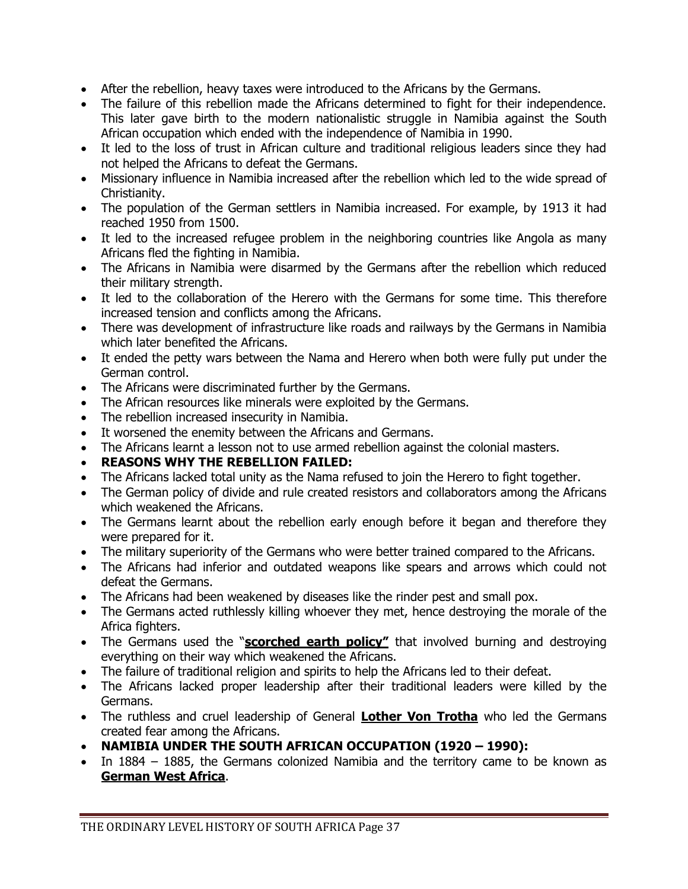- After the rebellion, heavy taxes were introduced to the Africans by the Germans.
- The failure of this rebellion made the Africans determined to fight for their independence. This later gave birth to the modern nationalistic struggle in Namibia against the South African occupation which ended with the independence of Namibia in 1990.
- It led to the loss of trust in African culture and traditional religious leaders since they had not helped the Africans to defeat the Germans.
- Missionary influence in Namibia increased after the rebellion which led to the wide spread of Christianity.
- The population of the German settlers in Namibia increased. For example, by 1913 it had reached 1950 from 1500.
- It led to the increased refugee problem in the neighboring countries like Angola as many Africans fled the fighting in Namibia.
- The Africans in Namibia were disarmed by the Germans after the rebellion which reduced their military strength.
- It led to the collaboration of the Herero with the Germans for some time. This therefore increased tension and conflicts among the Africans.
- There was development of infrastructure like roads and railways by the Germans in Namibia which later benefited the Africans.
- It ended the petty wars between the Nama and Herero when both were fully put under the German control.
- The Africans were discriminated further by the Germans.
- The African resources like minerals were exploited by the Germans.
- The rebellion increased insecurity in Namibia.
- It worsened the enemity between the Africans and Germans.
- The Africans learnt a lesson not to use armed rebellion against the colonial masters.
- **REASONS WHY THE REBELLION FAILED:**
- The Africans lacked total unity as the Nama refused to join the Herero to fight together.
- The German policy of divide and rule created resistors and collaborators among the Africans which weakened the Africans.
- The Germans learnt about the rebellion early enough before it began and therefore they were prepared for it.
- The military superiority of the Germans who were better trained compared to the Africans.
- The Africans had inferior and outdated weapons like spears and arrows which could not defeat the Germans.
- The Africans had been weakened by diseases like the rinder pest and small pox.
- The Germans acted ruthlessly killing whoever they met, hence destroying the morale of the Africa fighters.
- The Germans used the "**scorched earth policy"** that involved burning and destroying everything on their way which weakened the Africans.
- The failure of traditional religion and spirits to help the Africans led to their defeat.
- The Africans lacked proper leadership after their traditional leaders were killed by the Germans.
- The ruthless and cruel leadership of General **Lother Von Trotha** who led the Germans created fear among the Africans.
- **NAMIBIA UNDER THE SOUTH AFRICAN OCCUPATION (1920 – 1990):**
- In 1884 – 1885, the Germans colonized Namibia and the territory came to be known as **German West Africa**.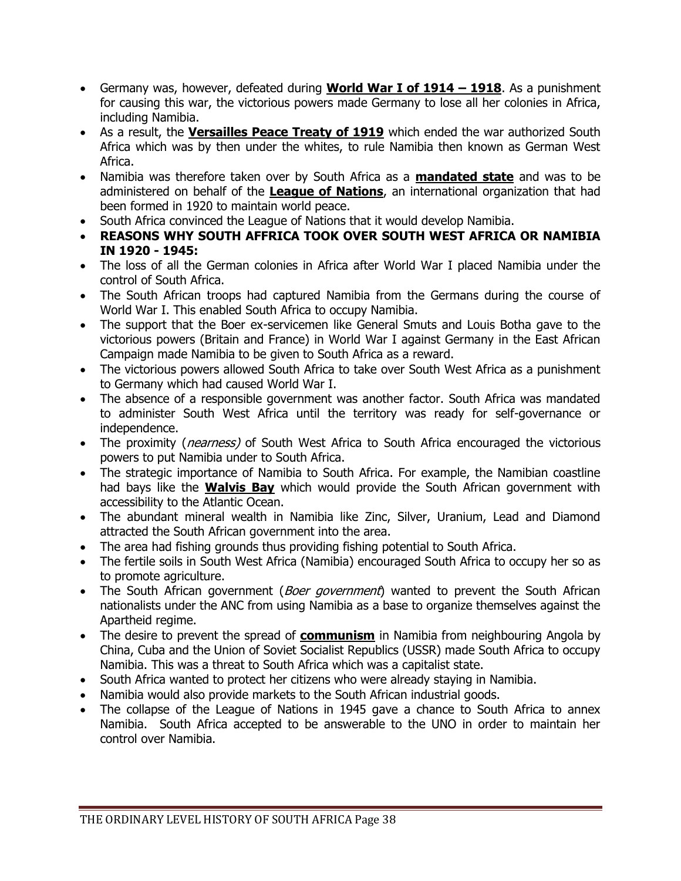- Germany was, however, defeated during **World War I of 1914 – 1918**. As a punishment for causing this war, the victorious powers made Germany to lose all her colonies in Africa, including Namibia.
- As a result, the **Versailles Peace Treaty of 1919** which ended the war authorized South Africa which was by then under the whites, to rule Namibia then known as German West Africa.
- Namibia was therefore taken over by South Africa as a **mandated state** and was to be administered on behalf of the **League of Nations**, an international organization that had been formed in 1920 to maintain world peace.
- South Africa convinced the League of Nations that it would develop Namibia.
- **REASONS WHY SOUTH AFFRICA TOOK OVER SOUTH WEST AFRICA OR NAMIBIA IN 1920 - 1945:**
- The loss of all the German colonies in Africa after World War I placed Namibia under the control of South Africa.
- The South African troops had captured Namibia from the Germans during the course of World War I. This enabled South Africa to occupy Namibia.
- The support that the Boer ex-servicemen like General Smuts and Louis Botha gave to the victorious powers (Britain and France) in World War I against Germany in the East African Campaign made Namibia to be given to South Africa as a reward.
- The victorious powers allowed South Africa to take over South West Africa as a punishment to Germany which had caused World War I.
- The absence of a responsible government was another factor. South Africa was mandated to administer South West Africa until the territory was ready for self-governance or independence.
- The proximity (*nearness)* of South West Africa to South Africa encouraged the victorious powers to put Namibia under to South Africa.
- The strategic importance of Namibia to South Africa. For example, the Namibian coastline had bays like the **Walvis Bay** which would provide the South African government with accessibility to the Atlantic Ocean.
- The abundant mineral wealth in Namibia like Zinc, Silver, Uranium, Lead and Diamond attracted the South African government into the area.
- The area had fishing grounds thus providing fishing potential to South Africa.
- The fertile soils in South West Africa (Namibia) encouraged South Africa to occupy her so as to promote agriculture.
- The South African government (*Boer government*) wanted to prevent the South African nationalists under the ANC from using Namibia as a base to organize themselves against the Apartheid regime.
- The desire to prevent the spread of **communism** in Namibia from neighbouring Angola by China, Cuba and the Union of Soviet Socialist Republics (USSR) made South Africa to occupy Namibia. This was a threat to South Africa which was a capitalist state.
- South Africa wanted to protect her citizens who were already staying in Namibia.
- Namibia would also provide markets to the South African industrial goods.
- The collapse of the League of Nations in 1945 gave a chance to South Africa to annex Namibia. South Africa accepted to be answerable to the UNO in order to maintain her control over Namibia.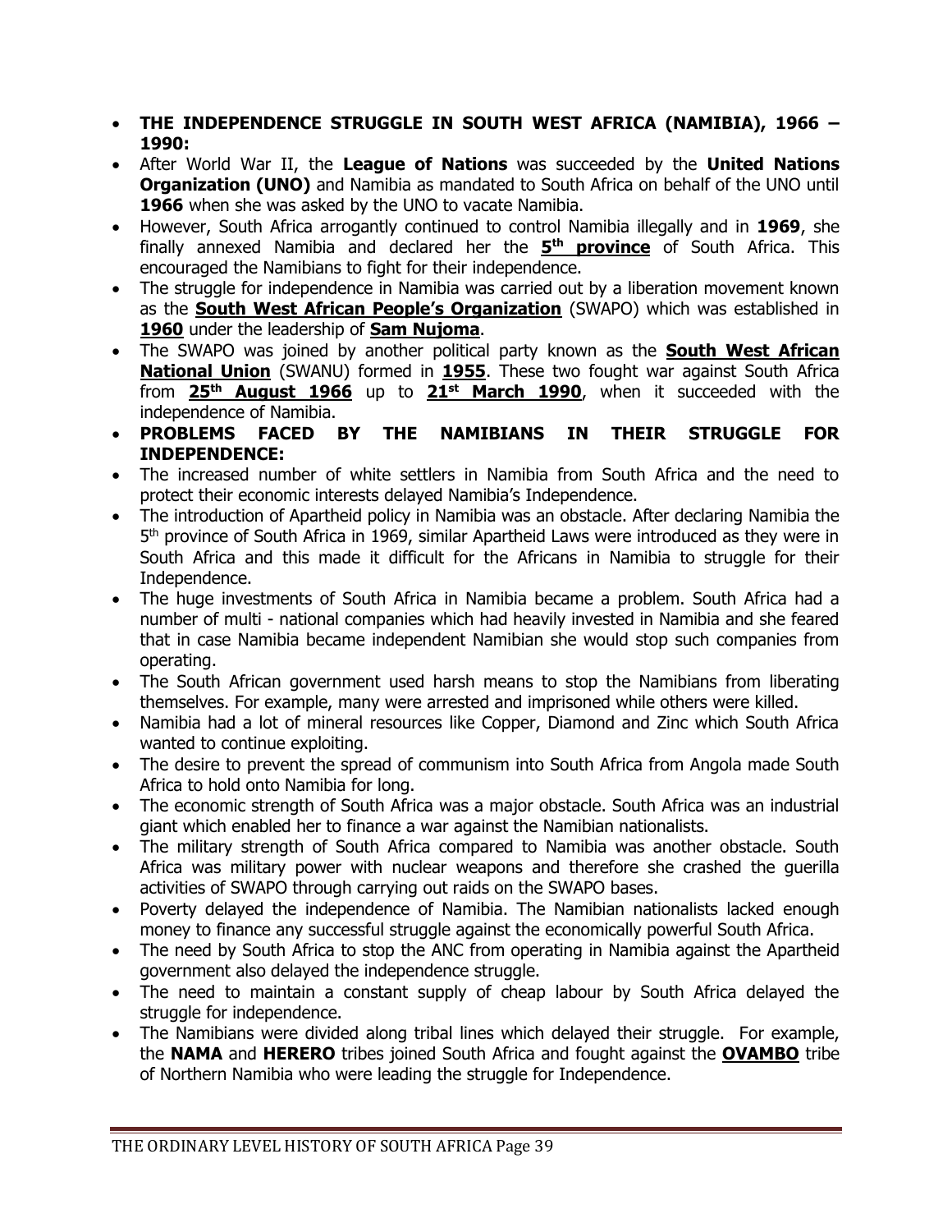- **THE INDEPENDENCE STRUGGLE IN SOUTH WEST AFRICA (NAMIBIA), 1966 – 1990:**
- After World War II, the **League of Nations** was succeeded by the **United Nations Organization (UNO)** and Namibia as mandated to South Africa on behalf of the UNO until **1966** when she was asked by the UNO to vacate Namibia.
- However, South Africa arrogantly continued to control Namibia illegally and in **1969**, she finally annexed Namibia and declared her the **5th province** of South Africa. This encouraged the Namibians to fight for their independence.
- The struggle for independence in Namibia was carried out by a liberation movement known as the **South West African People's Organization** (SWAPO) which was established in **1960** under the leadership of **Sam Nujoma**.
- The SWAPO was joined by another political party known as the **South West African National Union** (SWANU) formed in **1955**. These two fought war against South Africa from **25th August 1966** up to **21st March 1990**, when it succeeded with the independence of Namibia.
- **PROBLEMS FACED BY THE NAMIBIANS IN THEIR STRUGGLE FOR INDEPENDENCE:**
- The increased number of white settlers in Namibia from South Africa and the need to protect their economic interests delayed Namibia's Independence.
- The introduction of Apartheid policy in Namibia was an obstacle. After declaring Namibia the 5th province of South Africa in 1969, similar Apartheid Laws were introduced as they were in South Africa and this made it difficult for the Africans in Namibia to struggle for their Independence.
- The huge investments of South Africa in Namibia became a problem. South Africa had a number of multi - national companies which had heavily invested in Namibia and she feared that in case Namibia became independent Namibian she would stop such companies from operating.
- The South African government used harsh means to stop the Namibians from liberating themselves. For example, many were arrested and imprisoned while others were killed.
- Namibia had a lot of mineral resources like Copper, Diamond and Zinc which South Africa wanted to continue exploiting.
- The desire to prevent the spread of communism into South Africa from Angola made South Africa to hold onto Namibia for long.
- The economic strength of South Africa was a major obstacle. South Africa was an industrial giant which enabled her to finance a war against the Namibian nationalists.
- The military strength of South Africa compared to Namibia was another obstacle. South Africa was military power with nuclear weapons and therefore she crashed the guerilla activities of SWAPO through carrying out raids on the SWAPO bases.
- Poverty delayed the independence of Namibia. The Namibian nationalists lacked enough money to finance any successful struggle against the economically powerful South Africa.
- The need by South Africa to stop the ANC from operating in Namibia against the Apartheid government also delayed the independence struggle.
- The need to maintain a constant supply of cheap labour by South Africa delayed the struggle for independence.
- The Namibians were divided along tribal lines which delayed their struggle. For example, the **NAMA** and **HERERO** tribes joined South Africa and fought against the **OVAMBO** tribe of Northern Namibia who were leading the struggle for Independence.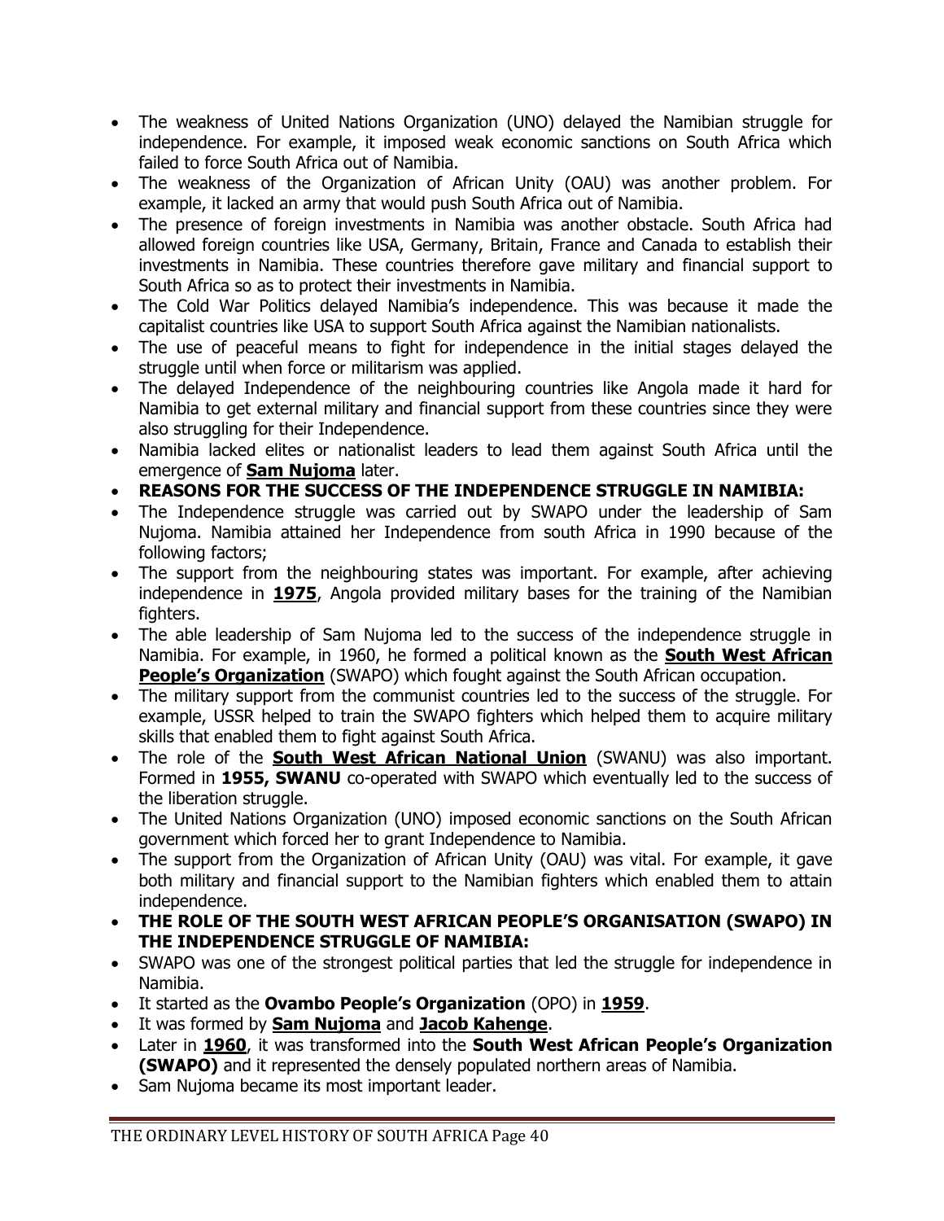- The weakness of United Nations Organization (UNO) delayed the Namibian struggle for independence. For example, it imposed weak economic sanctions on South Africa which failed to force South Africa out of Namibia.
- The weakness of the Organization of African Unity (OAU) was another problem. For example, it lacked an army that would push South Africa out of Namibia.
- The presence of foreign investments in Namibia was another obstacle. South Africa had allowed foreign countries like USA, Germany, Britain, France and Canada to establish their investments in Namibia. These countries therefore gave military and financial support to South Africa so as to protect their investments in Namibia.
- The Cold War Politics delayed Namibia's independence. This was because it made the capitalist countries like USA to support South Africa against the Namibian nationalists.
- The use of peaceful means to fight for independence in the initial stages delayed the struggle until when force or militarism was applied.
- The delayed Independence of the neighbouring countries like Angola made it hard for Namibia to get external military and financial support from these countries since they were also struggling for their Independence.
- Namibia lacked elites or nationalist leaders to lead them against South Africa until the emergence of **Sam Nujoma** later.
- **REASONS FOR THE SUCCESS OF THE INDEPENDENCE STRUGGLE IN NAMIBIA:**
- The Independence struggle was carried out by SWAPO under the leadership of Sam Nujoma. Namibia attained her Independence from south Africa in 1990 because of the following factors;
- The support from the neighbouring states was important. For example, after achieving independence in **1975**, Angola provided military bases for the training of the Namibian fighters.
- The able leadership of Sam Nujoma led to the success of the independence struggle in Namibia. For example, in 1960, he formed a political known as the **South West African People's Organization** (SWAPO) which fought against the South African occupation.
- The military support from the communist countries led to the success of the struggle. For example, USSR helped to train the SWAPO fighters which helped them to acquire military skills that enabled them to fight against South Africa.
- The role of the **South West African National Union** (SWANU) was also important. Formed in **1955, SWANU** co-operated with SWAPO which eventually led to the success of the liberation struggle.
- The United Nations Organization (UNO) imposed economic sanctions on the South African government which forced her to grant Independence to Namibia.
- The support from the Organization of African Unity (OAU) was vital. For example, it gave both military and financial support to the Namibian fighters which enabled them to attain independence.
- **THE ROLE OF THE SOUTH WEST AFRICAN PEOPLE'S ORGANISATION (SWAPO) IN THE INDEPENDENCE STRUGGLE OF NAMIBIA:**
- SWAPO was one of the strongest political parties that led the struggle for independence in Namibia.
- It started as the **Ovambo People's Organization** (OPO) in **1959**.
- It was formed by **Sam Nujoma** and **Jacob Kahenge**.
- Later in **1960**, it was transformed into the **South West African People's Organization (SWAPO)** and it represented the densely populated northern areas of Namibia.
- Sam Nujoma became its most important leader.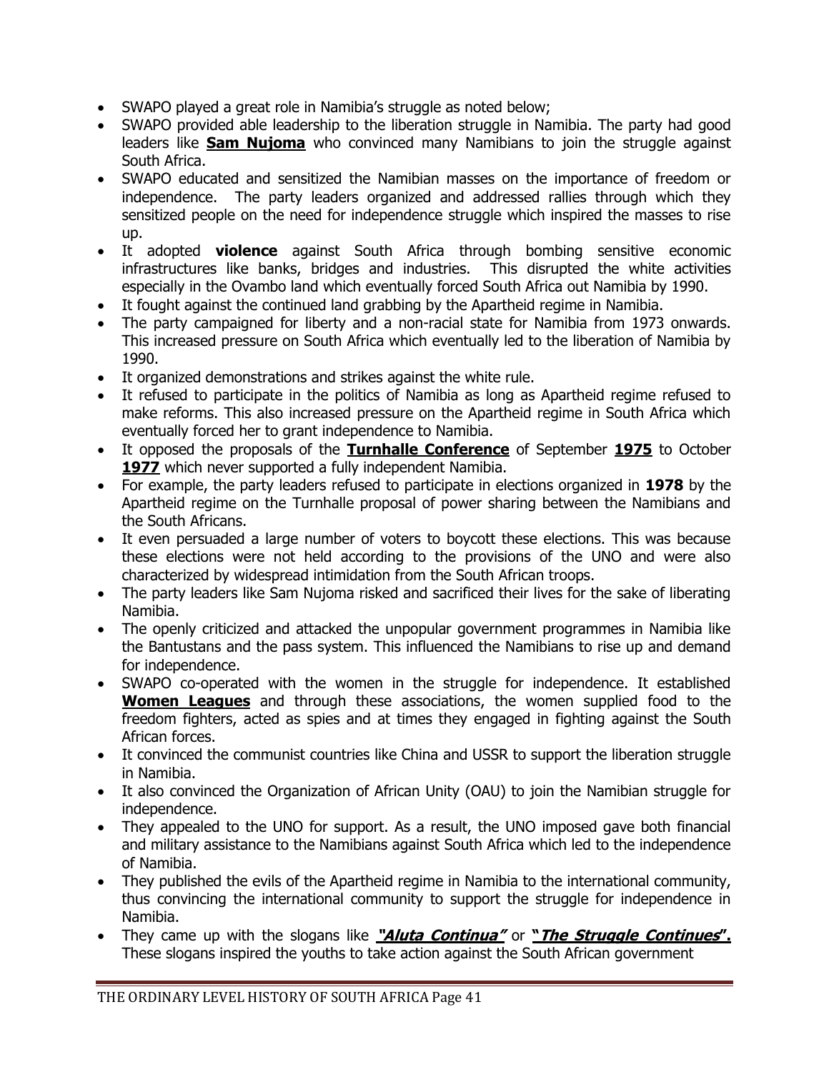- SWAPO played a great role in Namibia's struggle as noted below;
- SWAPO provided able leadership to the liberation struggle in Namibia. The party had good leaders like **Sam Nujoma** who convinced many Namibians to join the struggle against South Africa.
- SWAPO educated and sensitized the Namibian masses on the importance of freedom or independence. The party leaders organized and addressed rallies through which they sensitized people on the need for independence struggle which inspired the masses to rise up.
- It adopted **violence** against South Africa through bombing sensitive economic infrastructures like banks, bridges and industries. This disrupted the white activities especially in the Ovambo land which eventually forced South Africa out Namibia by 1990.
- It fought against the continued land grabbing by the Apartheid regime in Namibia.
- The party campaigned for liberty and a non-racial state for Namibia from 1973 onwards. This increased pressure on South Africa which eventually led to the liberation of Namibia by 1990.
- It organized demonstrations and strikes against the white rule.
- It refused to participate in the politics of Namibia as long as Apartheid regime refused to make reforms. This also increased pressure on the Apartheid regime in South Africa which eventually forced her to grant independence to Namibia.
- It opposed the proposals of the **Turnhalle Conference** of September **1975** to October **1977** which never supported a fully independent Namibia.
- For example, the party leaders refused to participate in elections organized in **1978** by the Apartheid regime on the Turnhalle proposal of power sharing between the Namibians and the South Africans.
- It even persuaded a large number of voters to boycott these elections. This was because these elections were not held according to the provisions of the UNO and were also characterized by widespread intimidation from the South African troops.
- The party leaders like Sam Nujoma risked and sacrificed their lives for the sake of liberating Namibia.
- The openly criticized and attacked the unpopular government programmes in Namibia like the Bantustans and the pass system. This influenced the Namibians to rise up and demand for independence.
- SWAPO co-operated with the women in the struggle for independence. It established **Women Leagues** and through these associations, the women supplied food to the freedom fighters, acted as spies and at times they engaged in fighting against the South African forces.
- It convinced the communist countries like China and USSR to support the liberation struggle in Namibia.
- It also convinced the Organization of African Unity (OAU) to join the Namibian struggle for independence.
- They appealed to the UNO for support. As a result, the UNO imposed gave both financial and military assistance to the Namibians against South Africa which led to the independence of Namibia.
- They published the evils of the Apartheid regime in Namibia to the international community, thus convincing the international community to support the struggle for independence in Namibia.
- They came up with the slogans like ***"Aluta Continua"*** or ***"The Struggle Continues".*** These slogans inspired the youths to take action against the South African government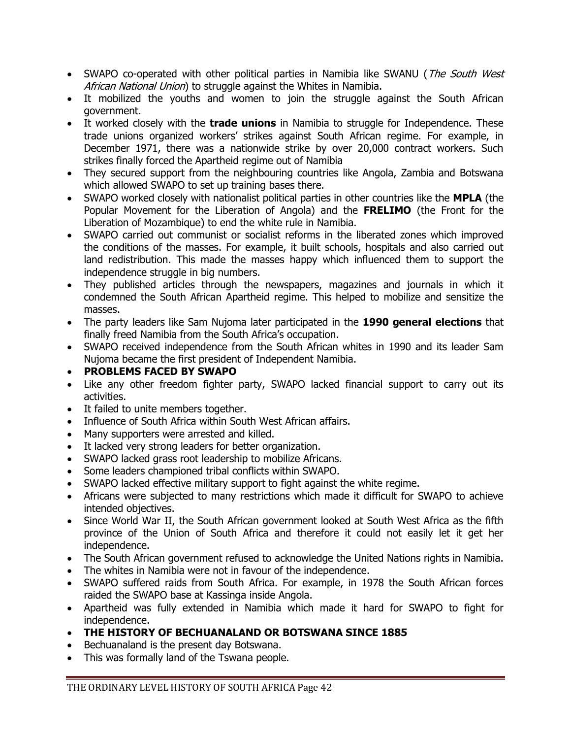- SWAPO co-operated with other political parties in Namibia like SWANU (*The South West African National Union*) to struggle against the Whites in Namibia.
- It mobilized the youths and women to join the struggle against the South African government.
- It worked closely with the **trade unions** in Namibia to struggle for Independence. These trade unions organized workers' strikes against South African regime. For example, in December 1971, there was a nationwide strike by over 20,000 contract workers. Such strikes finally forced the Apartheid regime out of Namibia
- They secured support from the neighbouring countries like Angola, Zambia and Botswana which allowed SWAPO to set up training bases there.
- SWAPO worked closely with nationalist political parties in other countries like the **MPLA** (the Popular Movement for the Liberation of Angola) and the **FRELIMO** (the Front for the Liberation of Mozambique) to end the white rule in Namibia.
- SWAPO carried out communist or socialist reforms in the liberated zones which improved the conditions of the masses. For example, it built schools, hospitals and also carried out land redistribution. This made the masses happy which influenced them to support the independence struggle in big numbers.
- They published articles through the newspapers, magazines and journals in which it condemned the South African Apartheid regime. This helped to mobilize and sensitize the masses.
- The party leaders like Sam Nujoma later participated in the **1990 general elections** that finally freed Namibia from the South Africa's occupation.
- SWAPO received independence from the South African whites in 1990 and its leader Sam Nujoma became the first president of Independent Namibia.
- **PROBLEMS FACED BY SWAPO**
- Like any other freedom fighter party, SWAPO lacked financial support to carry out its activities.
- It failed to unite members together.
- Influence of South Africa within South West African affairs.
- Many supporters were arrested and killed.
- It lacked very strong leaders for better organization.
- SWAPO lacked grass root leadership to mobilize Africans.
- Some leaders championed tribal conflicts within SWAPO.
- SWAPO lacked effective military support to fight against the white regime.
- Africans were subjected to many restrictions which made it difficult for SWAPO to achieve intended objectives.
- Since World War II, the South African government looked at South West Africa as the fifth province of the Union of South Africa and therefore it could not easily let it get her independence.
- The South African government refused to acknowledge the United Nations rights in Namibia.
- The whites in Namibia were not in favour of the independence.
- SWAPO suffered raids from South Africa. For example, in 1978 the South African forces raided the SWAPO base at Kassinga inside Angola.
- Apartheid was fully extended in Namibia which made it hard for SWAPO to fight for independence.
- **THE HISTORY OF BECHUANALAND OR BOTSWANA SINCE 1885**
- Bechuanaland is the present day Botswana.
- This was formally land of the Tswana people.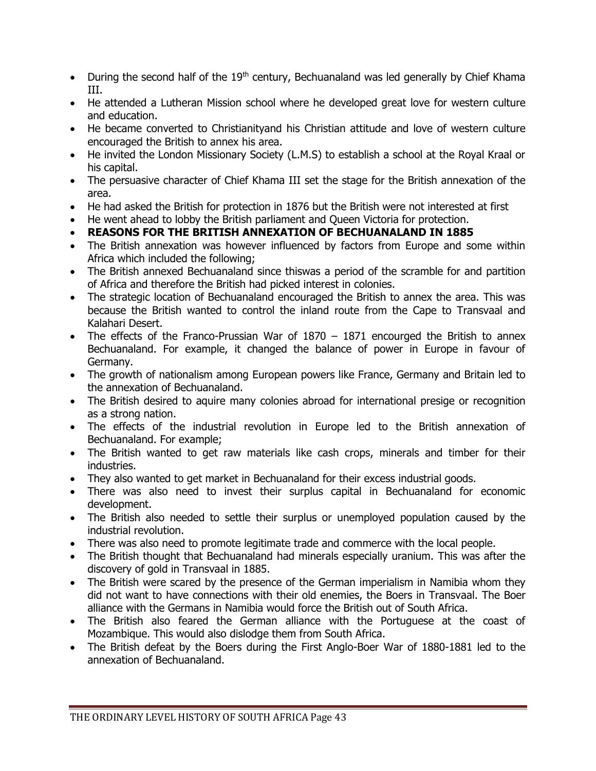- During the second half of the 19th century, Bechuanaland was led generally by Chief Khama III.
- He attended a Lutheran Mission school where he developed great love for western culture and education.
- He became converted to Christianityand his Christian attitude and love of western culture encouraged the British to annex his area.
- He invited the London Missionary Society (L.M.S) to establish a school at the Royal Kraal or his capital.
- The persuasive character of Chief Khama III set the stage for the British annexation of the area.
- He had asked the British for protection in 1876 but the British were not interested at first
- He went ahead to lobby the British parliament and Queen Victoria for protection.
- **REASONS FOR THE BRITISH ANNEXATION OF BECHUANALAND IN 1885**
- The British annexation was however influenced by factors from Europe and some within Africa which included the following;
- The British annexed Bechuanaland since thiswas a period of the scramble for and partition of Africa and therefore the British had picked interest in colonies.
- The strategic location of Bechuanaland encouraged the British to annex the area. This was because the British wanted to control the inland route from the Cape to Transvaal and Kalahari Desert.
- The effects of the Franco-Prussian War of 1870 – 1871 encourged the British to annex Bechuanaland. For example, it changed the balance of power in Europe in favour of Germany.
- The growth of nationalism among European powers like France, Germany and Britain led to the annexation of Bechuanaland.
- The British desired to aquire many colonies abroad for international presige or recognition as a strong nation.
- The effects of the industrial revolution in Europe led to the British annexation of Bechuanaland. For example;
- The British wanted to get raw materials like cash crops, minerals and timber for their industries.
- They also wanted to get market in Bechuanaland for their excess industrial goods.
- There was also need to invest their surplus capital in Bechuanaland for economic development.
- The British also needed to settle their surplus or unemployed population caused by the industrial revolution.
- There was also need to promote legitimate trade and commerce with the local people.
- The British thought that Bechuanaland had minerals especially uranium. This was after the discovery of gold in Transvaal in 1885.
- The British were scared by the presence of the German imperialism in Namibia whom they did not want to have connections with their old enemies, the Boers in Transvaal. The Boer alliance with the Germans in Namibia would force the British out of South Africa.
- The British also feared the German alliance with the Portuguese at the coast of Mozambique. This would also dislodge them from South Africa.
- The British defeat by the Boers during the First Anglo-Boer War of 1880-1881 led to the annexation of Bechuanaland.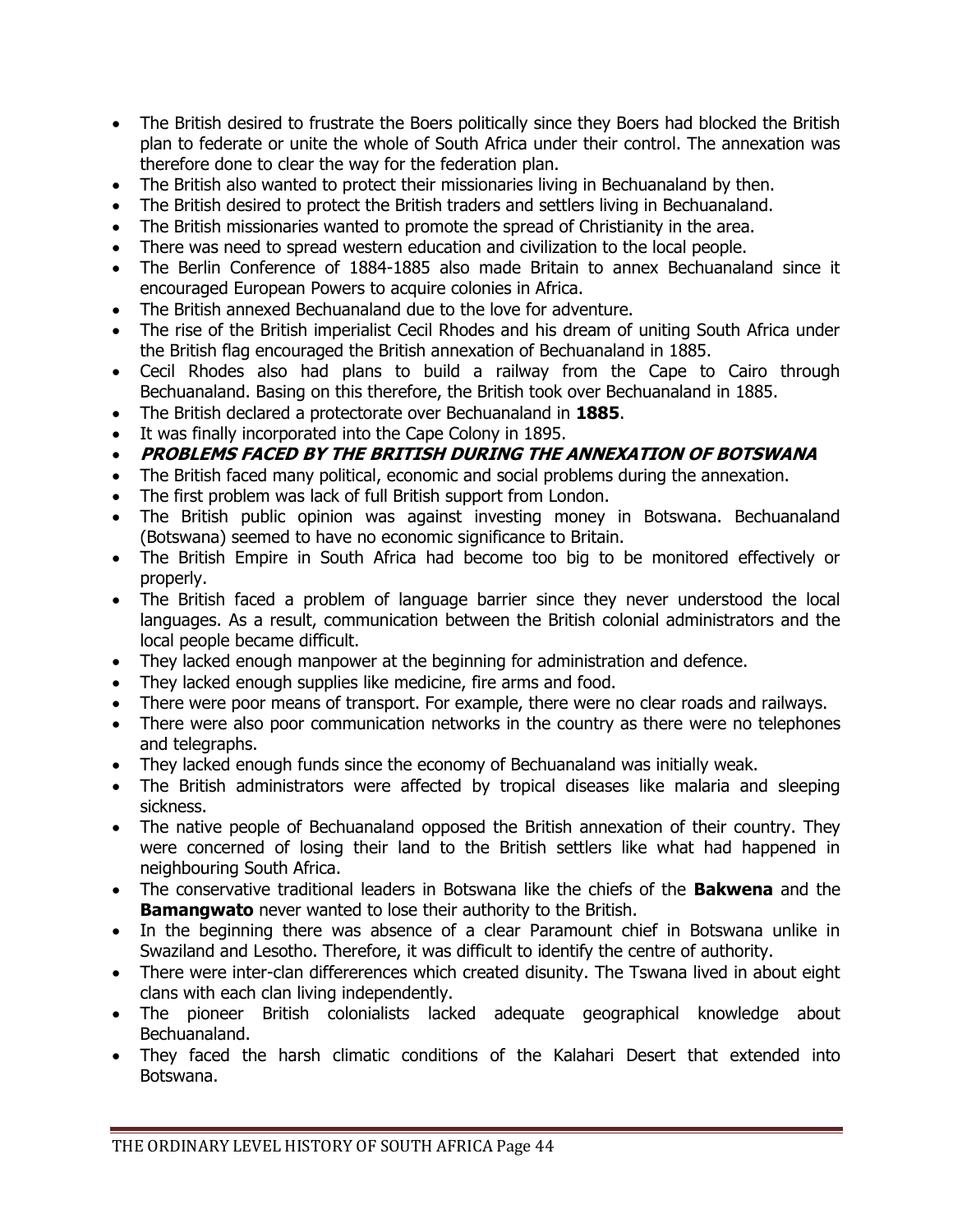- The British desired to frustrate the Boers politically since they Boers had blocked the British plan to federate or unite the whole of South Africa under their control. The annexation was therefore done to clear the way for the federation plan.
- The British also wanted to protect their missionaries living in Bechuanaland by then.
- The British desired to protect the British traders and settlers living in Bechuanaland.
- The British missionaries wanted to promote the spread of Christianity in the area.
- There was need to spread western education and civilization to the local people.
- The Berlin Conference of 1884-1885 also made Britain to annex Bechuanaland since it encouraged European Powers to acquire colonies in Africa.
- The British annexed Bechuanaland due to the love for adventure.
- The rise of the British imperialist Cecil Rhodes and his dream of uniting South Africa under the British flag encouraged the British annexation of Bechuanaland in 1885.
- Cecil Rhodes also had plans to build a railway from the Cape to Cairo through Bechuanaland. Basing on this therefore, the British took over Bechuanaland in 1885.
- The British declared a protectorate over Bechuanaland in **1885**.
- It was finally incorporated into the Cape Colony in 1895.
- ***PROBLEMS FACED BY THE BRITISH DURING THE ANNEXATION OF BOTSWANA***
- The British faced many political, economic and social problems during the annexation.
- The first problem was lack of full British support from London.
- The British public opinion was against investing money in Botswana. Bechuanaland (Botswana) seemed to have no economic significance to Britain.
- The British Empire in South Africa had become too big to be monitored effectively or properly.
- The British faced a problem of language barrier since they never understood the local languages. As a result, communication between the British colonial administrators and the local people became difficult.
- They lacked enough manpower at the beginning for administration and defence.
- They lacked enough supplies like medicine, fire arms and food.
- There were poor means of transport. For example, there were no clear roads and railways.
- There were also poor communication networks in the country as there were no telephones and telegraphs.
- They lacked enough funds since the economy of Bechuanaland was initially weak.
- The British administrators were affected by tropical diseases like malaria and sleeping sickness.
- The native people of Bechuanaland opposed the British annexation of their country. They were concerned of losing their land to the British settlers like what had happened in neighbouring South Africa.
- The conservative traditional leaders in Botswana like the chiefs of the **Bakwena** and the **Bamangwato** never wanted to lose their authority to the British.
- In the beginning there was absence of a clear Paramount chief in Botswana unlike in Swaziland and Lesotho. Therefore, it was difficult to identify the centre of authority.
- There were inter-clan differerences which created disunity. The Tswana lived in about eight clans with each clan living independently.
- The pioneer British colonialists lacked adequate geographical knowledge about Bechuanaland.
- They faced the harsh climatic conditions of the Kalahari Desert that extended into Botswana.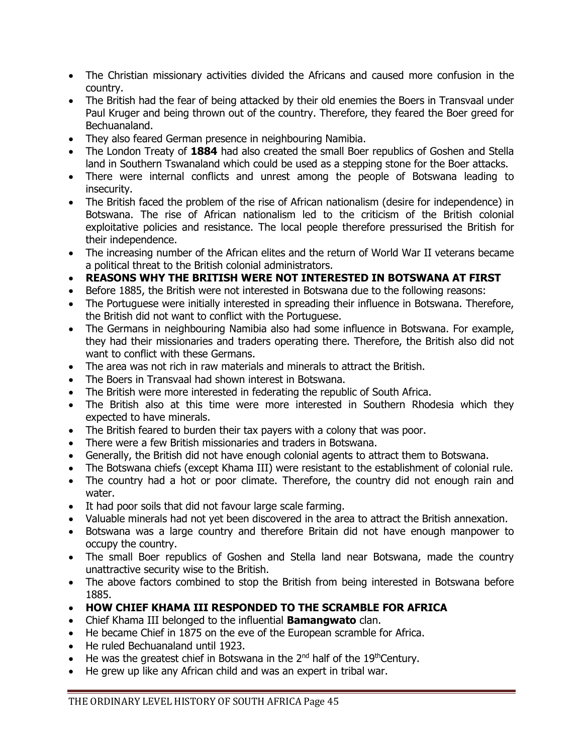- The Christian missionary activities divided the Africans and caused more confusion in the country.
- The British had the fear of being attacked by their old enemies the Boers in Transvaal under Paul Kruger and being thrown out of the country. Therefore, they feared the Boer greed for Bechuanaland.
- They also feared German presence in neighbouring Namibia.
- The London Treaty of **1884** had also created the small Boer republics of Goshen and Stella land in Southern Tswanaland which could be used as a stepping stone for the Boer attacks.
- There were internal conflicts and unrest among the people of Botswana leading to insecurity.
- The British faced the problem of the rise of African nationalism (desire for independence) in Botswana. The rise of African nationalism led to the criticism of the British colonial exploitative policies and resistance. The local people therefore pressurised the British for their independence.
- The increasing number of the African elites and the return of World War II veterans became a political threat to the British colonial administrators.
- **REASONS WHY THE BRITISH WERE NOT INTERESTED IN BOTSWANA AT FIRST**
- Before 1885, the British were not interested in Botswana due to the following reasons:
- The Portuguese were initially interested in spreading their influence in Botswana. Therefore, the British did not want to conflict with the Portuguese.
- The Germans in neighbouring Namibia also had some influence in Botswana. For example, they had their missionaries and traders operating there. Therefore, the British also did not want to conflict with these Germans.
- The area was not rich in raw materials and minerals to attract the British.
- The Boers in Transvaal had shown interest in Botswana.
- The British were more interested in federating the republic of South Africa.
- The British also at this time were more interested in Southern Rhodesia which they expected to have minerals.
- The British feared to burden their tax payers with a colony that was poor.
- There were a few British missionaries and traders in Botswana.
- Generally, the British did not have enough colonial agents to attract them to Botswana.
- The Botswana chiefs (except Khama III) were resistant to the establishment of colonial rule.
- The country had a hot or poor climate. Therefore, the country did not enough rain and water.
- It had poor soils that did not favour large scale farming.
- Valuable minerals had not yet been discovered in the area to attract the British annexation.
- Botswana was a large country and therefore Britain did not have enough manpower to occupy the country.
- The small Boer republics of Goshen and Stella land near Botswana, made the country unattractive security wise to the British.
- The above factors combined to stop the British from being interested in Botswana before 1885.
- **HOW CHIEF KHAMA III RESPONDED TO THE SCRAMBLE FOR AFRICA**
- Chief Khama III belonged to the influential **Bamangwato** clan.
- He became Chief in 1875 on the eve of the European scramble for Africa.
- He ruled Bechuanaland until 1923.
- He was the greatest chief in Botswana in the 2nd half of the 19th Century.
- He grew up like any African child and was an expert in tribal war.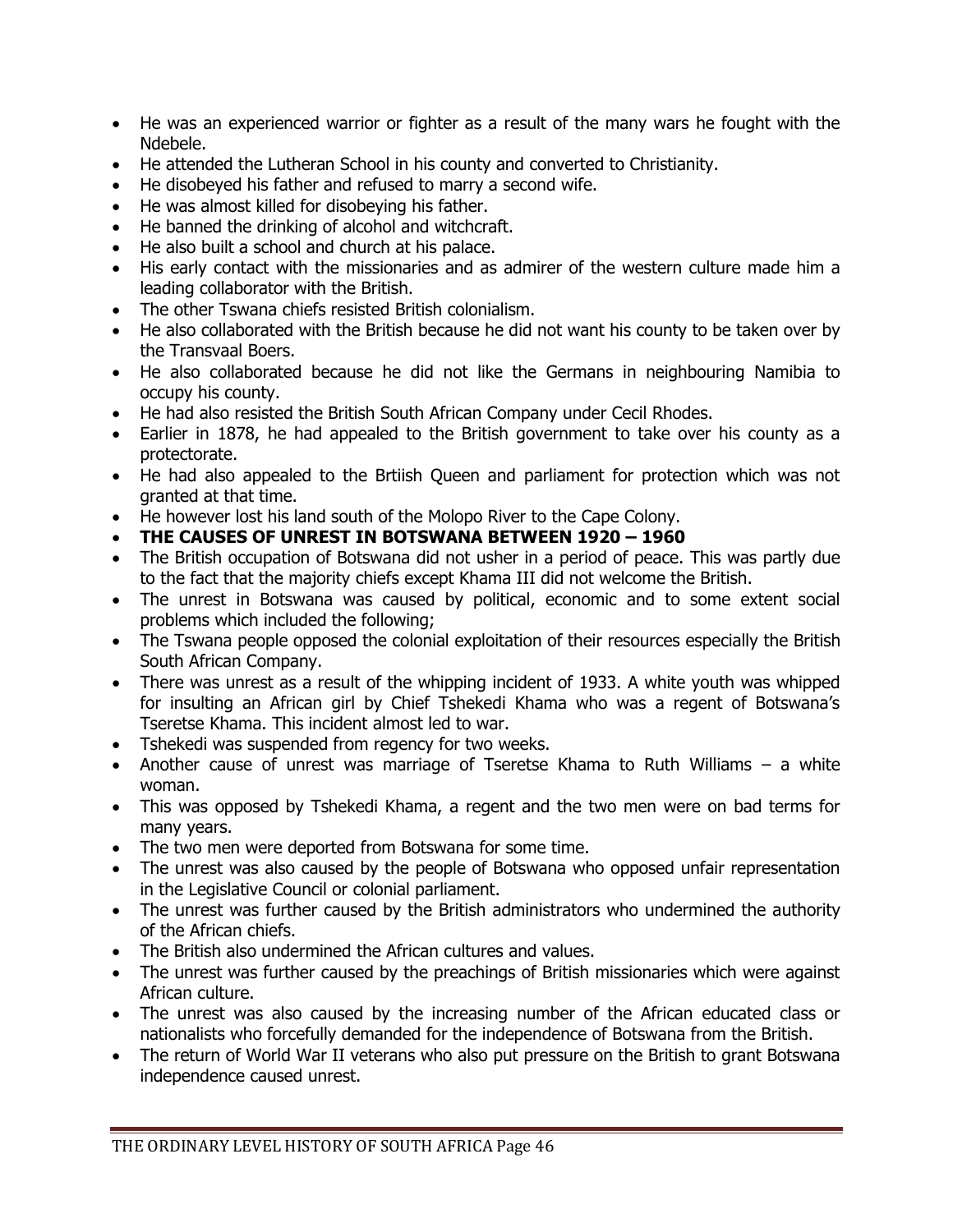- He was an experienced warrior or fighter as a result of the many wars he fought with the Ndebele.
- He attended the Lutheran School in his county and converted to Christianity.
- He disobeyed his father and refused to marry a second wife.
- He was almost killed for disobeying his father.
- He banned the drinking of alcohol and witchcraft.
- He also built a school and church at his palace.
- His early contact with the missionaries and as admirer of the western culture made him a leading collaborator with the British.
- The other Tswana chiefs resisted British colonialism.
- He also collaborated with the British because he did not want his county to be taken over by the Transvaal Boers.
- He also collaborated because he did not like the Germans in neighbouring Namibia to occupy his county.
- He had also resisted the British South African Company under Cecil Rhodes.
- Earlier in 1878, he had appealed to the British government to take over his county as a protectorate.
- He had also appealed to the Brtiish Queen and parliament for protection which was not granted at that time.
- He however lost his land south of the Molopo River to the Cape Colony.
- **THE CAUSES OF UNREST IN BOTSWANA BETWEEN 1920 – 1960**
- The British occupation of Botswana did not usher in a period of peace. This was partly due to the fact that the majority chiefs except Khama III did not welcome the British.
- The unrest in Botswana was caused by political, economic and to some extent social problems which included the following;
- The Tswana people opposed the colonial exploitation of their resources especially the British South African Company.
- There was unrest as a result of the whipping incident of 1933. A white youth was whipped for insulting an African girl by Chief Tshekedi Khama who was a regent of Botswana's Tseretse Khama. This incident almost led to war.
- Tshekedi was suspended from regency for two weeks.
- Another cause of unrest was marriage of Tseretse Khama to Ruth Williams – a white woman.
- This was opposed by Tshekedi Khama, a regent and the two men were on bad terms for many years.
- The two men were deported from Botswana for some time.
- The unrest was also caused by the people of Botswana who opposed unfair representation in the Legislative Council or colonial parliament.
- The unrest was further caused by the British administrators who undermined the authority of the African chiefs.
- The British also undermined the African cultures and values.
- The unrest was further caused by the preachings of British missionaries which were against African culture.
- The unrest was also caused by the increasing number of the African educated class or nationalists who forcefully demanded for the independence of Botswana from the British.
- The return of World War II veterans who also put pressure on the British to grant Botswana independence caused unrest.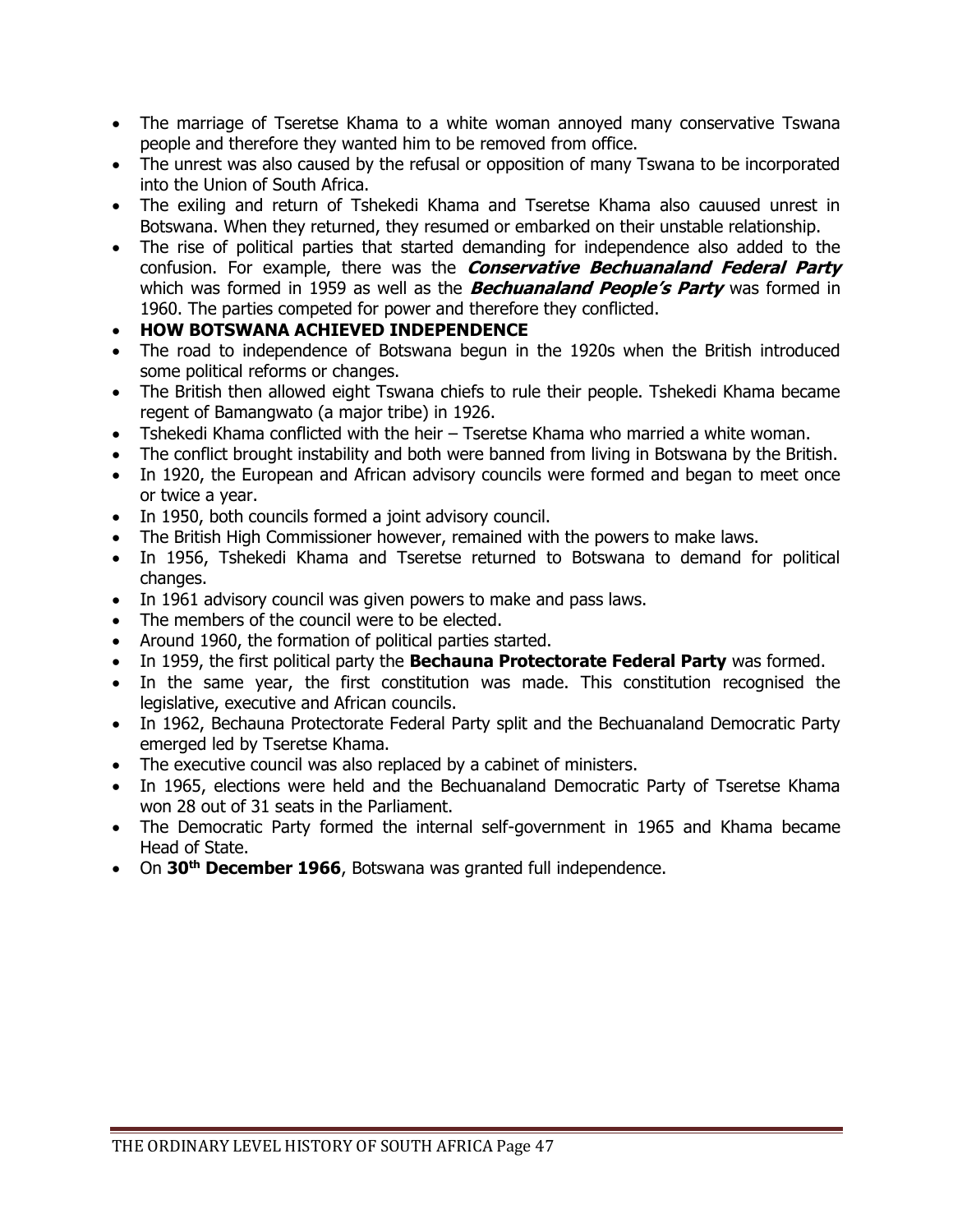- The marriage of Tseretse Khama to a white woman annoyed many conservative Tswana people and therefore they wanted him to be removed from office.
- The unrest was also caused by the refusal or opposition of many Tswana to be incorporated into the Union of South Africa.
- The exiling and return of Tshekedi Khama and Tseretse Khama also cauused unrest in Botswana. When they returned, they resumed or embarked on their unstable relationship.
- The rise of political parties that started demanding for independence also added to the confusion. For example, there was the ***Conservative Bechuanaland Federal Party*** which was formed in 1959 as well as the ***Bechuanaland People's Party*** was formed in 1960. The parties competed for power and therefore they conflicted.
- **HOW BOTSWANA ACHIEVED INDEPENDENCE**
- The road to independence of Botswana begun in the 1920s when the British introduced some political reforms or changes.
- The British then allowed eight Tswana chiefs to rule their people. Tshekedi Khama became regent of Bamangwato (a major tribe) in 1926.
- Tshekedi Khama conflicted with the heir – Tseretse Khama who married a white woman.
- The conflict brought instability and both were banned from living in Botswana by the British.
- In 1920, the European and African advisory councils were formed and began to meet once or twice a year.
- In 1950, both councils formed a joint advisory council.
- The British High Commissioner however, remained with the powers to make laws.
- In 1956, Tshekedi Khama and Tseretse returned to Botswana to demand for political changes.
- In 1961 advisory council was given powers to make and pass laws.
- The members of the council were to be elected.
- Around 1960, the formation of political parties started.
- In 1959, the first political party the **Bechauna Protectorate Federal Party** was formed.
- In the same year, the first constitution was made. This constitution recognised the legislative, executive and African councils.
- In 1962, Bechauna Protectorate Federal Party split and the Bechuanaland Democratic Party emerged led by Tseretse Khama.
- The executive council was also replaced by a cabinet of ministers.
- In 1965, elections were held and the Bechuanaland Democratic Party of Tseretse Khama won 28 out of 31 seats in the Parliament.
- The Democratic Party formed the internal self-government in 1965 and Khama became Head of State.
- On **30th December 1966**, Botswana was granted full independence.